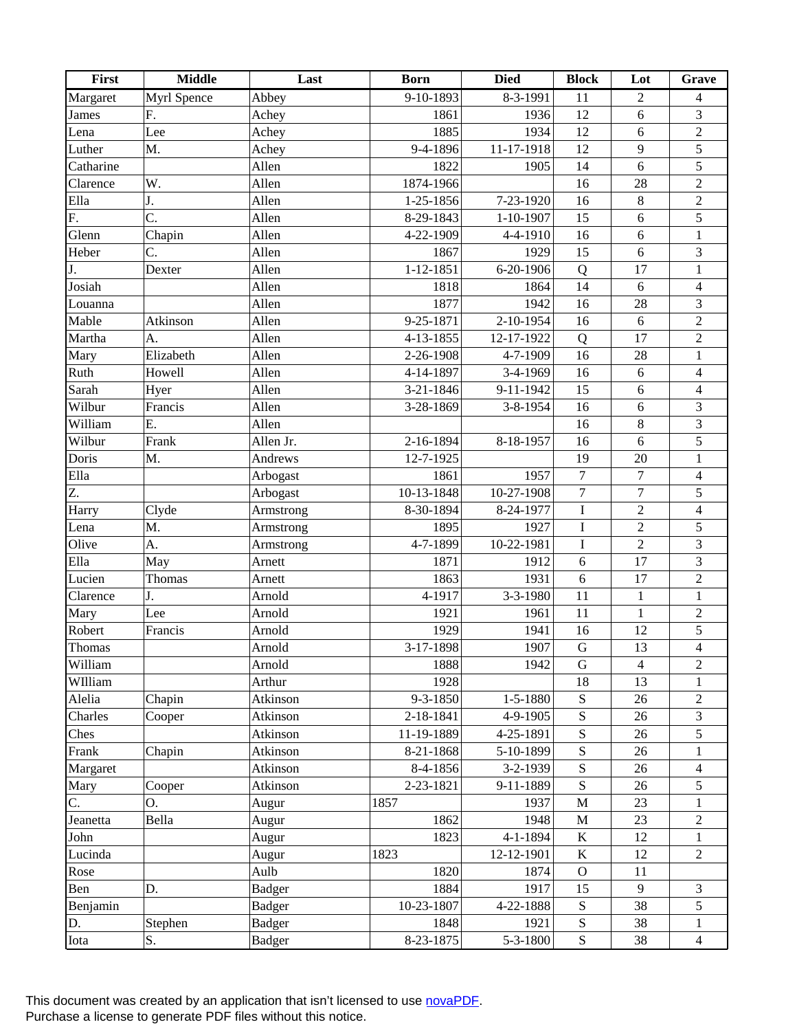| First | Middle | Last | Born | Died | Block | Lot | Grave |
|---|---|---|---|---|---|---|---|
| Margaret | Myrl Spence | Abbey | 9-10-1893 | 8-3-1991 | 11 | 2 | 4 |
| James | F. | Achey | 1861 | 1936 | 12 | 6 | 3 |
| Lena | Lee | Achey | 1885 | 1934 | 12 | 6 | 2 |
| Luther | M. | Achey | 9-4-1896 | 11-17-1918 | 12 | 9 | 5 |
| Catharine | | Allen | 1822 | 1905 | 14 | 6 | 5 |
| Clarence | W. | Allen | 1874-1966 | | 16 | 28 | 2 |
| Ella | J. | Allen | 1-25-1856 | 7-23-1920 | 16 | 8 | 2 |
| F. | C. | Allen | 8-29-1843 | 1-10-1907 | 15 | 6 | 5 |
| Glenn | Chapin | Allen | 4-22-1909 | 4-4-1910 | 16 | 6 | 1 |
| Heber | C. | Allen | 1867 | 1929 | 15 | 6 | 3 |
| J. | Dexter | Allen | 1-12-1851 | 6-20-1906 | Q | 17 | 1 |
| Josiah | | Allen | 1818 | 1864 | 14 | 6 | 4 |
| Louanna | | Allen | 1877 | 1942 | 16 | 28 | 3 |
| Mable | Atkinson | Allen | 9-25-1871 | 2-10-1954 | 16 | 6 | 2 |
| Martha | A. | Allen | 4-13-1855 | 12-17-1922 | Q | 17 | 2 |
| Mary | Elizabeth | Allen | 2-26-1908 | 4-7-1909 | 16 | 28 | 1 |
| Ruth | Howell | Allen | 4-14-1897 | 3-4-1969 | 16 | 6 | 4 |
| Sarah | Hyer | Allen | 3-21-1846 | 9-11-1942 | 15 | 6 | 4 |
| Wilbur | Francis | Allen | 3-28-1869 | 3-8-1954 | 16 | 6 | 3 |
| William | E. | Allen | | | 16 | 8 | 3 |
| Wilbur | Frank | Allen Jr. | 2-16-1894 | 8-18-1957 | 16 | 6 | 5 |
| Doris | M. | Andrews | 12-7-1925 | | 19 | 20 | 1 |
| Ella | | Arbogast | 1861 | 1957 | 7 | 7 | 4 |
| Z. | | Arbogast | 10-13-1848 | 10-27-1908 | 7 | 7 | 5 |
| Harry | Clyde | Armstrong | 8-30-1894 | 8-24-1977 | I | 2 | 4 |
| Lena | M. | Armstrong | 1895 | 1927 | I | 2 | 5 |
| Olive | A. | Armstrong | 4-7-1899 | 10-22-1981 | I | 2 | 3 |
| Ella | May | Arnett | 1871 | 1912 | 6 | 17 | 3 |
| Lucien | Thomas | Arnett | 1863 | 1931 | 6 | 17 | 2 |
| Clarence | J. | Arnold | 4-1917 | 3-3-1980 | 11 | 1 | 1 |
| Mary | Lee | Arnold | 1921 | 1961 | 11 | 1 | 2 |
| Robert | Francis | Arnold | 1929 | 1941 | 16 | 12 | 5 |
| Thomas | | Arnold | 3-17-1898 | 1907 | G | 13 | 4 |
| William | | Arnold | 1888 | 1942 | G | 4 | 2 |
| WIlliam | | Arthur | 1928 | | 18 | 13 | 1 |
| Alelia | Chapin | Atkinson | 9-3-1850 | 1-5-1880 | S | 26 | 2 |
| Charles | Cooper | Atkinson | 2-18-1841 | 4-9-1905 | S | 26 | 3 |
| Ches | | Atkinson | 11-19-1889 | 4-25-1891 | S | 26 | 5 |
| Frank | Chapin | Atkinson | 8-21-1868 | 5-10-1899 | S | 26 | 1 |
| Margaret | | Atkinson | 8-4-1856 | 3-2-1939 | S | 26 | 4 |
| Mary | Cooper | Atkinson | 2-23-1821 | 9-11-1889 | S | 26 | 5 |
| C. | O. | Augur | 1857 | 1937 | M | 23 | 1 |
| Jeanetta | Bella | Augur | 1862 | 1948 | M | 23 | 2 |
| John | | Augur | 1823 | 4-1-1894 | K | 12 | 1 |
| Lucinda | | Augur | 1823 | 12-12-1901 | K | 12 | 2 |
| Rose | | Aulb | 1820 | 1874 | O | 11 | |
| Ben | D. | Badger | 1884 | 1917 | 15 | 9 | 3 |
| Benjamin | | Badger | 10-23-1807 | 4-22-1888 | S | 38 | 5 |
| D. | Stephen | Badger | 1848 | 1921 | S | 38 | 1 |
| Iota | S. | Badger | 8-23-1875 | 5-3-1800 | S | 38 | 4 |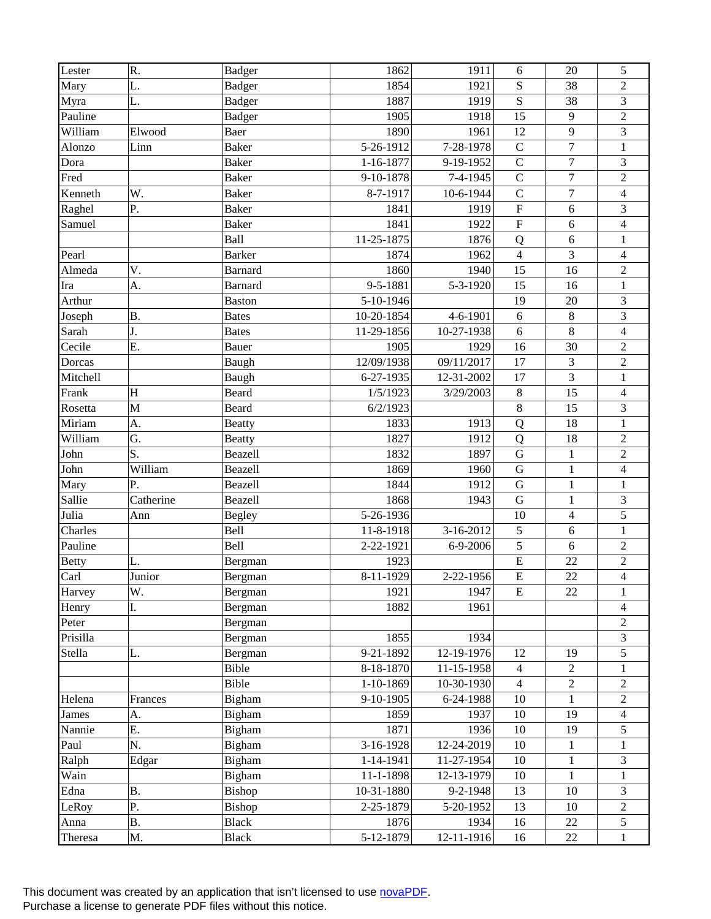| | | | | | | | |
|---|---|---|---|---|---|---|---|
| Lester | R. | Badger | 1862 | 1911 | 6 | 20 | 5 |
| Mary | L. | Badger | 1854 | 1921 | S | 38 | 2 |
| Myra | L. | Badger | 1887 | 1919 | S | 38 | 3 |
| Pauline | | Badger | 1905 | 1918 | 15 | 9 | 2 |
| William | Elwood | Baer | 1890 | 1961 | 12 | 9 | 3 |
| Alonzo | Linn | Baker | 5-26-1912 | 7-28-1978 | C | 7 | 1 |
| Dora | | Baker | 1-16-1877 | 9-19-1952 | C | 7 | 3 |
| Fred | | Baker | 9-10-1878 | 7-4-1945 | C | 7 | 2 |
| Kenneth | W. | Baker | 8-7-1917 | 10-6-1944 | C | 7 | 4 |
| Raghel | P. | Baker | 1841 | 1919 | F | 6 | 3 |
| Samuel | | Baker | 1841 | 1922 | F | 6 | 4 |
| | | Ball | 11-25-1875 | 1876 | Q | 6 | 1 |
| Pearl | | Barker | 1874 | 1962 | 4 | 3 | 4 |
| Almeda | V. | Barnard | 1860 | 1940 | 15 | 16 | 2 |
| Ira | A. | Barnard | 9-5-1881 | 5-3-1920 | 15 | 16 | 1 |
| Arthur | | Baston | 5-10-1946 | | 19 | 20 | 3 |
| Joseph | B. | Bates | 10-20-1854 | 4-6-1901 | 6 | 8 | 3 |
| Sarah | J. | Bates | 11-29-1856 | 10-27-1938 | 6 | 8 | 4 |
| Cecile | E. | Bauer | 1905 | 1929 | 16 | 30 | 2 |
| Dorcas | | Baugh | 12/09/1938 | 09/11/2017 | 17 | 3 | 2 |
| Mitchell | | Baugh | 6-27-1935 | 12-31-2002 | 17 | 3 | 1 |
| Frank | H | Beard | 1/5/1923 | 3/29/2003 | 8 | 15 | 4 |
| Rosetta | M | Beard | 6/2/1923 | | 8 | 15 | 3 |
| Miriam | A. | Beatty | 1833 | 1913 | Q | 18 | 1 |
| William | G. | Beatty | 1827 | 1912 | Q | 18 | 2 |
| John | S. | Beazell | 1832 | 1897 | G | 1 | 2 |
| John | William | Beazell | 1869 | 1960 | G | 1 | 4 |
| Mary | P. | Beazell | 1844 | 1912 | G | 1 | 1 |
| Sallie | Catherine | Beazell | 1868 | 1943 | G | 1 | 3 |
| Julia | Ann | Begley | 5-26-1936 | | 10 | 4 | 5 |
| Charles | | Bell | 11-8-1918 | 3-16-2012 | 5 | 6 | 1 |
| Pauline | | Bell | 2-22-1921 | 6-9-2006 | 5 | 6 | 2 |
| Betty | L. | Bergman | 1923 | | E | 22 | 2 |
| Carl | Junior | Bergman | 8-11-1929 | 2-22-1956 | E | 22 | 4 |
| Harvey | W. | Bergman | 1921 | 1947 | E | 22 | 1 |
| Henry | I. | Bergman | 1882 | 1961 | | | 4 |
| Peter | | Bergman | | | | | 2 |
| Prisilla | | Bergman | 1855 | 1934 | | | 3 |
| Stella | L. | Bergman | 9-21-1892 | 12-19-1976 | 12 | 19 | 5 |
| | | Bible | 8-18-1870 | 11-15-1958 | 4 | 2 | 1 |
| | | Bible | 1-10-1869 | 10-30-1930 | 4 | 2 | 2 |
| Helena | Frances | Bigham | 9-10-1905 | 6-24-1988 | 10 | 1 | 2 |
| James | A. | Bigham | 1859 | 1937 | 10 | 19 | 4 |
| Nannie | E. | Bigham | 1871 | 1936 | 10 | 19 | 5 |
| Paul | N. | Bigham | 3-16-1928 | 12-24-2019 | 10 | 1 | 1 |
| Ralph | Edgar | Bigham | 1-14-1941 | 11-27-1954 | 10 | 1 | 3 |
| Wain | | Bigham | 11-1-1898 | 12-13-1979 | 10 | 1 | 1 |
| Edna | B. | Bishop | 10-31-1880 | 9-2-1948 | 13 | 10 | 3 |
| LeRoy | P. | Bishop | 2-25-1879 | 5-20-1952 | 13 | 10 | 2 |
| Anna | B. | Black | 1876 | 1934 | 16 | 22 | 5 |
| Theresa | M. | Black | 5-12-1879 | 12-11-1916 | 16 | 22 | 1 |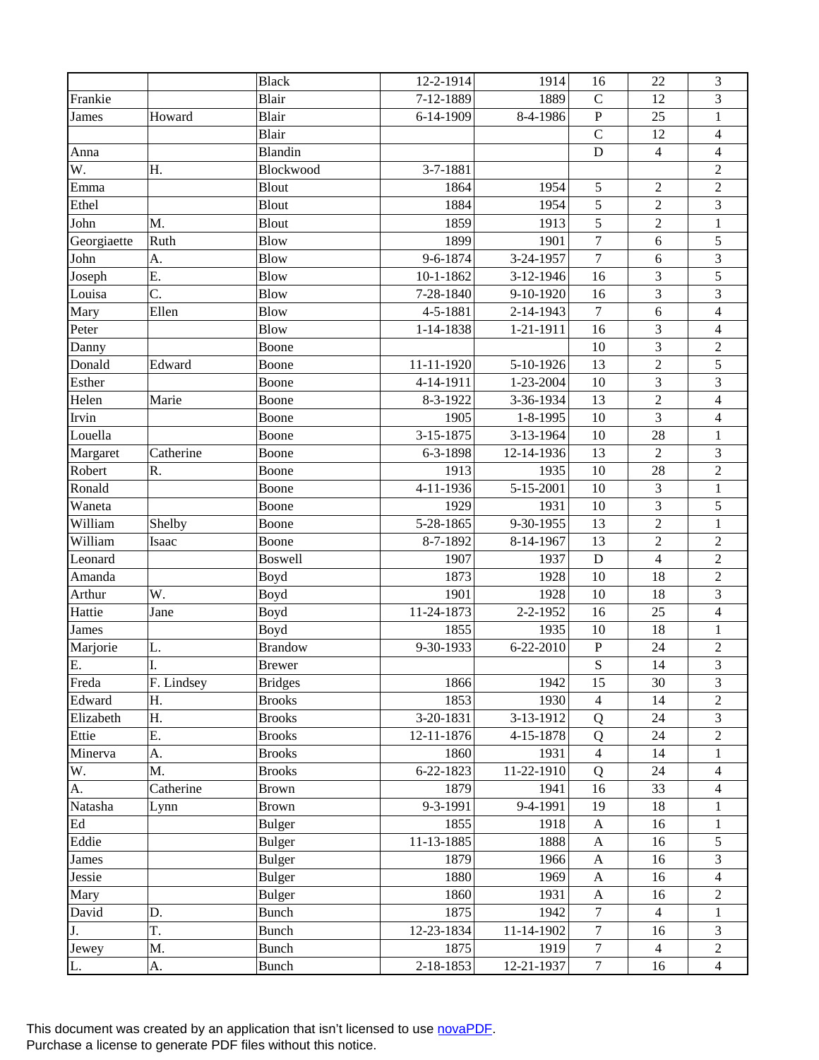| | | | | | | | |
|---|---|---|---|---|---|---|---|
| | | Black | 12-2-1914 | 1914 | 16 | 22 | 3 |
| Frankie | | Blair | 7-12-1889 | 1889 | C | 12 | 3 |
| James | Howard | Blair | 6-14-1909 | 8-4-1986 | P | 25 | 1 |
| | | Blair | | | C | 12 | 4 |
| Anna | | Blandin | | | D | 4 | 4 |
| W. | H. | Blockwood | 3-7-1881 | | | | 2 |
| Emma | | Blout | 1864 | 1954 | 5 | 2 | 2 |
| Ethel | | Blout | 1884 | 1954 | 5 | 2 | 3 |
| John | M. | Blout | 1859 | 1913 | 5 | 2 | 1 |
| Georgiaette | Ruth | Blow | 1899 | 1901 | 7 | 6 | 5 |
| John | A. | Blow | 9-6-1874 | 3-24-1957 | 7 | 6 | 3 |
| Joseph | E. | Blow | 10-1-1862 | 3-12-1946 | 16 | 3 | 5 |
| Louisa | C. | Blow | 7-28-1840 | 9-10-1920 | 16 | 3 | 3 |
| Mary | Ellen | Blow | 4-5-1881 | 2-14-1943 | 7 | 6 | 4 |
| Peter | | Blow | 1-14-1838 | 1-21-1911 | 16 | 3 | 4 |
| Danny | | Boone | | | 10 | 3 | 2 |
| Donald | Edward | Boone | 11-11-1920 | 5-10-1926 | 13 | 2 | 5 |
| Esther | | Boone | 4-14-1911 | 1-23-2004 | 10 | 3 | 3 |
| Helen | Marie | Boone | 8-3-1922 | 3-36-1934 | 13 | 2 | 4 |
| Irvin | | Boone | 1905 | 1-8-1995 | 10 | 3 | 4 |
| Louella | | Boone | 3-15-1875 | 3-13-1964 | 10 | 28 | 1 |
| Margaret | Catherine | Boone | 6-3-1898 | 12-14-1936 | 13 | 2 | 3 |
| Robert | R. | Boone | 1913 | 1935 | 10 | 28 | 2 |
| Ronald | | Boone | 4-11-1936 | 5-15-2001 | 10 | 3 | 1 |
| Waneta | | Boone | 1929 | 1931 | 10 | 3 | 5 |
| William | Shelby | Boone | 5-28-1865 | 9-30-1955 | 13 | 2 | 1 |
| William | Isaac | Boone | 8-7-1892 | 8-14-1967 | 13 | 2 | 2 |
| Leonard | | Boswell | 1907 | 1937 | D | 4 | 2 |
| Amanda | | Boyd | 1873 | 1928 | 10 | 18 | 2 |
| Arthur | W. | Boyd | 1901 | 1928 | 10 | 18 | 3 |
| Hattie | Jane | Boyd | 11-24-1873 | 2-2-1952 | 16 | 25 | 4 |
| James | | Boyd | 1855 | 1935 | 10 | 18 | 1 |
| Marjorie | L. | Brandow | 9-30-1933 | 6-22-2010 | P | 24 | 2 |
| E. | I. | Brewer | | | S | 14 | 3 |
| Freda | F. Lindsey | Bridges | 1866 | 1942 | 15 | 30 | 3 |
| Edward | H. | Brooks | 1853 | 1930 | 4 | 14 | 2 |
| Elizabeth | H. | Brooks | 3-20-1831 | 3-13-1912 | Q | 24 | 3 |
| Ettie | E. | Brooks | 12-11-1876 | 4-15-1878 | Q | 24 | 2 |
| Minerva | A. | Brooks | 1860 | 1931 | 4 | 14 | 1 |
| W. | M. | Brooks | 6-22-1823 | 11-22-1910 | Q | 24 | 4 |
| A. | Catherine | Brown | 1879 | 1941 | 16 | 33 | 4 |
| Natasha | Lynn | Brown | 9-3-1991 | 9-4-1991 | 19 | 18 | 1 |
| Ed | | Bulger | 1855 | 1918 | A | 16 | 1 |
| Eddie | | Bulger | 11-13-1885 | 1888 | A | 16 | 5 |
| James | | Bulger | 1879 | 1966 | A | 16 | 3 |
| Jessie | | Bulger | 1880 | 1969 | A | 16 | 4 |
| Mary | | Bulger | 1860 | 1931 | A | 16 | 2 |
| David | D. | Bunch | 1875 | 1942 | 7 | 4 | 1 |
| J. | T. | Bunch | 12-23-1834 | 11-14-1902 | 7 | 16 | 3 |
| Jewey | M. | Bunch | 1875 | 1919 | 7 | 4 | 2 |
| L. | A. | Bunch | 2-18-1853 | 12-21-1937 | 7 | 16 | 4 |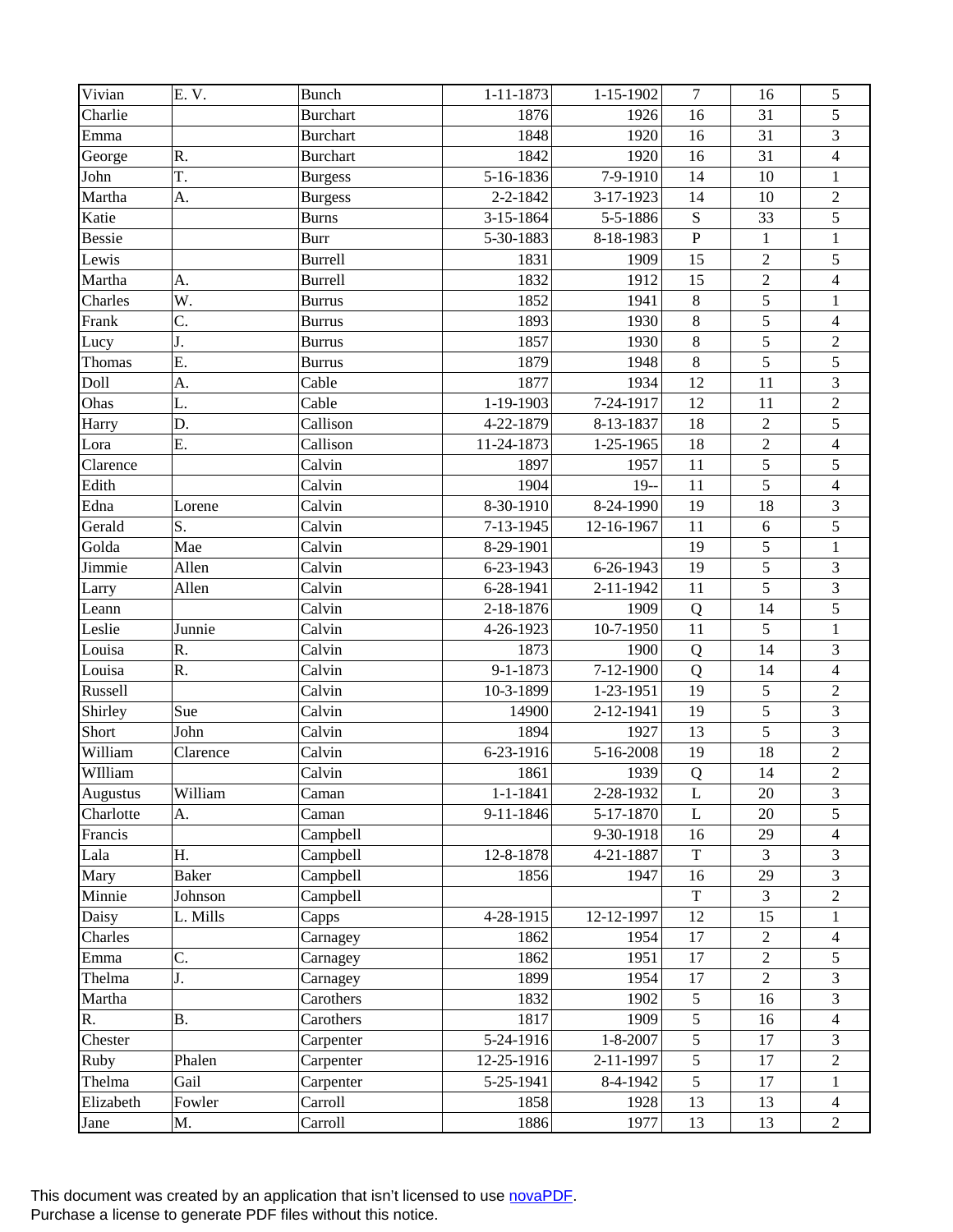| | | | | | | | |
|---|---|---|---|---|---|---|---|
| Vivian | E. V. | Bunch | 1-11-1873 | 1-15-1902 | 7 | 16 | 5 |
| Charlie | | Burchart | 1876 | 1926 | 16 | 31 | 5 |
| Emma | | Burchart | 1848 | 1920 | 16 | 31 | 3 |
| George | R. | Burchart | 1842 | 1920 | 16 | 31 | 4 |
| John | T. | Burgess | 5-16-1836 | 7-9-1910 | 14 | 10 | 1 |
| Martha | A. | Burgess | 2-2-1842 | 3-17-1923 | 14 | 10 | 2 |
| Katie | | Burns | 3-15-1864 | 5-5-1886 | S | 33 | 5 |
| Bessie | | Burr | 5-30-1883 | 8-18-1983 | P | 1 | 1 |
| Lewis | | Burrell | 1831 | 1909 | 15 | 2 | 5 |
| Martha | A. | Burrell | 1832 | 1912 | 15 | 2 | 4 |
| Charles | W. | Burrus | 1852 | 1941 | 8 | 5 | 1 |
| Frank | C. | Burrus | 1893 | 1930 | 8 | 5 | 4 |
| Lucy | J. | Burrus | 1857 | 1930 | 8 | 5 | 2 |
| Thomas | E. | Burrus | 1879 | 1948 | 8 | 5 | 5 |
| Doll | A. | Cable | 1877 | 1934 | 12 | 11 | 3 |
| Ohas | L. | Cable | 1-19-1903 | 7-24-1917 | 12 | 11 | 2 |
| Harry | D. | Callison | 4-22-1879 | 8-13-1837 | 18 | 2 | 5 |
| Lora | E. | Callison | 11-24-1873 | 1-25-1965 | 18 | 2 | 4 |
| Clarence | | Calvin | 1897 | 1957 | 11 | 5 | 5 |
| Edith | | Calvin | 1904 | 19-- | 11 | 5 | 4 |
| Edna | Lorene | Calvin | 8-30-1910 | 8-24-1990 | 19 | 18 | 3 |
| Gerald | S. | Calvin | 7-13-1945 | 12-16-1967 | 11 | 6 | 5 |
| Golda | Mae | Calvin | 8-29-1901 | | 19 | 5 | 1 |
| Jimmie | Allen | Calvin | 6-23-1943 | 6-26-1943 | 19 | 5 | 3 |
| Larry | Allen | Calvin | 6-28-1941 | 2-11-1942 | 11 | 5 | 3 |
| Leann | | Calvin | 2-18-1876 | 1909 | Q | 14 | 5 |
| Leslie | Junnie | Calvin | 4-26-1923 | 10-7-1950 | 11 | 5 | 1 |
| Louisa | R. | Calvin | 1873 | 1900 | Q | 14 | 3 |
| Louisa | R. | Calvin | 9-1-1873 | 7-12-1900 | Q | 14 | 4 |
| Russell | | Calvin | 10-3-1899 | 1-23-1951 | 19 | 5 | 2 |
| Shirley | Sue | Calvin | 14900 | 2-12-1941 | 19 | 5 | 3 |
| Short | John | Calvin | 1894 | 1927 | 13 | 5 | 3 |
| William | Clarence | Calvin | 6-23-1916 | 5-16-2008 | 19 | 18 | 2 |
| WIlliam | | Calvin | 1861 | 1939 | Q | 14 | 2 |
| Augustus | William | Caman | 1-1-1841 | 2-28-1932 | L | 20 | 3 |
| Charlotte | A. | Caman | 9-11-1846 | 5-17-1870 | L | 20 | 5 |
| Francis | | Campbell | | 9-30-1918 | 16 | 29 | 4 |
| Lala | H. | Campbell | 12-8-1878 | 4-21-1887 | T | 3 | 3 |
| Mary | Baker | Campbell | 1856 | 1947 | 16 | 29 | 3 |
| Minnie | Johnson | Campbell | | | T | 3 | 2 |
| Daisy | L. Mills | Capps | 4-28-1915 | 12-12-1997 | 12 | 15 | 1 |
| Charles | | Carnagey | 1862 | 1954 | 17 | 2 | 4 |
| Emma | C. | Carnagey | 1862 | 1951 | 17 | 2 | 5 |
| Thelma | J. | Carnagey | 1899 | 1954 | 17 | 2 | 3 |
| Martha | | Carothers | 1832 | 1902 | 5 | 16 | 3 |
| R. | B. | Carothers | 1817 | 1909 | 5 | 16 | 4 |
| Chester | | Carpenter | 5-24-1916 | 1-8-2007 | 5 | 17 | 3 |
| Ruby | Phalen | Carpenter | 12-25-1916 | 2-11-1997 | 5 | 17 | 2 |
| Thelma | Gail | Carpenter | 5-25-1941 | 8-4-1942 | 5 | 17 | 1 |
| Elizabeth | Fowler | Carroll | 1858 | 1928 | 13 | 13 | 4 |
| Jane | M. | Carroll | 1886 | 1977 | 13 | 13 | 2 |

This document was created by an application that isn't licensed to use novaPDF.
Purchase a license to generate PDF files without this notice.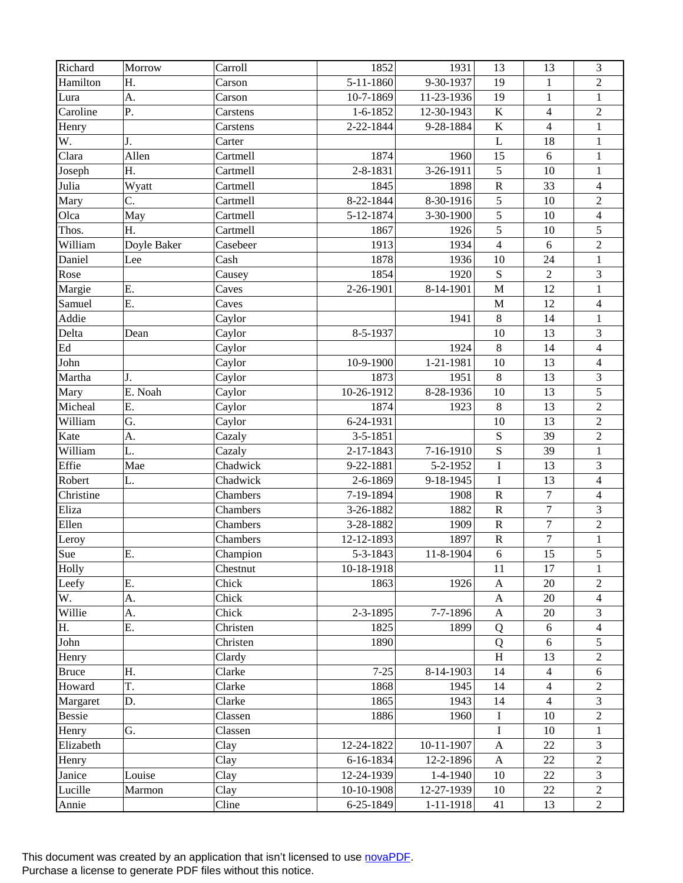| | | | | | | | |
|---|---|---|---|---|---|---|---|
| Richard | Morrow | Carroll | 1852 | 1931 | 13 | 13 | 3 |
| Hamilton | H. | Carson | 5-11-1860 | 9-30-1937 | 19 | 1 | 2 |
| Lura | A. | Carson | 10-7-1869 | 11-23-1936 | 19 | 1 | 1 |
| Caroline | P. | Carstens | 1-6-1852 | 12-30-1943 | K | 4 | 2 |
| Henry | | Carstens | 2-22-1844 | 9-28-1884 | K | 4 | 1 |
| W. | J. | Carter | | | L | 18 | 1 |
| Clara | Allen | Cartmell | 1874 | 1960 | 15 | 6 | 1 |
| Joseph | H. | Cartmell | 2-8-1831 | 3-26-1911 | 5 | 10 | 1 |
| Julia | Wyatt | Cartmell | 1845 | 1898 | R | 33 | 4 |
| Mary | C. | Cartmell | 8-22-1844 | 8-30-1916 | 5 | 10 | 2 |
| Olca | May | Cartmell | 5-12-1874 | 3-30-1900 | 5 | 10 | 4 |
| Thos. | H. | Cartmell | 1867 | 1926 | 5 | 10 | 5 |
| William | Doyle Baker | Casebeer | 1913 | 1934 | 4 | 6 | 2 |
| Daniel | Lee | Cash | 1878 | 1936 | 10 | 24 | 1 |
| Rose | | Causey | 1854 | 1920 | S | 2 | 3 |
| Margie | E. | Caves | 2-26-1901 | 8-14-1901 | M | 12 | 1 |
| Samuel | E. | Caves | | | M | 12 | 4 |
| Addie | | Caylor | | 1941 | 8 | 14 | 1 |
| Delta | Dean | Caylor | 8-5-1937 | | 10 | 13 | 3 |
| Ed | | Caylor | | 1924 | 8 | 14 | 4 |
| John | | Caylor | 10-9-1900 | 1-21-1981 | 10 | 13 | 4 |
| Martha | J. | Caylor | 1873 | 1951 | 8 | 13 | 3 |
| Mary | E. Noah | Caylor | 10-26-1912 | 8-28-1936 | 10 | 13 | 5 |
| Micheal | E. | Caylor | 1874 | 1923 | 8 | 13 | 2 |
| William | G. | Caylor | 6-24-1931 | | 10 | 13 | 2 |
| Kate | A. | Cazaly | 3-5-1851 | | S | 39 | 2 |
| William | L. | Cazaly | 2-17-1843 | 7-16-1910 | S | 39 | 1 |
| Effie | Mae | Chadwick | 9-22-1881 | 5-2-1952 | I | 13 | 3 |
| Robert | L. | Chadwick | 2-6-1869 | 9-18-1945 | I | 13 | 4 |
| Christine | | Chambers | 7-19-1894 | 1908 | R | 7 | 4 |
| Eliza | | Chambers | 3-26-1882 | 1882 | R | 7 | 3 |
| Ellen | | Chambers | 3-28-1882 | 1909 | R | 7 | 2 |
| Leroy | | Chambers | 12-12-1893 | 1897 | R | 7 | 1 |
| Sue | E. | Champion | 5-3-1843 | 11-8-1904 | 6 | 15 | 5 |
| Holly | | Chestnut | 10-18-1918 | | 11 | 17 | 1 |
| Leefy | E. | Chick | 1863 | 1926 | A | 20 | 2 |
| W. | A. | Chick | | | A | 20 | 4 |
| Willie | A. | Chick | 2-3-1895 | 7-7-1896 | A | 20 | 3 |
| H. | E. | Christen | 1825 | 1899 | Q | 6 | 4 |
| John | | Christen | 1890 | | Q | 6 | 5 |
| Henry | | Clardy | | | H | 13 | 2 |
| Bruce | H. | Clarke | 7-25 | 8-14-1903 | 14 | 4 | 6 |
| Howard | T. | Clarke | 1868 | 1945 | 14 | 4 | 2 |
| Margaret | D. | Clarke | 1865 | 1943 | 14 | 4 | 3 |
| Bessie | | Classen | 1886 | 1960 | I | 10 | 2 |
| Henry | G. | Classen | | | I | 10 | 1 |
| Elizabeth | | Clay | 12-24-1822 | 10-11-1907 | A | 22 | 3 |
| Henry | | Clay | 6-16-1834 | 12-2-1896 | A | 22 | 2 |
| Janice | Louise | Clay | 12-24-1939 | 1-4-1940 | 10 | 22 | 3 |
| Lucille | Marmon | Clay | 10-10-1908 | 12-27-1939 | 10 | 22 | 2 |
| Annie | | Cline | 6-25-1849 | 1-11-1918 | 41 | 13 | 2 |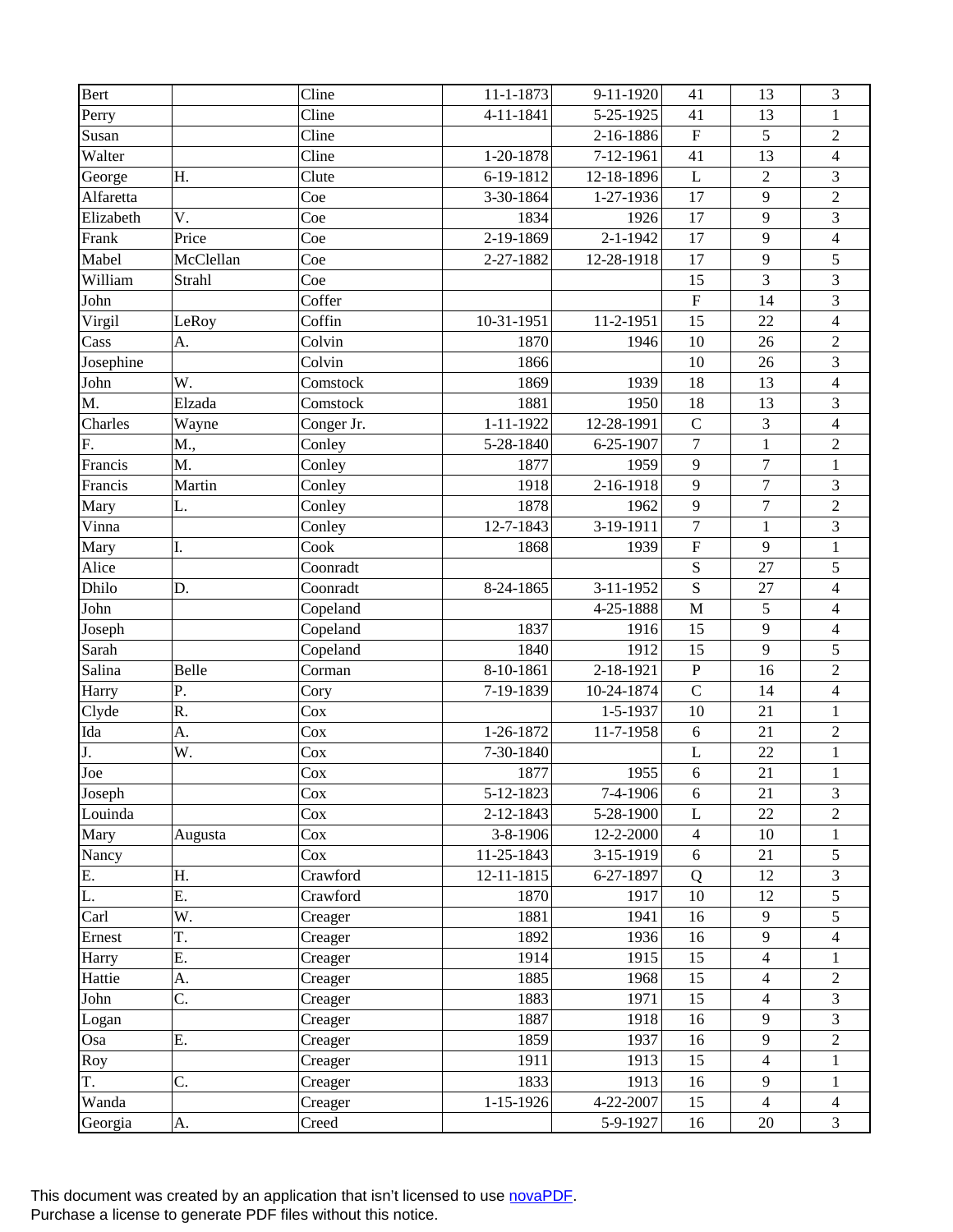| Bert | | Cline | 11-1-1873 | 9-11-1920 | 41 | 13 | 3 |
|---|---|---|---|---|---|---|---|
| Perry | | Cline | 4-11-1841 | 5-25-1925 | 41 | 13 | 1 |
| Susan | | Cline | | 2-16-1886 | F | 5 | 2 |
| Walter | | Cline | 1-20-1878 | 7-12-1961 | 41 | 13 | 4 |
| George | H. | Clute | 6-19-1812 | 12-18-1896 | L | 2 | 3 |
| Alfaretta | | Coe | 3-30-1864 | 1-27-1936 | 17 | 9 | 2 |
| Elizabeth | V. | Coe | 1834 | 1926 | 17 | 9 | 3 |
| Frank | Price | Coe | 2-19-1869 | 2-1-1942 | 17 | 9 | 4 |
| Mabel | McClellan | Coe | 2-27-1882 | 12-28-1918 | 17 | 9 | 5 |
| William | Strahl | Coe | | | 15 | 3 | 3 |
| John | | Coffer | | | F | 14 | 3 |
| Virgil | LeRoy | Coffin | 10-31-1951 | 11-2-1951 | 15 | 22 | 4 |
| Cass | A. | Colvin | 1870 | 1946 | 10 | 26 | 2 |
| Josephine | | Colvin | 1866 | | 10 | 26 | 3 |
| John | W. | Comstock | 1869 | 1939 | 18 | 13 | 4 |
| M. | Elzada | Comstock | 1881 | 1950 | 18 | 13 | 3 |
| Charles | Wayne | Conger Jr. | 1-11-1922 | 12-28-1991 | C | 3 | 4 |
| F. | M., | Conley | 5-28-1840 | 6-25-1907 | 7 | 1 | 2 |
| Francis | M. | Conley | 1877 | 1959 | 9 | 7 | 1 |
| Francis | Martin | Conley | 1918 | 2-16-1918 | 9 | 7 | 3 |
| Mary | L. | Conley | 1878 | 1962 | 9 | 7 | 2 |
| Vinna | | Conley | 12-7-1843 | 3-19-1911 | 7 | 1 | 3 |
| Mary | I. | Cook | 1868 | 1939 | F | 9 | 1 |
| Alice | | Coonradt | | | S | 27 | 5 |
| Dhilo | D. | Coonradt | 8-24-1865 | 3-11-1952 | S | 27 | 4 |
| John | | Copeland | | 4-25-1888 | M | 5 | 4 |
| Joseph | | Copeland | 1837 | 1916 | 15 | 9 | 4 |
| Sarah | | Copeland | 1840 | 1912 | 15 | 9 | 5 |
| Salina | Belle | Corman | 8-10-1861 | 2-18-1921 | P | 16 | 2 |
| Harry | P. | Cory | 7-19-1839 | 10-24-1874 | C | 14 | 4 |
| Clyde | R. | Cox | | 1-5-1937 | 10 | 21 | 1 |
| Ida | A. | Cox | 1-26-1872 | 11-7-1958 | 6 | 21 | 2 |
| J. | W. | Cox | 7-30-1840 | | L | 22 | 1 |
| Joe | | Cox | 1877 | 1955 | 6 | 21 | 1 |
| Joseph | | Cox | 5-12-1823 | 7-4-1906 | 6 | 21 | 3 |
| Louinda | | Cox | 2-12-1843 | 5-28-1900 | L | 22 | 2 |
| Mary | Augusta | Cox | 3-8-1906 | 12-2-2000 | 4 | 10 | 1 |
| Nancy | | Cox | 11-25-1843 | 3-15-1919 | 6 | 21 | 5 |
| E. | H. | Crawford | 12-11-1815 | 6-27-1897 | Q | 12 | 3 |
| L. | E. | Crawford | 1870 | 1917 | 10 | 12 | 5 |
| Carl | W. | Creager | 1881 | 1941 | 16 | 9 | 5 |
| Ernest | T. | Creager | 1892 | 1936 | 16 | 9 | 4 |
| Harry | E. | Creager | 1914 | 1915 | 15 | 4 | 1 |
| Hattie | A. | Creager | 1885 | 1968 | 15 | 4 | 2 |
| John | C. | Creager | 1883 | 1971 | 15 | 4 | 3 |
| Logan | | Creager | 1887 | 1918 | 16 | 9 | 3 |
| Osa | E. | Creager | 1859 | 1937 | 16 | 9 | 2 |
| Roy | | Creager | 1911 | 1913 | 15 | 4 | 1 |
| T. | C. | Creager | 1833 | 1913 | 16 | 9 | 1 |
| Wanda | | Creager | 1-15-1926 | 4-22-2007 | 15 | 4 | 4 |
| Georgia | A. | Creed | | 5-9-1927 | 16 | 20 | 3 |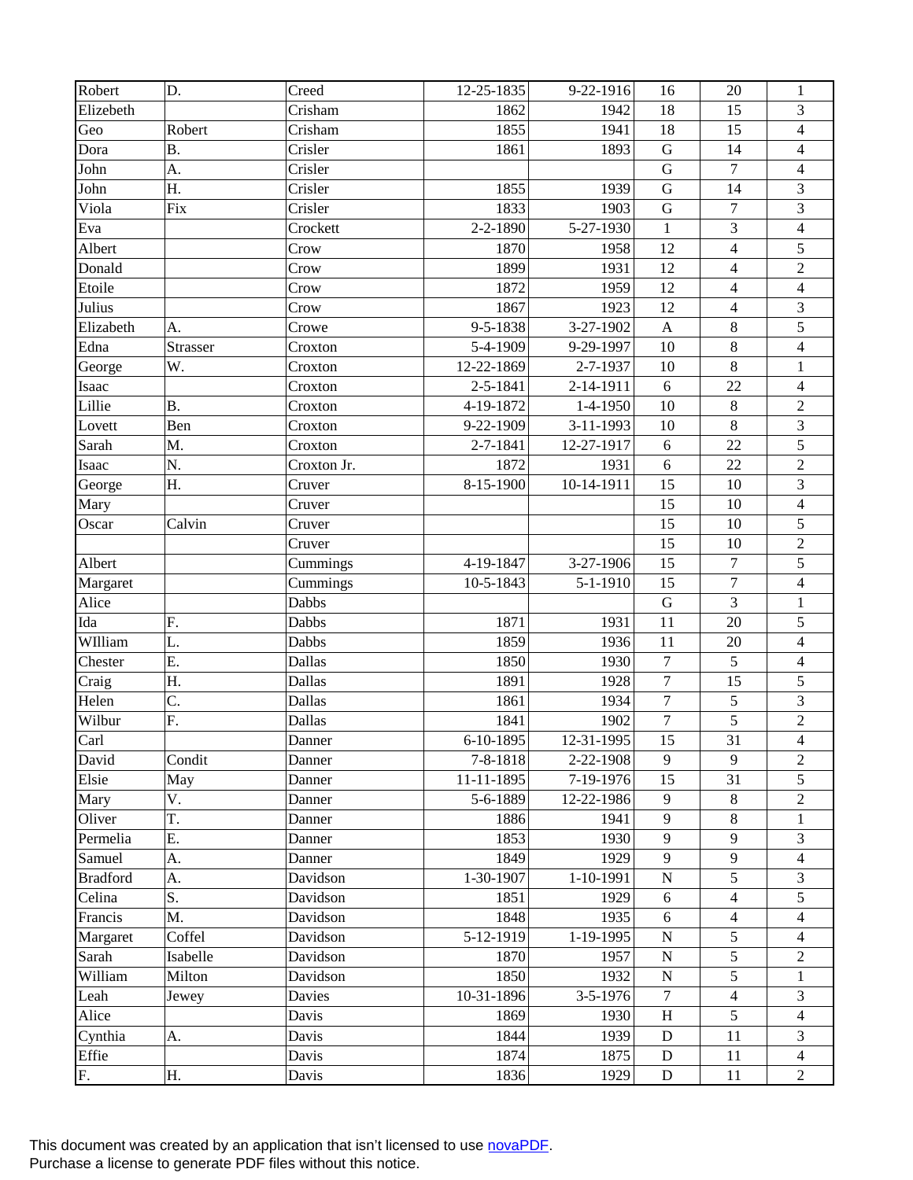| | | | | | | | |
|---|---|---|---|---|---|---|---|
| Robert | D. | Creed | 12-25-1835 | 9-22-1916 | 16 | 20 | 1 |
| Elizebeth | | Crisham | 1862 | 1942 | 18 | 15 | 3 |
| Geo | Robert | Crisham | 1855 | 1941 | 18 | 15 | 4 |
| Dora | B. | Crisler | 1861 | 1893 | G | 14 | 4 |
| John | A. | Crisler | | | G | 7 | 4 |
| John | H. | Crisler | 1855 | 1939 | G | 14 | 3 |
| Viola | Fix | Crisler | 1833 | 1903 | G | 7 | 3 |
| Eva | | Crockett | 2-2-1890 | 5-27-1930 | 1 | 3 | 4 |
| Albert | | Crow | 1870 | 1958 | 12 | 4 | 5 |
| Donald | | Crow | 1899 | 1931 | 12 | 4 | 2 |
| Etoile | | Crow | 1872 | 1959 | 12 | 4 | 4 |
| Julius | | Crow | 1867 | 1923 | 12 | 4 | 3 |
| Elizabeth | A. | Crowe | 9-5-1838 | 3-27-1902 | A | 8 | 5 |
| Edna | Strasser | Croxton | 5-4-1909 | 9-29-1997 | 10 | 8 | 4 |
| George | W. | Croxton | 12-22-1869 | 2-7-1937 | 10 | 8 | 1 |
| Isaac | | Croxton | 2-5-1841 | 2-14-1911 | 6 | 22 | 4 |
| Lillie | B. | Croxton | 4-19-1872 | 1-4-1950 | 10 | 8 | 2 |
| Lovett | Ben | Croxton | 9-22-1909 | 3-11-1993 | 10 | 8 | 3 |
| Sarah | M. | Croxton | 2-7-1841 | 12-27-1917 | 6 | 22 | 5 |
| Isaac | N. | Croxton Jr. | 1872 | 1931 | 6 | 22 | 2 |
| George | H. | Cruver | 8-15-1900 | 10-14-1911 | 15 | 10 | 3 |
| Mary | | Cruver | | | 15 | 10 | 4 |
| Oscar | Calvin | Cruver | | | 15 | 10 | 5 |
| | | Cruver | | | 15 | 10 | 2 |
| Albert | | Cummings | 4-19-1847 | 3-27-1906 | 15 | 7 | 5 |
| Margaret | | Cummings | 10-5-1843 | 5-1-1910 | 15 | 7 | 4 |
| Alice | | Dabbs | | | G | 3 | 1 |
| Ida | F. | Dabbs | 1871 | 1931 | 11 | 20 | 5 |
| WIlliam | L. | Dabbs | 1859 | 1936 | 11 | 20 | 4 |
| Chester | E. | Dallas | 1850 | 1930 | 7 | 5 | 4 |
| Craig | H. | Dallas | 1891 | 1928 | 7 | 15 | 5 |
| Helen | C. | Dallas | 1861 | 1934 | 7 | 5 | 3 |
| Wilbur | F. | Dallas | 1841 | 1902 | 7 | 5 | 2 |
| Carl | | Danner | 6-10-1895 | 12-31-1995 | 15 | 31 | 4 |
| David | Condit | Danner | 7-8-1818 | 2-22-1908 | 9 | 9 | 2 |
| Elsie | May | Danner | 11-11-1895 | 7-19-1976 | 15 | 31 | 5 |
| Mary | V. | Danner | 5-6-1889 | 12-22-1986 | 9 | 8 | 2 |
| Oliver | T. | Danner | 1886 | 1941 | 9 | 8 | 1 |
| Permelia | E. | Danner | 1853 | 1930 | 9 | 9 | 3 |
| Samuel | A. | Danner | 1849 | 1929 | 9 | 9 | 4 |
| Bradford | A. | Davidson | 1-30-1907 | 1-10-1991 | N | 5 | 3 |
| Celina | S. | Davidson | 1851 | 1929 | 6 | 4 | 5 |
| Francis | M. | Davidson | 1848 | 1935 | 6 | 4 | 4 |
| Margaret | Coffel | Davidson | 5-12-1919 | 1-19-1995 | N | 5 | 4 |
| Sarah | Isabelle | Davidson | 1870 | 1957 | N | 5 | 2 |
| William | Milton | Davidson | 1850 | 1932 | N | 5 | 1 |
| Leah | Jewey | Davies | 10-31-1896 | 3-5-1976 | 7 | 4 | 3 |
| Alice | | Davis | 1869 | 1930 | H | 5 | 4 |
| Cynthia | A. | Davis | 1844 | 1939 | D | 11 | 3 |
| Effie | | Davis | 1874 | 1875 | D | 11 | 4 |
| F. | H. | Davis | 1836 | 1929 | D | 11 | 2 |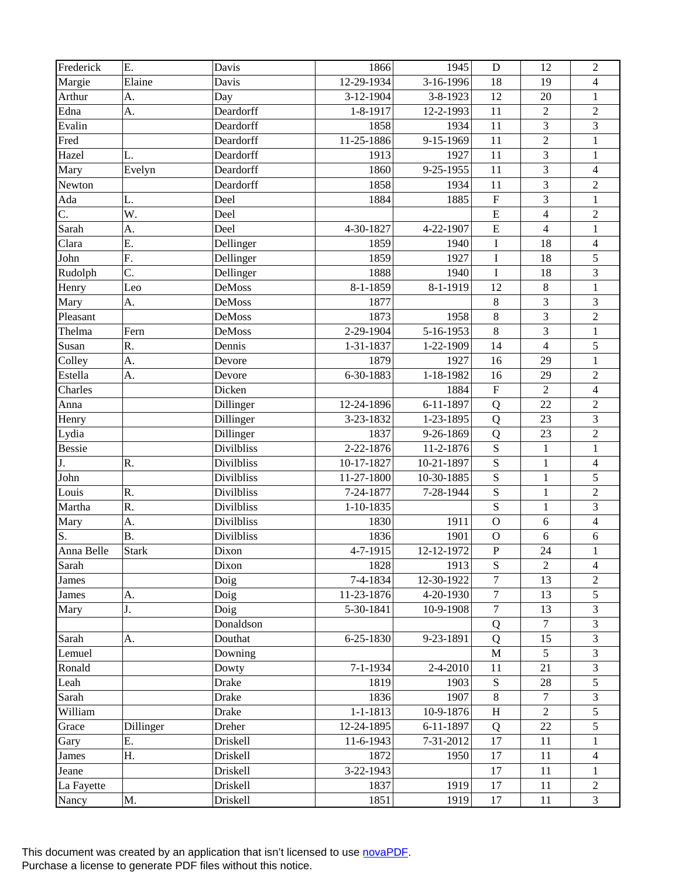| | | | | | | | |
|---|---|---|---|---|---|---|---|
| Frederick | E. | Davis | 1866 | 1945 | D | 12 | 2 |
| Margie | Elaine | Davis | 12-29-1934 | 3-16-1996 | 18 | 19 | 4 |
| Arthur | A. | Day | 3-12-1904 | 3-8-1923 | 12 | 20 | 1 |
| Edna | A. | Deardorff | 1-8-1917 | 12-2-1993 | 11 | 2 | 2 |
| Evalin | | Deardorff | 1858 | 1934 | 11 | 3 | 3 |
| Fred | | Deardorff | 11-25-1886 | 9-15-1969 | 11 | 2 | 1 |
| Hazel | L. | Deardorff | 1913 | 1927 | 11 | 3 | 1 |
| Mary | Evelyn | Deardorff | 1860 | 9-25-1955 | 11 | 3 | 4 |
| Newton | | Deardorff | 1858 | 1934 | 11 | 3 | 2 |
| Ada | L. | Deel | 1884 | 1885 | F | 3 | 1 |
| C. | W. | Deel | | | E | 4 | 2 |
| Sarah | A. | Deel | 4-30-1827 | 4-22-1907 | E | 4 | 1 |
| Clara | E. | Dellinger | 1859 | 1940 | I | 18 | 4 |
| John | F. | Dellinger | 1859 | 1927 | I | 18 | 5 |
| Rudolph | C. | Dellinger | 1888 | 1940 | I | 18 | 3 |
| Henry | Leo | DeMoss | 8-1-1859 | 8-1-1919 | 12 | 8 | 1 |
| Mary | A. | DeMoss | 1877 | | 8 | 3 | 3 |
| Pleasant | | DeMoss | 1873 | 1958 | 8 | 3 | 2 |
| Thelma | Fern | DeMoss | 2-29-1904 | 5-16-1953 | 8 | 3 | 1 |
| Susan | R. | Dennis | 1-31-1837 | 1-22-1909 | 14 | 4 | 5 |
| Colley | A. | Devore | 1879 | 1927 | 16 | 29 | 1 |
| Estella | A. | Devore | 6-30-1883 | 1-18-1982 | 16 | 29 | 2 |
| Charles | | Dicken | | 1884 | F | 2 | 4 |
| Anna | | Dillinger | 12-24-1896 | 6-11-1897 | Q | 22 | 2 |
| Henry | | Dillinger | 3-23-1832 | 1-23-1895 | Q | 23 | 3 |
| Lydia | | Dillinger | 1837 | 9-26-1869 | Q | 23 | 2 |
| Bessie | | Divilbliss | 2-22-1876 | 11-2-1876 | S | 1 | 1 |
| J. | R. | Divilbliss | 10-17-1827 | 10-21-1897 | S | 1 | 4 |
| John | | Divilbliss | 11-27-1800 | 10-30-1885 | S | 1 | 5 |
| Louis | R. | Divilbliss | 7-24-1877 | 7-28-1944 | S | 1 | 2 |
| Martha | R. | Divilbliss | 1-10-1835 | | S | 1 | 3 |
| Mary | A. | Divilbliss | 1830 | 1911 | O | 6 | 4 |
| S. | B. | Divilbliss | 1836 | 1901 | O | 6 | 6 |
| Anna Belle | Stark | Dixon | 4-7-1915 | 12-12-1972 | P | 24 | 1 |
| Sarah | | Dixon | 1828 | 1913 | S | 2 | 4 |
| James | | Doig | 7-4-1834 | 12-30-1922 | 7 | 13 | 2 |
| James | A. | Doig | 11-23-1876 | 4-20-1930 | 7 | 13 | 5 |
| Mary | J. | Doig | 5-30-1841 | 10-9-1908 | 7 | 13 | 3 |
| | | Donaldson | | | Q | 7 | 3 |
| Sarah | A. | Douthat | 6-25-1830 | 9-23-1891 | Q | 15 | 3 |
| Lemuel | | Downing | | | M | 5 | 3 |
| Ronald | | Dowty | 7-1-1934 | 2-4-2010 | 11 | 21 | 3 |
| Leah | | Drake | 1819 | 1903 | S | 28 | 5 |
| Sarah | | Drake | 1836 | 1907 | 8 | 7 | 3 |
| William | | Drake | 1-1-1813 | 10-9-1876 | H | 2 | 5 |
| Grace | Dillinger | Dreher | 12-24-1895 | 6-11-1897 | Q | 22 | 5 |
| Gary | E. | Driskell | 11-6-1943 | 7-31-2012 | 17 | 11 | 1 |
| James | H. | Driskell | 1872 | 1950 | 17 | 11 | 4 |
| Jeane | | Driskell | 3-22-1943 | | 17 | 11 | 1 |
| La Fayette | | Driskell | 1837 | 1919 | 17 | 11 | 2 |
| Nancy | M. | Driskell | 1851 | 1919 | 17 | 11 | 3 |

This document was created by an application that isn't licensed to use novaPDF.
Purchase a license to generate PDF files without this notice.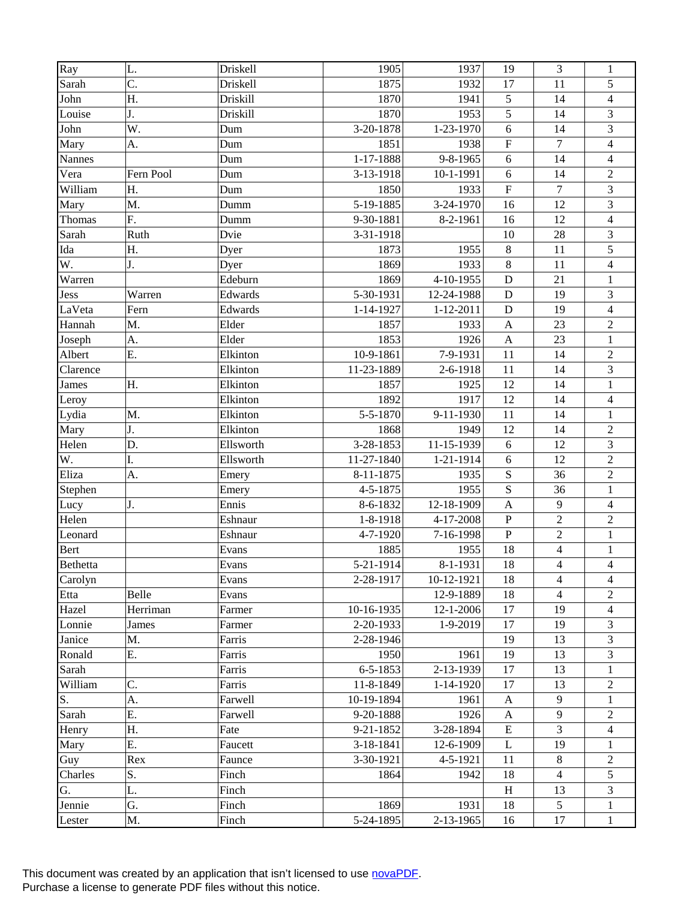| Ray | L. | Driskell | 1905 | 1937 | 19 | 3 | 1 |
|---|---|---|---|---|---|---|---|
| Sarah | C. | Driskell | 1875 | 1932 | 17 | 11 | 5 |
| John | H. | Driskill | 1870 | 1941 | 5 | 14 | 4 |
| Louise | J. | Driskill | 1870 | 1953 | 5 | 14 | 3 |
| John | W. | Dum | 3-20-1878 | 1-23-1970 | 6 | 14 | 3 |
| Mary | A. | Dum | 1851 | 1938 | F | 7 | 4 |
| Nannes | | Dum | 1-17-1888 | 9-8-1965 | 6 | 14 | 4 |
| Vera | Fern Pool | Dum | 3-13-1918 | 10-1-1991 | 6 | 14 | 2 |
| William | H. | Dum | 1850 | 1933 | F | 7 | 3 |
| Mary | M. | Dumm | 5-19-1885 | 3-24-1970 | 16 | 12 | 3 |
| Thomas | F. | Dumm | 9-30-1881 | 8-2-1961 | 16 | 12 | 4 |
| Sarah | Ruth | Dvie | 3-31-1918 | | 10 | 28 | 3 |
| Ida | H. | Dyer | 1873 | 1955 | 8 | 11 | 5 |
| W. | J. | Dyer | 1869 | 1933 | 8 | 11 | 4 |
| Warren | | Edeburn | 1869 | 4-10-1955 | D | 21 | 1 |
| Jess | Warren | Edwards | 5-30-1931 | 12-24-1988 | D | 19 | 3 |
| LaVeta | Fern | Edwards | 1-14-1927 | 1-12-2011 | D | 19 | 4 |
| Hannah | M. | Elder | 1857 | 1933 | A | 23 | 2 |
| Joseph | A. | Elder | 1853 | 1926 | A | 23 | 1 |
| Albert | E. | Elkinton | 10-9-1861 | 7-9-1931 | 11 | 14 | 2 |
| Clarence | | Elkinton | 11-23-1889 | 2-6-1918 | 11 | 14 | 3 |
| James | H. | Elkinton | 1857 | 1925 | 12 | 14 | 1 |
| Leroy | | Elkinton | 1892 | 1917 | 12 | 14 | 4 |
| Lydia | M. | Elkinton | 5-5-1870 | 9-11-1930 | 11 | 14 | 1 |
| Mary | J. | Elkinton | 1868 | 1949 | 12 | 14 | 2 |
| Helen | D. | Ellsworth | 3-28-1853 | 11-15-1939 | 6 | 12 | 3 |
| W. | I. | Ellsworth | 11-27-1840 | 1-21-1914 | 6 | 12 | 2 |
| Eliza | A. | Emery | 8-11-1875 | 1935 | S | 36 | 2 |
| Stephen | | Emery | 4-5-1875 | 1955 | S | 36 | 1 |
| Lucy | J. | Ennis | 8-6-1832 | 12-18-1909 | A | 9 | 4 |
| Helen | | Eshnaur | 1-8-1918 | 4-17-2008 | P | 2 | 2 |
| Leonard | | Eshnaur | 4-7-1920 | 7-16-1998 | P | 2 | 1 |
| Bert | | Evans | 1885 | 1955 | 18 | 4 | 1 |
| Bethetta | | Evans | 5-21-1914 | 8-1-1931 | 18 | 4 | 4 |
| Carolyn | | Evans | 2-28-1917 | 10-12-1921 | 18 | 4 | 4 |
| Etta | Belle | Evans | | 12-9-1889 | 18 | 4 | 2 |
| Hazel | Herriman | Farmer | 10-16-1935 | 12-1-2006 | 17 | 19 | 4 |
| Lonnie | James | Farmer | 2-20-1933 | 1-9-2019 | 17 | 19 | 3 |
| Janice | M. | Farris | 2-28-1946 | | 19 | 13 | 3 |
| Ronald | E. | Farris | 1950 | 1961 | 19 | 13 | 3 |
| Sarah | | Farris | 6-5-1853 | 2-13-1939 | 17 | 13 | 1 |
| William | C. | Farris | 11-8-1849 | 1-14-1920 | 17 | 13 | 2 |
| S. | A. | Farwell | 10-19-1894 | 1961 | A | 9 | 1 |
| Sarah | E. | Farwell | 9-20-1888 | 1926 | A | 9 | 2 |
| Henry | H. | Fate | 9-21-1852 | 3-28-1894 | E | 3 | 4 |
| Mary | E. | Faucett | 3-18-1841 | 12-6-1909 | L | 19 | 1 |
| Guy | Rex | Faunce | 3-30-1921 | 4-5-1921 | 11 | 8 | 2 |
| Charles | S. | Finch | 1864 | 1942 | 18 | 4 | 5 |
| G. | L. | Finch | | | H | 13 | 3 |
| Jennie | G. | Finch | 1869 | 1931 | 18 | 5 | 1 |
| Lester | M. | Finch | 5-24-1895 | 2-13-1965 | 16 | 17 | 1 |

This document was created by an application that isn't licensed to use novaPDF.
Purchase a license to generate PDF files without this notice.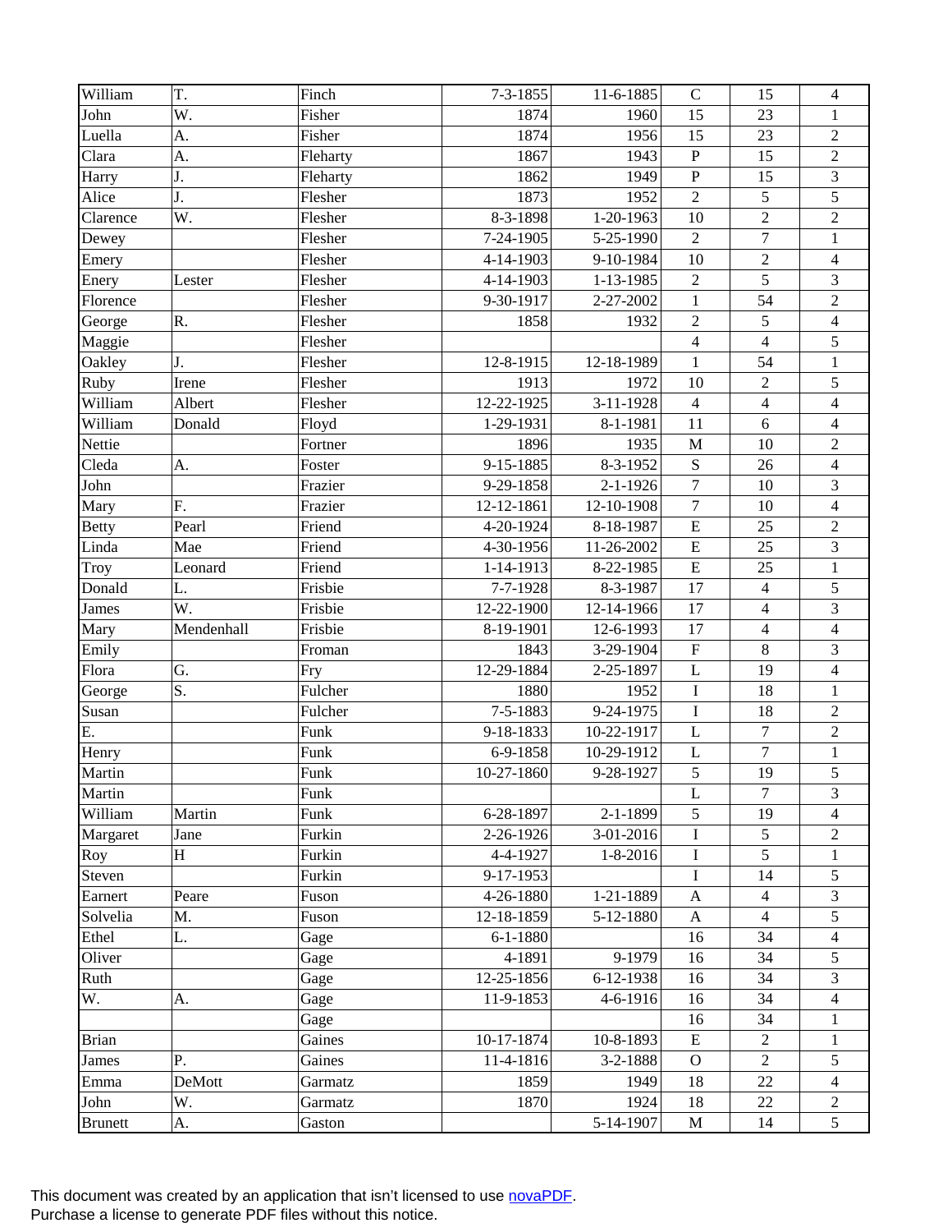| | | | | | | | |
|---|---|---|---|---|---|---|---|
| William | T. | Finch | 7-3-1855 | 11-6-1885 | C | 15 | 4 |
| John | W. | Fisher | 1874 | 1960 | 15 | 23 | 1 |
| Luella | A. | Fisher | 1874 | 1956 | 15 | 23 | 2 |
| Clara | A. | Fleharty | 1867 | 1943 | P | 15 | 2 |
| Harry | J. | Fleharty | 1862 | 1949 | P | 15 | 3 |
| Alice | J. | Flesher | 1873 | 1952 | 2 | 5 | 5 |
| Clarence | W. | Flesher | 8-3-1898 | 1-20-1963 | 10 | 2 | 2 |
| Dewey | | Flesher | 7-24-1905 | 5-25-1990 | 2 | 7 | 1 |
| Emery | | Flesher | 4-14-1903 | 9-10-1984 | 10 | 2 | 4 |
| Enery | Lester | Flesher | 4-14-1903 | 1-13-1985 | 2 | 5 | 3 |
| Florence | | Flesher | 9-30-1917 | 2-27-2002 | 1 | 54 | 2 |
| George | R. | Flesher | 1858 | 1932 | 2 | 5 | 4 |
| Maggie | | Flesher | | | 4 | 4 | 5 |
| Oakley | J. | Flesher | 12-8-1915 | 12-18-1989 | 1 | 54 | 1 |
| Ruby | Irene | Flesher | 1913 | 1972 | 10 | 2 | 5 |
| William | Albert | Flesher | 12-22-1925 | 3-11-1928 | 4 | 4 | 4 |
| William | Donald | Floyd | 1-29-1931 | 8-1-1981 | 11 | 6 | 4 |
| Nettie | | Fortner | 1896 | 1935 | M | 10 | 2 |
| Cleda | A. | Foster | 9-15-1885 | 8-3-1952 | S | 26 | 4 |
| John | | Frazier | 9-29-1858 | 2-1-1926 | 7 | 10 | 3 |
| Mary | F. | Frazier | 12-12-1861 | 12-10-1908 | 7 | 10 | 4 |
| Betty | Pearl | Friend | 4-20-1924 | 8-18-1987 | E | 25 | 2 |
| Linda | Mae | Friend | 4-30-1956 | 11-26-2002 | E | 25 | 3 |
| Troy | Leonard | Friend | 1-14-1913 | 8-22-1985 | E | 25 | 1 |
| Donald | L. | Frisbie | 7-7-1928 | 8-3-1987 | 17 | 4 | 5 |
| James | W. | Frisbie | 12-22-1900 | 12-14-1966 | 17 | 4 | 3 |
| Mary | Mendenhall | Frisbie | 8-19-1901 | 12-6-1993 | 17 | 4 | 4 |
| Emily | | Froman | 1843 | 3-29-1904 | F | 8 | 3 |
| Flora | G. | Fry | 12-29-1884 | 2-25-1897 | L | 19 | 4 |
| George | S. | Fulcher | 1880 | 1952 | I | 18 | 1 |
| Susan | | Fulcher | 7-5-1883 | 9-24-1975 | I | 18 | 2 |
| E. | | Funk | 9-18-1833 | 10-22-1917 | L | 7 | 2 |
| Henry | | Funk | 6-9-1858 | 10-29-1912 | L | 7 | 1 |
| Martin | | Funk | 10-27-1860 | 9-28-1927 | 5 | 19 | 5 |
| Martin | | Funk | | | L | 7 | 3 |
| William | Martin | Funk | 6-28-1897 | 2-1-1899 | 5 | 19 | 4 |
| Margaret | Jane | Furkin | 2-26-1926 | 3-01-2016 | I | 5 | 2 |
| Roy | H | Furkin | 4-4-1927 | 1-8-2016 | I | 5 | 1 |
| Steven | | Furkin | 9-17-1953 | | I | 14 | 5 |
| Earnert | Peare | Fuson | 4-26-1880 | 1-21-1889 | A | 4 | 3 |
| Solvelia | M. | Fuson | 12-18-1859 | 5-12-1880 | A | 4 | 5 |
| Ethel | L. | Gage | 6-1-1880 | | 16 | 34 | 4 |
| Oliver | | Gage | 4-1891 | 9-1979 | 16 | 34 | 5 |
| Ruth | | Gage | 12-25-1856 | 6-12-1938 | 16 | 34 | 3 |
| W. | A. | Gage | 11-9-1853 | 4-6-1916 | 16 | 34 | 4 |
| | | Gage | | | 16 | 34 | 1 |
| Brian | | Gaines | 10-17-1874 | 10-8-1893 | E | 2 | 1 |
| James | P. | Gaines | 11-4-1816 | 3-2-1888 | O | 2 | 5 |
| Emma | DeMott | Garmatz | 1859 | 1949 | 18 | 22 | 4 |
| John | W. | Garmatz | 1870 | 1924 | 18 | 22 | 2 |
| Brunett | A. | Gaston | | 5-14-1907 | M | 14 | 5 |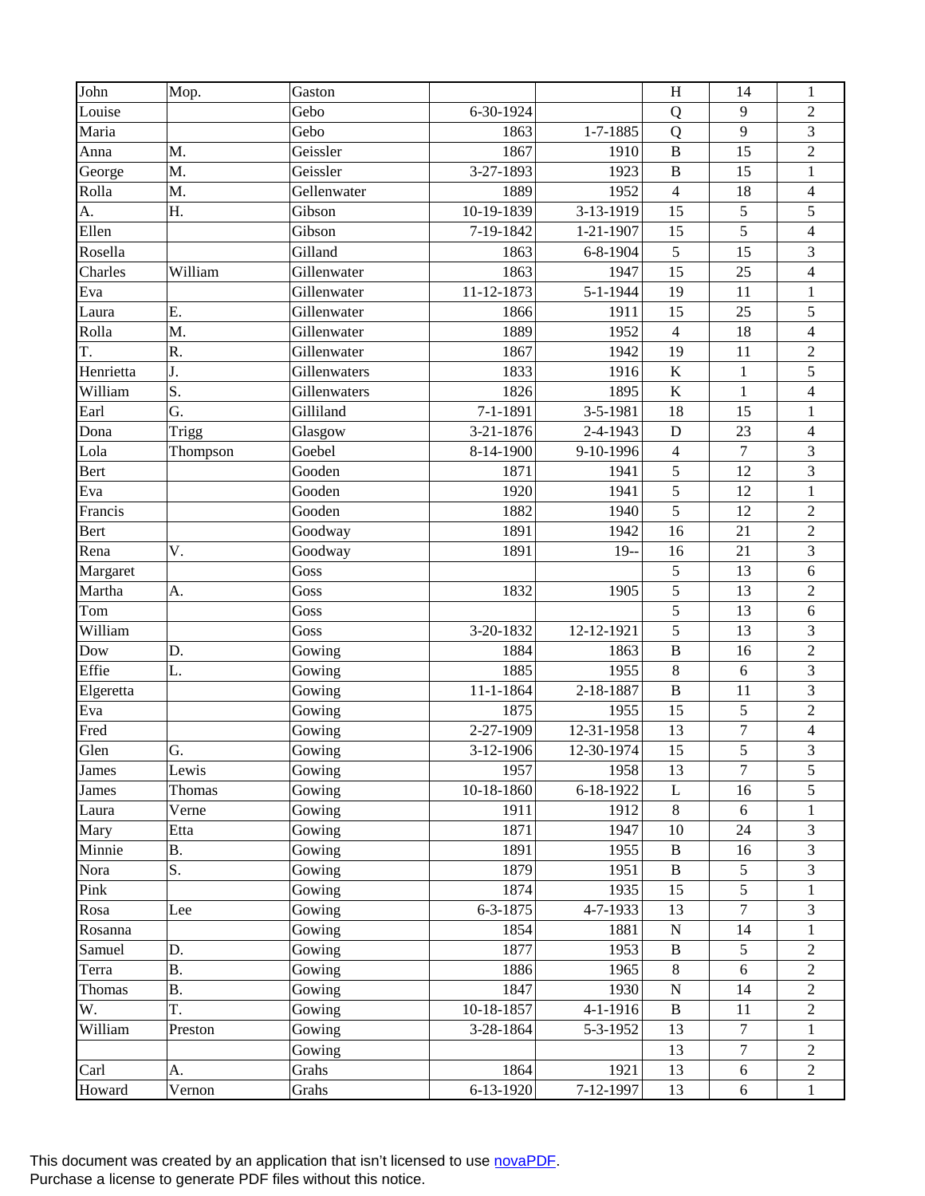| | | | | | | | |
|---|---|---|---|---|---|---|---|
| John | Mop. | Gaston | | | H | 14 | 1 |
| Louise | | Gebo | 6-30-1924 | | Q | 9 | 2 |
| Maria | | Gebo | 1863 | 1-7-1885 | Q | 9 | 3 |
| Anna | M. | Geissler | 1867 | 1910 | B | 15 | 2 |
| George | M. | Geissler | 3-27-1893 | 1923 | B | 15 | 1 |
| Rolla | M. | Gellenwater | 1889 | 1952 | 4 | 18 | 4 |
| A. | H. | Gibson | 10-19-1839 | 3-13-1919 | 15 | 5 | 5 |
| Ellen | | Gibson | 7-19-1842 | 1-21-1907 | 15 | 5 | 4 |
| Rosella | | Gilland | 1863 | 6-8-1904 | 5 | 15 | 3 |
| Charles | William | Gillenwater | 1863 | 1947 | 15 | 25 | 4 |
| Eva | | Gillenwater | 11-12-1873 | 5-1-1944 | 19 | 11 | 1 |
| Laura | E. | Gillenwater | 1866 | 1911 | 15 | 25 | 5 |
| Rolla | M. | Gillenwater | 1889 | 1952 | 4 | 18 | 4 |
| T. | R. | Gillenwater | 1867 | 1942 | 19 | 11 | 2 |
| Henrietta | J. | Gillenwaters | 1833 | 1916 | K | 1 | 5 |
| William | S. | Gillenwaters | 1826 | 1895 | K | 1 | 4 |
| Earl | G. | Gilliland | 7-1-1891 | 3-5-1981 | 18 | 15 | 1 |
| Dona | Trigg | Glasgow | 3-21-1876 | 2-4-1943 | D | 23 | 4 |
| Lola | Thompson | Goebel | 8-14-1900 | 9-10-1996 | 4 | 7 | 3 |
| Bert | | Gooden | 1871 | 1941 | 5 | 12 | 3 |
| Eva | | Gooden | 1920 | 1941 | 5 | 12 | 1 |
| Francis | | Gooden | 1882 | 1940 | 5 | 12 | 2 |
| Bert | | Goodway | 1891 | 1942 | 16 | 21 | 2 |
| Rena | V. | Goodway | 1891 | 19-- | 16 | 21 | 3 |
| Margaret | | Goss | | | 5 | 13 | 6 |
| Martha | A. | Goss | 1832 | 1905 | 5 | 13 | 2 |
| Tom | | Goss | | | 5 | 13 | 6 |
| William | | Goss | 3-20-1832 | 12-12-1921 | 5 | 13 | 3 |
| Dow | D. | Gowing | 1884 | 1863 | B | 16 | 2 |
| Effie | L. | Gowing | 1885 | 1955 | 8 | 6 | 3 |
| Elgeretta | | Gowing | 11-1-1864 | 2-18-1887 | B | 11 | 3 |
| Eva | | Gowing | 1875 | 1955 | 15 | 5 | 2 |
| Fred | | Gowing | 2-27-1909 | 12-31-1958 | 13 | 7 | 4 |
| Glen | G. | Gowing | 3-12-1906 | 12-30-1974 | 15 | 5 | 3 |
| James | Lewis | Gowing | 1957 | 1958 | 13 | 7 | 5 |
| James | Thomas | Gowing | 10-18-1860 | 6-18-1922 | L | 16 | 5 |
| Laura | Verne | Gowing | 1911 | 1912 | 8 | 6 | 1 |
| Mary | Etta | Gowing | 1871 | 1947 | 10 | 24 | 3 |
| Minnie | B. | Gowing | 1891 | 1955 | B | 16 | 3 |
| Nora | S. | Gowing | 1879 | 1951 | B | 5 | 3 |
| Pink | | Gowing | 1874 | 1935 | 15 | 5 | 1 |
| Rosa | Lee | Gowing | 6-3-1875 | 4-7-1933 | 13 | 7 | 3 |
| Rosanna | | Gowing | 1854 | 1881 | N | 14 | 1 |
| Samuel | D. | Gowing | 1877 | 1953 | B | 5 | 2 |
| Terra | B. | Gowing | 1886 | 1965 | 8 | 6 | 2 |
| Thomas | B. | Gowing | 1847 | 1930 | N | 14 | 2 |
| W. | T. | Gowing | 10-18-1857 | 4-1-1916 | B | 11 | 2 |
| William | Preston | Gowing | 3-28-1864 | 5-3-1952 | 13 | 7 | 1 |
| | | Gowing | | | 13 | 7 | 2 |
| Carl | A. | Grahs | 1864 | 1921 | 13 | 6 | 2 |
| Howard | Vernon | Grahs | 6-13-1920 | 7-12-1997 | 13 | 6 | 1 |

This document was created by an application that isn't licensed to use novaPDF.
Purchase a license to generate PDF files without this notice.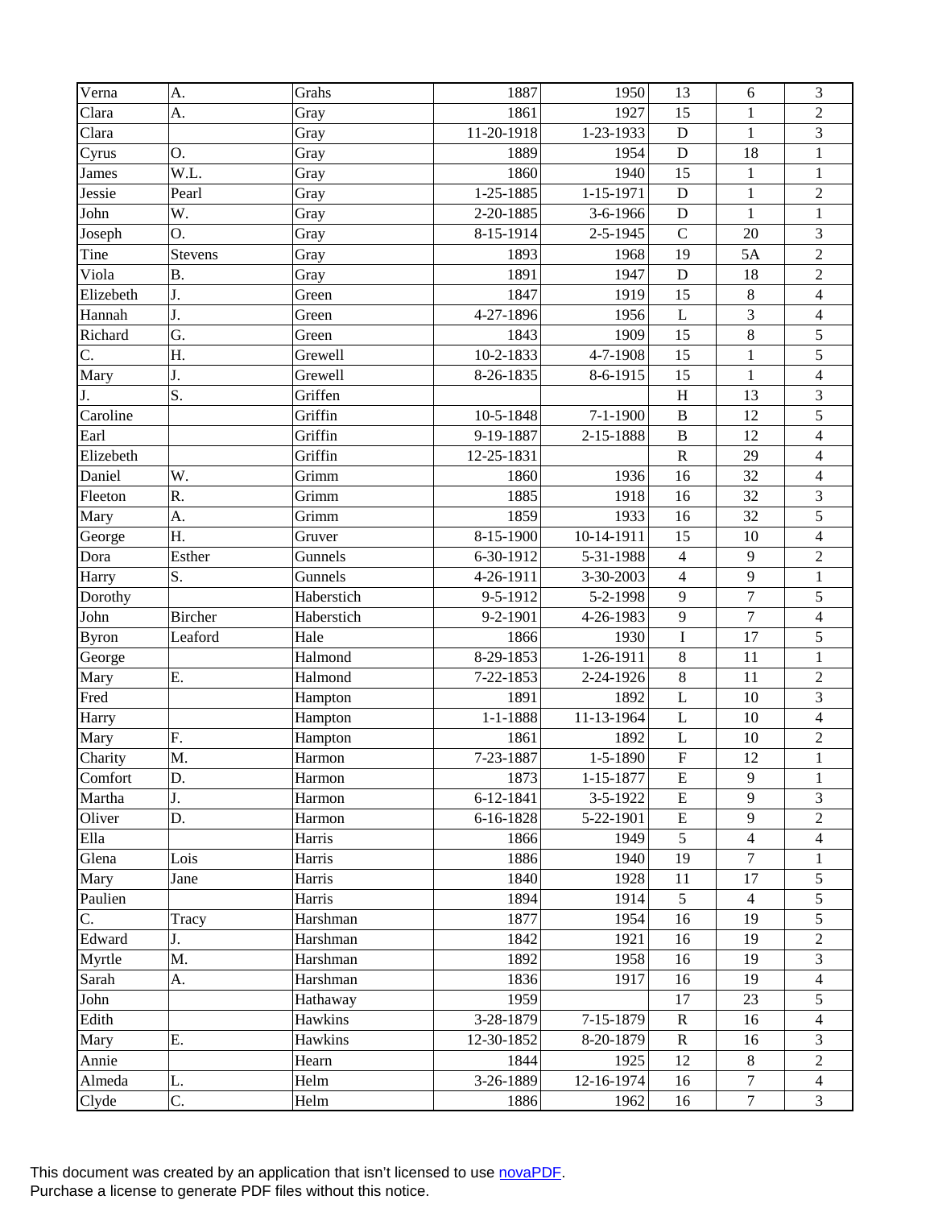| Verna | A. | Grahs | 1887 | 1950 | 13 | 6 | 3 |
|---|---|---|---|---|---|---|---|
| Clara | A. | Gray | 1861 | 1927 | 15 | 1 | 2 |
| Clara | | Gray | 11-20-1918 | 1-23-1933 | D | 1 | 3 |
| Cyrus | O. | Gray | 1889 | 1954 | D | 18 | 1 |
| James | W.L. | Gray | 1860 | 1940 | 15 | 1 | 1 |
| Jessie | Pearl | Gray | 1-25-1885 | 1-15-1971 | D | 1 | 2 |
| John | W. | Gray | 2-20-1885 | 3-6-1966 | D | 1 | 1 |
| Joseph | O. | Gray | 8-15-1914 | 2-5-1945 | C | 20 | 3 |
| Tine | Stevens | Gray | 1893 | 1968 | 19 | 5A | 2 |
| Viola | B. | Gray | 1891 | 1947 | D | 18 | 2 |
| Elizebeth | J. | Green | 1847 | 1919 | 15 | 8 | 4 |
| Hannah | J. | Green | 4-27-1896 | 1956 | L | 3 | 4 |
| Richard | G. | Green | 1843 | 1909 | 15 | 8 | 5 |
| C. | H. | Grewell | 10-2-1833 | 4-7-1908 | 15 | 1 | 5 |
| Mary | J. | Grewell | 8-26-1835 | 8-6-1915 | 15 | 1 | 4 |
| J. | S. | Griffen | | | H | 13 | 3 |
| Caroline | | Griffin | 10-5-1848 | 7-1-1900 | B | 12 | 5 |
| Earl | | Griffin | 9-19-1887 | 2-15-1888 | B | 12 | 4 |
| Elizebeth | | Griffin | 12-25-1831 | | R | 29 | 4 |
| Daniel | W. | Grimm | 1860 | 1936 | 16 | 32 | 4 |
| Fleeton | R. | Grimm | 1885 | 1918 | 16 | 32 | 3 |
| Mary | A. | Grimm | 1859 | 1933 | 16 | 32 | 5 |
| George | H. | Gruver | 8-15-1900 | 10-14-1911 | 15 | 10 | 4 |
| Dora | Esther | Gunnels | 6-30-1912 | 5-31-1988 | 4 | 9 | 2 |
| Harry | S. | Gunnels | 4-26-1911 | 3-30-2003 | 4 | 9 | 1 |
| Dorothy | | Haberstich | 9-5-1912 | 5-2-1998 | 9 | 7 | 5 |
| John | Bircher | Haberstich | 9-2-1901 | 4-26-1983 | 9 | 7 | 4 |
| Byron | Leaford | Hale | 1866 | 1930 | I | 17 | 5 |
| George | | Halmond | 8-29-1853 | 1-26-1911 | 8 | 11 | 1 |
| Mary | E. | Halmond | 7-22-1853 | 2-24-1926 | 8 | 11 | 2 |
| Fred | | Hampton | 1891 | 1892 | L | 10 | 3 |
| Harry | | Hampton | 1-1-1888 | 11-13-1964 | L | 10 | 4 |
| Mary | F. | Hampton | 1861 | 1892 | L | 10 | 2 |
| Charity | M. | Harmon | 7-23-1887 | 1-5-1890 | F | 12 | 1 |
| Comfort | D. | Harmon | 1873 | 1-15-1877 | E | 9 | 1 |
| Martha | J. | Harmon | 6-12-1841 | 3-5-1922 | E | 9 | 3 |
| Oliver | D. | Harmon | 6-16-1828 | 5-22-1901 | E | 9 | 2 |
| Ella | | Harris | 1866 | 1949 | 5 | 4 | 4 |
| Glena | Lois | Harris | 1886 | 1940 | 19 | 7 | 1 |
| Mary | Jane | Harris | 1840 | 1928 | 11 | 17 | 5 |
| Paulien | | Harris | 1894 | 1914 | 5 | 4 | 5 |
| C. | Tracy | Harshman | 1877 | 1954 | 16 | 19 | 5 |
| Edward | J. | Harshman | 1842 | 1921 | 16 | 19 | 2 |
| Myrtle | M. | Harshman | 1892 | 1958 | 16 | 19 | 3 |
| Sarah | A. | Harshman | 1836 | 1917 | 16 | 19 | 4 |
| John | | Hathaway | 1959 | | 17 | 23 | 5 |
| Edith | | Hawkins | 3-28-1879 | 7-15-1879 | R | 16 | 4 |
| Mary | E. | Hawkins | 12-30-1852 | 8-20-1879 | R | 16 | 3 |
| Annie | | Hearn | 1844 | 1925 | 12 | 8 | 2 |
| Almeda | L. | Helm | 3-26-1889 | 12-16-1974 | 16 | 7 | 4 |
| Clyde | C. | Helm | 1886 | 1962 | 16 | 7 | 3 |

This document was created by an application that isn't licensed to use novaPDF.
Purchase a license to generate PDF files without this notice.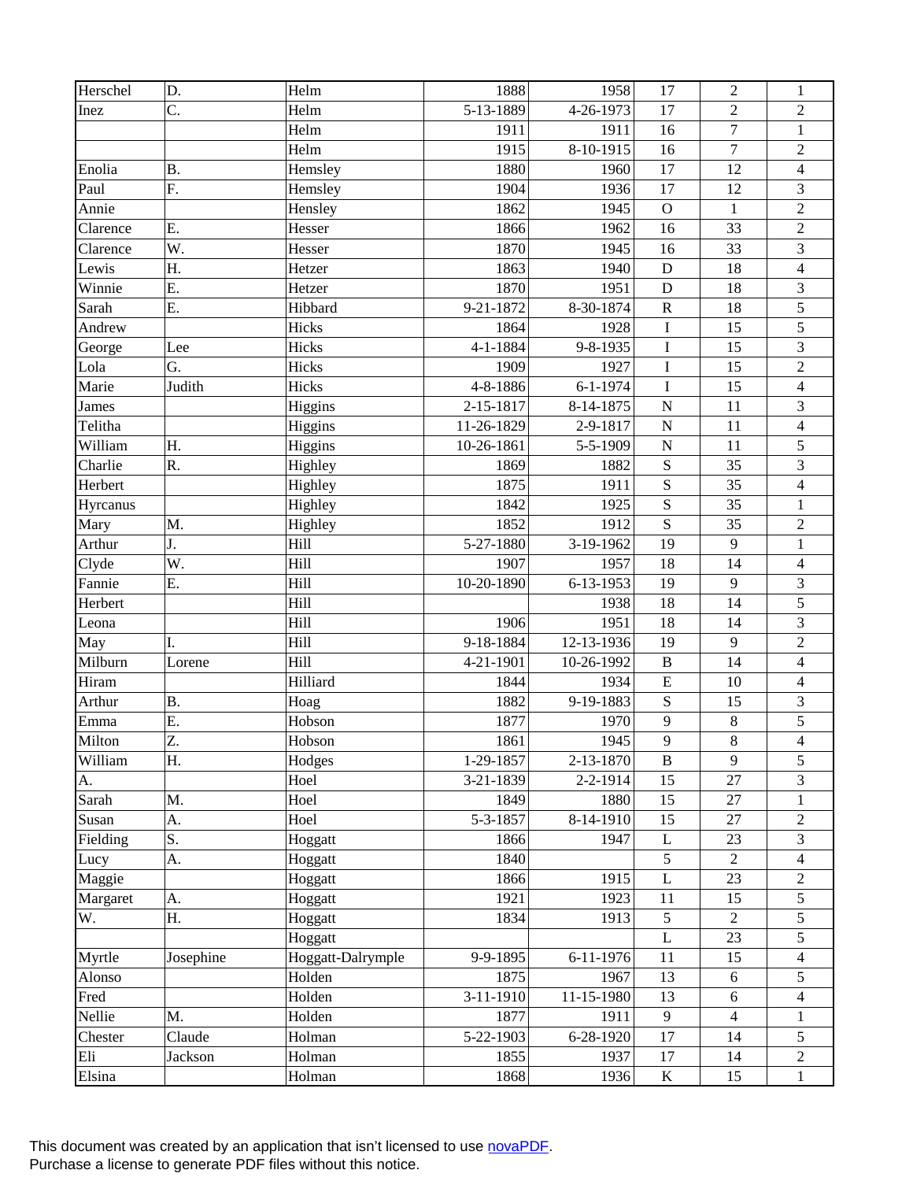| | | | | | | | |
|---|---|---|---|---|---|---|---|
| Herschel | D. | Helm | 1888 | 1958 | 17 | 2 | 1 |
| Inez | C. | Helm | 5-13-1889 | 4-26-1973 | 17 | 2 | 2 |
| | | Helm | 1911 | 1911 | 16 | 7 | 1 |
| | | Helm | 1915 | 8-10-1915 | 16 | 7 | 2 |
| Enolia | B. | Hemsley | 1880 | 1960 | 17 | 12 | 4 |
| Paul | F. | Hemsley | 1904 | 1936 | 17 | 12 | 3 |
| Annie | | Hensley | 1862 | 1945 | O | 1 | 2 |
| Clarence | E. | Hesser | 1866 | 1962 | 16 | 33 | 2 |
| Clarence | W. | Hesser | 1870 | 1945 | 16 | 33 | 3 |
| Lewis | H. | Hetzer | 1863 | 1940 | D | 18 | 4 |
| Winnie | E. | Hetzer | 1870 | 1951 | D | 18 | 3 |
| Sarah | E. | Hibbard | 9-21-1872 | 8-30-1874 | R | 18 | 5 |
| Andrew | | Hicks | 1864 | 1928 | I | 15 | 5 |
| George | Lee | Hicks | 4-1-1884 | 9-8-1935 | I | 15 | 3 |
| Lola | G. | Hicks | 1909 | 1927 | I | 15 | 2 |
| Marie | Judith | Hicks | 4-8-1886 | 6-1-1974 | I | 15 | 4 |
| James | | Higgins | 2-15-1817 | 8-14-1875 | N | 11 | 3 |
| Telitha | | Higgins | 11-26-1829 | 2-9-1817 | N | 11 | 4 |
| William | H. | Higgins | 10-26-1861 | 5-5-1909 | N | 11 | 5 |
| Charlie | R. | Highley | 1869 | 1882 | S | 35 | 3 |
| Herbert | | Highley | 1875 | 1911 | S | 35 | 4 |
| Hyrcanus | | Highley | 1842 | 1925 | S | 35 | 1 |
| Mary | M. | Highley | 1852 | 1912 | S | 35 | 2 |
| Arthur | J. | Hill | 5-27-1880 | 3-19-1962 | 19 | 9 | 1 |
| Clyde | W. | Hill | 1907 | 1957 | 18 | 14 | 4 |
| Fannie | E. | Hill | 10-20-1890 | 6-13-1953 | 19 | 9 | 3 |
| Herbert | | Hill | | 1938 | 18 | 14 | 5 |
| Leona | | Hill | 1906 | 1951 | 18 | 14 | 3 |
| May | I. | Hill | 9-18-1884 | 12-13-1936 | 19 | 9 | 2 |
| Milburn | Lorene | Hill | 4-21-1901 | 10-26-1992 | B | 14 | 4 |
| Hiram | | Hilliard | 1844 | 1934 | E | 10 | 4 |
| Arthur | B. | Hoag | 1882 | 9-19-1883 | S | 15 | 3 |
| Emma | E. | Hobson | 1877 | 1970 | 9 | 8 | 5 |
| Milton | Z. | Hobson | 1861 | 1945 | 9 | 8 | 4 |
| William | H. | Hodges | 1-29-1857 | 2-13-1870 | B | 9 | 5 |
| A. | | Hoel | 3-21-1839 | 2-2-1914 | 15 | 27 | 3 |
| Sarah | M. | Hoel | 1849 | 1880 | 15 | 27 | 1 |
| Susan | A. | Hoel | 5-3-1857 | 8-14-1910 | 15 | 27 | 2 |
| Fielding | S. | Hoggatt | 1866 | 1947 | L | 23 | 3 |
| Lucy | A. | Hoggatt | 1840 | | 5 | 2 | 4 |
| Maggie | | Hoggatt | 1866 | 1915 | L | 23 | 2 |
| Margaret | A. | Hoggatt | 1921 | 1923 | 11 | 15 | 5 |
| W. | H. | Hoggatt | 1834 | 1913 | 5 | 2 | 5 |
| | | Hoggatt | | | L | 23 | 5 |
| Myrtle | Josephine | Hoggatt-Dalrymple | 9-9-1895 | 6-11-1976 | 11 | 15 | 4 |
| Alonso | | Holden | 1875 | 1967 | 13 | 6 | 5 |
| Fred | | Holden | 3-11-1910 | 11-15-1980 | 13 | 6 | 4 |
| Nellie | M. | Holden | 1877 | 1911 | 9 | 4 | 1 |
| Chester | Claude | Holman | 5-22-1903 | 6-28-1920 | 17 | 14 | 5 |
| Eli | Jackson | Holman | 1855 | 1937 | 17 | 14 | 2 |
| Elsina | | Holman | 1868 | 1936 | K | 15 | 1 |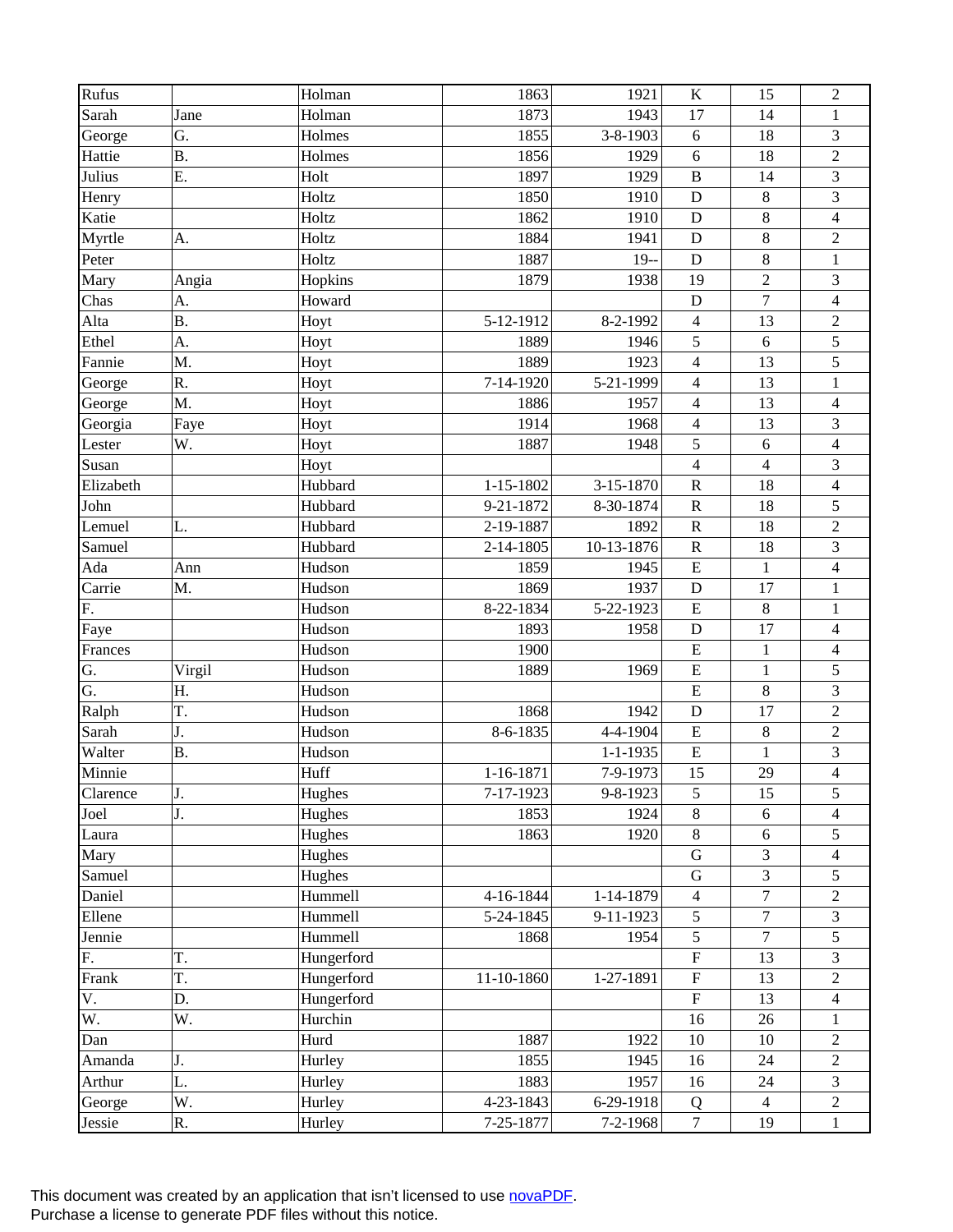| | | | | | | | |
|---|---|---|---|---|---|---|---|
| Rufus | | Holman | 1863 | 1921 | K | 15 | 2 |
| Sarah | Jane | Holman | 1873 | 1943 | 17 | 14 | 1 |
| George | G. | Holmes | 1855 | 3-8-1903 | 6 | 18 | 3 |
| Hattie | B. | Holmes | 1856 | 1929 | 6 | 18 | 2 |
| Julius | E. | Holt | 1897 | 1929 | B | 14 | 3 |
| Henry | | Holtz | 1850 | 1910 | D | 8 | 3 |
| Katie | | Holtz | 1862 | 1910 | D | 8 | 4 |
| Myrtle | A. | Holtz | 1884 | 1941 | D | 8 | 2 |
| Peter | | Holtz | 1887 | 19-- | D | 8 | 1 |
| Mary | Angia | Hopkins | 1879 | 1938 | 19 | 2 | 3 |
| Chas | A. | Howard | | | D | 7 | 4 |
| Alta | B. | Hoyt | 5-12-1912 | 8-2-1992 | 4 | 13 | 2 |
| Ethel | A. | Hoyt | 1889 | 1946 | 5 | 6 | 5 |
| Fannie | M. | Hoyt | 1889 | 1923 | 4 | 13 | 5 |
| George | R. | Hoyt | 7-14-1920 | 5-21-1999 | 4 | 13 | 1 |
| George | M. | Hoyt | 1886 | 1957 | 4 | 13 | 4 |
| Georgia | Faye | Hoyt | 1914 | 1968 | 4 | 13 | 3 |
| Lester | W. | Hoyt | 1887 | 1948 | 5 | 6 | 4 |
| Susan | | Hoyt | | | 4 | 4 | 3 |
| Elizabeth | | Hubbard | 1-15-1802 | 3-15-1870 | R | 18 | 4 |
| John | | Hubbard | 9-21-1872 | 8-30-1874 | R | 18 | 5 |
| Lemuel | L. | Hubbard | 2-19-1887 | 1892 | R | 18 | 2 |
| Samuel | | Hubbard | 2-14-1805 | 10-13-1876 | R | 18 | 3 |
| Ada | Ann | Hudson | 1859 | 1945 | E | 1 | 4 |
| Carrie | M. | Hudson | 1869 | 1937 | D | 17 | 1 |
| F. | | Hudson | 8-22-1834 | 5-22-1923 | E | 8 | 1 |
| Faye | | Hudson | 1893 | 1958 | D | 17 | 4 |
| Frances | | Hudson | 1900 | | E | 1 | 4 |
| G. | Virgil | Hudson | 1889 | 1969 | E | 1 | 5 |
| G. | H. | Hudson | | | E | 8 | 3 |
| Ralph | T. | Hudson | 1868 | 1942 | D | 17 | 2 |
| Sarah | J. | Hudson | 8-6-1835 | 4-4-1904 | E | 8 | 2 |
| Walter | B. | Hudson | | 1-1-1935 | E | 1 | 3 |
| Minnie | | Huff | 1-16-1871 | 7-9-1973 | 15 | 29 | 4 |
| Clarence | J. | Hughes | 7-17-1923 | 9-8-1923 | 5 | 15 | 5 |
| Joel | J. | Hughes | 1853 | 1924 | 8 | 6 | 4 |
| Laura | | Hughes | 1863 | 1920 | 8 | 6 | 5 |
| Mary | | Hughes | | | G | 3 | 4 |
| Samuel | | Hughes | | | G | 3 | 5 |
| Daniel | | Hummell | 4-16-1844 | 1-14-1879 | 4 | 7 | 2 |
| Ellene | | Hummell | 5-24-1845 | 9-11-1923 | 5 | 7 | 3 |
| Jennie | | Hummell | 1868 | 1954 | 5 | 7 | 5 |
| F. | T. | Hungerford | | | F | 13 | 3 |
| Frank | T. | Hungerford | 11-10-1860 | 1-27-1891 | F | 13 | 2 |
| V. | D. | Hungerford | | | F | 13 | 4 |
| W. | W. | Hurchin | | | 16 | 26 | 1 |
| Dan | | Hurd | 1887 | 1922 | 10 | 10 | 2 |
| Amanda | J. | Hurley | 1855 | 1945 | 16 | 24 | 2 |
| Arthur | L. | Hurley | 1883 | 1957 | 16 | 24 | 3 |
| George | W. | Hurley | 4-23-1843 | 6-29-1918 | Q | 4 | 2 |
| Jessie | R. | Hurley | 7-25-1877 | 7-2-1968 | 7 | 19 | 1 |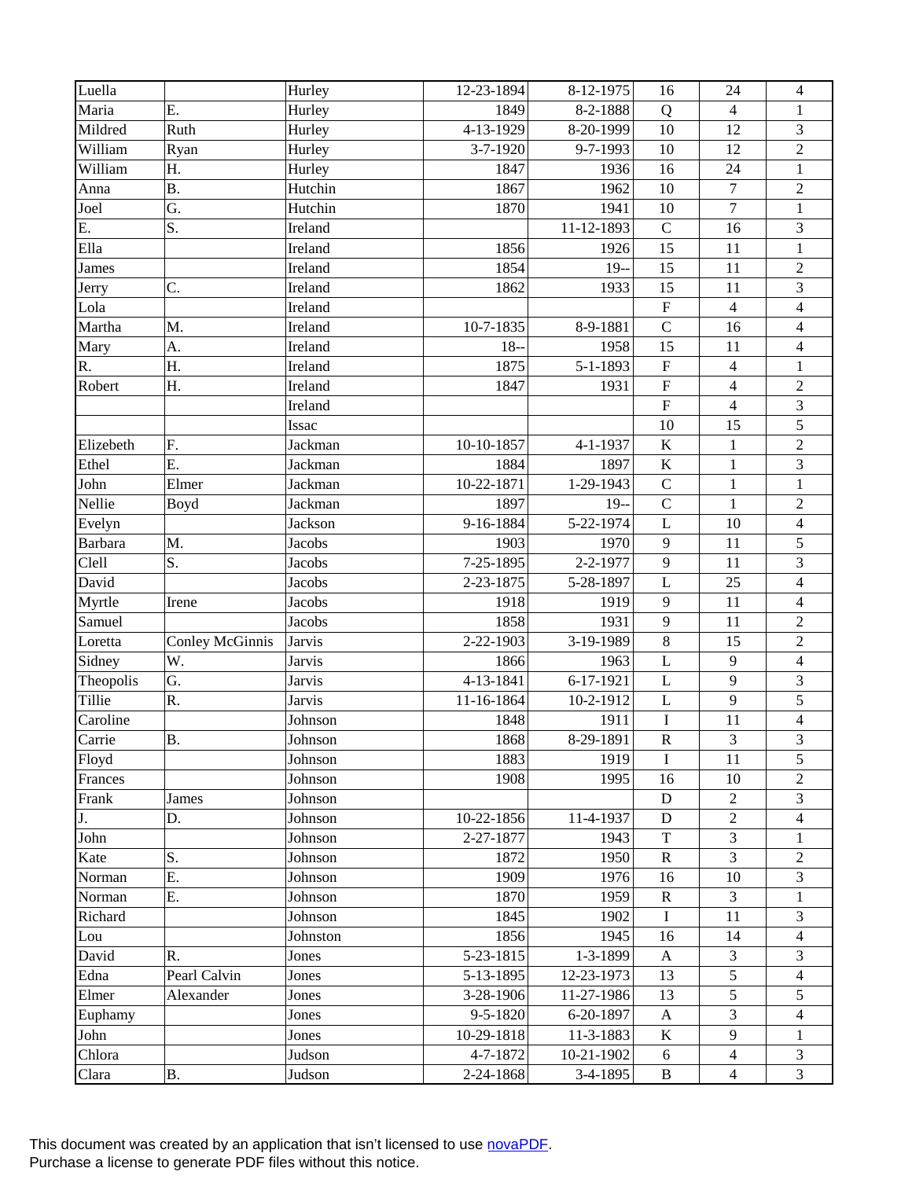| | | | | | | | |
|---|---|---|---|---|---|---|---|
| Luella | | Hurley | 12-23-1894 | 8-12-1975 | 16 | 24 | 4 |
| Maria | E. | Hurley | 1849 | 8-2-1888 | Q | 4 | 1 |
| Mildred | Ruth | Hurley | 4-13-1929 | 8-20-1999 | 10 | 12 | 3 |
| William | Ryan | Hurley | 3-7-1920 | 9-7-1993 | 10 | 12 | 2 |
| William | H. | Hurley | 1847 | 1936 | 16 | 24 | 1 |
| Anna | B. | Hutchin | 1867 | 1962 | 10 | 7 | 2 |
| Joel | G. | Hutchin | 1870 | 1941 | 10 | 7 | 1 |
| E. | S. | Ireland | | 11-12-1893 | C | 16 | 3 |
| Ella | | Ireland | 1856 | 1926 | 15 | 11 | 1 |
| James | | Ireland | 1854 | 19-- | 15 | 11 | 2 |
| Jerry | C. | Ireland | 1862 | 1933 | 15 | 11 | 3 |
| Lola | | Ireland | | | F | 4 | 4 |
| Martha | M. | Ireland | 10-7-1835 | 8-9-1881 | C | 16 | 4 |
| Mary | A. | Ireland | 18-- | 1958 | 15 | 11 | 4 |
| R. | H. | Ireland | 1875 | 5-1-1893 | F | 4 | 1 |
| Robert | H. | Ireland | 1847 | 1931 | F | 4 | 2 |
| | | Ireland | | | F | 4 | 3 |
| | | Issac | | | 10 | 15 | 5 |
| Elizebeth | F. | Jackman | 10-10-1857 | 4-1-1937 | K | 1 | 2 |
| Ethel | E. | Jackman | 1884 | 1897 | K | 1 | 3 |
| John | Elmer | Jackman | 10-22-1871 | 1-29-1943 | C | 1 | 1 |
| Nellie | Boyd | Jackman | 1897 | 19-- | C | 1 | 2 |
| Evelyn | | Jackson | 9-16-1884 | 5-22-1974 | L | 10 | 4 |
| Barbara | M. | Jacobs | 1903 | 1970 | 9 | 11 | 5 |
| Clell | S. | Jacobs | 7-25-1895 | 2-2-1977 | 9 | 11 | 3 |
| David | | Jacobs | 2-23-1875 | 5-28-1897 | L | 25 | 4 |
| Myrtle | Irene | Jacobs | 1918 | 1919 | 9 | 11 | 4 |
| Samuel | | Jacobs | 1858 | 1931 | 9 | 11 | 2 |
| Loretta | Conley McGinnis | Jarvis | 2-22-1903 | 3-19-1989 | 8 | 15 | 2 |
| Sidney | W. | Jarvis | 1866 | 1963 | L | 9 | 4 |
| Theopolis | G. | Jarvis | 4-13-1841 | 6-17-1921 | L | 9 | 3 |
| Tillie | R. | Jarvis | 11-16-1864 | 10-2-1912 | L | 9 | 5 |
| Caroline | | Johnson | 1848 | 1911 | I | 11 | 4 |
| Carrie | B. | Johnson | 1868 | 8-29-1891 | R | 3 | 3 |
| Floyd | | Johnson | 1883 | 1919 | I | 11 | 5 |
| Frances | | Johnson | 1908 | 1995 | 16 | 10 | 2 |
| Frank | James | Johnson | | | D | 2 | 3 |
| J. | D. | Johnson | 10-22-1856 | 11-4-1937 | D | 2 | 4 |
| John | | Johnson | 2-27-1877 | 1943 | T | 3 | 1 |
| Kate | S. | Johnson | 1872 | 1950 | R | 3 | 2 |
| Norman | E. | Johnson | 1909 | 1976 | 16 | 10 | 3 |
| Norman | E. | Johnson | 1870 | 1959 | R | 3 | 1 |
| Richard | | Johnson | 1845 | 1902 | I | 11 | 3 |
| Lou | | Johnston | 1856 | 1945 | 16 | 14 | 4 |
| David | R. | Jones | 5-23-1815 | 1-3-1899 | A | 3 | 3 |
| Edna | Pearl Calvin | Jones | 5-13-1895 | 12-23-1973 | 13 | 5 | 4 |
| Elmer | Alexander | Jones | 3-28-1906 | 11-27-1986 | 13 | 5 | 5 |
| Euphamy | | Jones | 9-5-1820 | 6-20-1897 | A | 3 | 4 |
| John | | Jones | 10-29-1818 | 11-3-1883 | K | 9 | 1 |
| Chlora | | Judson | 4-7-1872 | 10-21-1902 | 6 | 4 | 3 |
| Clara | B. | Judson | 2-24-1868 | 3-4-1895 | B | 4 | 3 |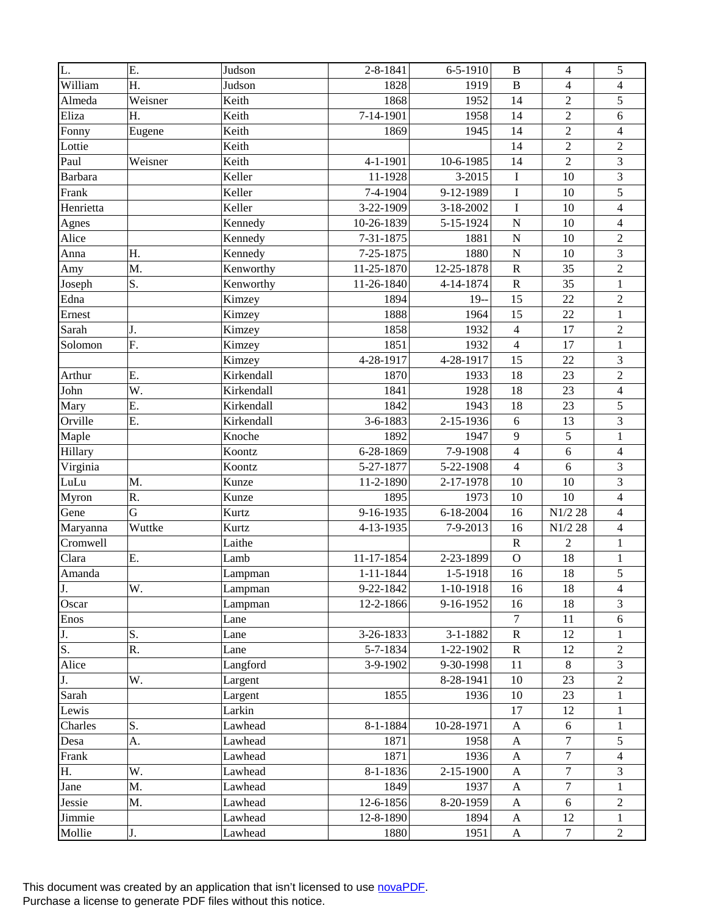| | | | | | | | |
|---|---|---|---|---|---|---|---|
| L. | E. | Judson | 2-8-1841 | 6-5-1910 | B | 4 | 5 |
| William | H. | Judson | 1828 | 1919 | B | 4 | 4 |
| Almeda | Weisner | Keith | 1868 | 1952 | 14 | 2 | 5 |
| Eliza | H. | Keith | 7-14-1901 | 1958 | 14 | 2 | 6 |
| Fonny | Eugene | Keith | 1869 | 1945 | 14 | 2 | 4 |
| Lottie | | Keith | | | 14 | 2 | 2 |
| Paul | Weisner | Keith | 4-1-1901 | 10-6-1985 | 14 | 2 | 3 |
| Barbara | | Keller | 11-1928 | 3-2015 | I | 10 | 3 |
| Frank | | Keller | 7-4-1904 | 9-12-1989 | I | 10 | 5 |
| Henrietta | | Keller | 3-22-1909 | 3-18-2002 | I | 10 | 4 |
| Agnes | | Kennedy | 10-26-1839 | 5-15-1924 | N | 10 | 4 |
| Alice | | Kennedy | 7-31-1875 | 1881 | N | 10 | 2 |
| Anna | H. | Kennedy | 7-25-1875 | 1880 | N | 10 | 3 |
| Amy | M. | Kenworthy | 11-25-1870 | 12-25-1878 | R | 35 | 2 |
| Joseph | S. | Kenworthy | 11-26-1840 | 4-14-1874 | R | 35 | 1 |
| Edna | | Kimzey | 1894 | 19-- | 15 | 22 | 2 |
| Ernest | | Kimzey | 1888 | 1964 | 15 | 22 | 1 |
| Sarah | J. | Kimzey | 1858 | 1932 | 4 | 17 | 2 |
| Solomon | F. | Kimzey | 1851 | 1932 | 4 | 17 | 1 |
| | | Kimzey | 4-28-1917 | 4-28-1917 | 15 | 22 | 3 |
| Arthur | E. | Kirkendall | 1870 | 1933 | 18 | 23 | 2 |
| John | W. | Kirkendall | 1841 | 1928 | 18 | 23 | 4 |
| Mary | E. | Kirkendall | 1842 | 1943 | 18 | 23 | 5 |
| Orville | E. | Kirkendall | 3-6-1883 | 2-15-1936 | 6 | 13 | 3 |
| Maple | | Knoche | 1892 | 1947 | 9 | 5 | 1 |
| Hillary | | Koontz | 6-28-1869 | 7-9-1908 | 4 | 6 | 4 |
| Virginia | | Koontz | 5-27-1877 | 5-22-1908 | 4 | 6 | 3 |
| LuLu | M. | Kunze | 11-2-1890 | 2-17-1978 | 10 | 10 | 3 |
| Myron | R. | Kunze | 1895 | 1973 | 10 | 10 | 4 |
| Gene | G | Kurtz | 9-16-1935 | 6-18-2004 | 16 | N1/2 28 | 4 |
| Maryanna | Wuttke | Kurtz | 4-13-1935 | 7-9-2013 | 16 | N1/2 28 | 4 |
| Cromwell | | Laithe | | | R | 2 | 1 |
| Clara | E. | Lamb | 11-17-1854 | 2-23-1899 | O | 18 | 1 |
| Amanda | | Lampman | 1-11-1844 | 1-5-1918 | 16 | 18 | 5 |
| J. | W. | Lampman | 9-22-1842 | 1-10-1918 | 16 | 18 | 4 |
| Oscar | | Lampman | 12-2-1866 | 9-16-1952 | 16 | 18 | 3 |
| Enos | | Lane | | | 7 | 11 | 6 |
| J. | S. | Lane | 3-26-1833 | 3-1-1882 | R | 12 | 1 |
| S. | R. | Lane | 5-7-1834 | 1-22-1902 | R | 12 | 2 |
| Alice | | Langford | 3-9-1902 | 9-30-1998 | 11 | 8 | 3 |
| J. | W. | Largent | | 8-28-1941 | 10 | 23 | 2 |
| Sarah | | Largent | 1855 | 1936 | 10 | 23 | 1 |
| Lewis | | Larkin | | | 17 | 12 | 1 |
| Charles | S. | Lawhead | 8-1-1884 | 10-28-1971 | A | 6 | 1 |
| Desa | A. | Lawhead | 1871 | 1958 | A | 7 | 5 |
| Frank | | Lawhead | 1871 | 1936 | A | 7 | 4 |
| H. | W. | Lawhead | 8-1-1836 | 2-15-1900 | A | 7 | 3 |
| Jane | M. | Lawhead | 1849 | 1937 | A | 7 | 1 |
| Jessie | M. | Lawhead | 12-6-1856 | 8-20-1959 | A | 6 | 2 |
| Jimmie | | Lawhead | 12-8-1890 | 1894 | A | 12 | 1 |
| Mollie | J. | Lawhead | 1880 | 1951 | A | 7 | 2 |

This document was created by an application that isn't licensed to use novaPDF.
Purchase a license to generate PDF files without this notice.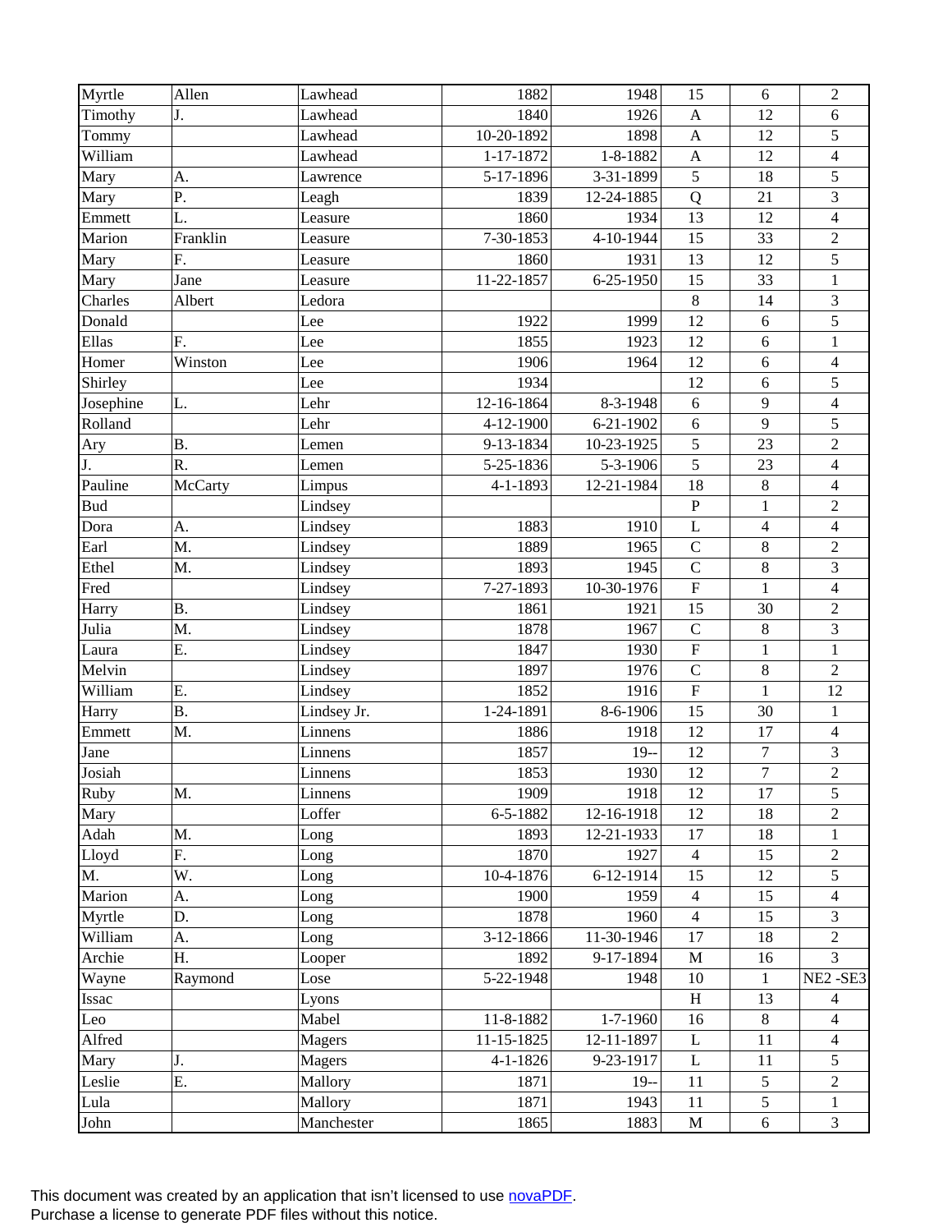| | | | | | | | |
|---|---|---|---|---|---|---|---|
| Myrtle | Allen | Lawhead | 1882 | 1948 | 15 | 6 | 2 |
| Timothy | J. | Lawhead | 1840 | 1926 | A | 12 | 6 |
| Tommy | | Lawhead | 10-20-1892 | 1898 | A | 12 | 5 |
| William | | Lawhead | 1-17-1872 | 1-8-1882 | A | 12 | 4 |
| Mary | A. | Lawrence | 5-17-1896 | 3-31-1899 | 5 | 18 | 5 |
| Mary | P. | Leagh | 1839 | 12-24-1885 | Q | 21 | 3 |
| Emmett | L. | Leasure | 1860 | 1934 | 13 | 12 | 4 |
| Marion | Franklin | Leasure | 7-30-1853 | 4-10-1944 | 15 | 33 | 2 |
| Mary | F. | Leasure | 1860 | 1931 | 13 | 12 | 5 |
| Mary | Jane | Leasure | 11-22-1857 | 6-25-1950 | 15 | 33 | 1 |
| Charles | Albert | Ledora | | | 8 | 14 | 3 |
| Donald | | Lee | 1922 | 1999 | 12 | 6 | 5 |
| Ellas | F. | Lee | 1855 | 1923 | 12 | 6 | 1 |
| Homer | Winston | Lee | 1906 | 1964 | 12 | 6 | 4 |
| Shirley | | Lee | 1934 | | 12 | 6 | 5 |
| Josephine | L. | Lehr | 12-16-1864 | 8-3-1948 | 6 | 9 | 4 |
| Rolland | | Lehr | 4-12-1900 | 6-21-1902 | 6 | 9 | 5 |
| Ary | B. | Lemen | 9-13-1834 | 10-23-1925 | 5 | 23 | 2 |
| J. | R. | Lemen | 5-25-1836 | 5-3-1906 | 5 | 23 | 4 |
| Pauline | McCarty | Limpus | 4-1-1893 | 12-21-1984 | 18 | 8 | 4 |
| Bud | | Lindsey | | | P | 1 | 2 |
| Dora | A. | Lindsey | 1883 | 1910 | L | 4 | 4 |
| Earl | M. | Lindsey | 1889 | 1965 | C | 8 | 2 |
| Ethel | M. | Lindsey | 1893 | 1945 | C | 8 | 3 |
| Fred | | Lindsey | 7-27-1893 | 10-30-1976 | F | 1 | 4 |
| Harry | B. | Lindsey | 1861 | 1921 | 15 | 30 | 2 |
| Julia | M. | Lindsey | 1878 | 1967 | C | 8 | 3 |
| Laura | E. | Lindsey | 1847 | 1930 | F | 1 | 1 |
| Melvin | | Lindsey | 1897 | 1976 | C | 8 | 2 |
| William | E. | Lindsey | 1852 | 1916 | F | 1 | 12 |
| Harry | B. | Lindsey Jr. | 1-24-1891 | 8-6-1906 | 15 | 30 | 1 |
| Emmett | M. | Linnens | 1886 | 1918 | 12 | 17 | 4 |
| Jane | | Linnens | 1857 | 19-- | 12 | 7 | 3 |
| Josiah | | Linnens | 1853 | 1930 | 12 | 7 | 2 |
| Ruby | M. | Linnens | 1909 | 1918 | 12 | 17 | 5 |
| Mary | | Loffer | 6-5-1882 | 12-16-1918 | 12 | 18 | 2 |
| Adah | M. | Long | 1893 | 12-21-1933 | 17 | 18 | 1 |
| Lloyd | F. | Long | 1870 | 1927 | 4 | 15 | 2 |
| M. | W. | Long | 10-4-1876 | 6-12-1914 | 15 | 12 | 5 |
| Marion | A. | Long | 1900 | 1959 | 4 | 15 | 4 |
| Myrtle | D. | Long | 1878 | 1960 | 4 | 15 | 3 |
| William | A. | Long | 3-12-1866 | 11-30-1946 | 17 | 18 | 2 |
| Archie | H. | Looper | 1892 | 9-17-1894 | M | 16 | 3 |
| Wayne | Raymond | Lose | 5-22-1948 | 1948 | 10 | 1 | NE2 -SE3 |
| Issac | | Lyons | | | H | 13 | 4 |
| Leo | | Mabel | 11-8-1882 | 1-7-1960 | 16 | 8 | 4 |
| Alfred | | Magers | 11-15-1825 | 12-11-1897 | L | 11 | 4 |
| Mary | J. | Magers | 4-1-1826 | 9-23-1917 | L | 11 | 5 |
| Leslie | E. | Mallory | 1871 | 19-- | 11 | 5 | 2 |
| Lula | | Mallory | 1871 | 1943 | 11 | 5 | 1 |
| John | | Manchester | 1865 | 1883 | M | 6 | 3 |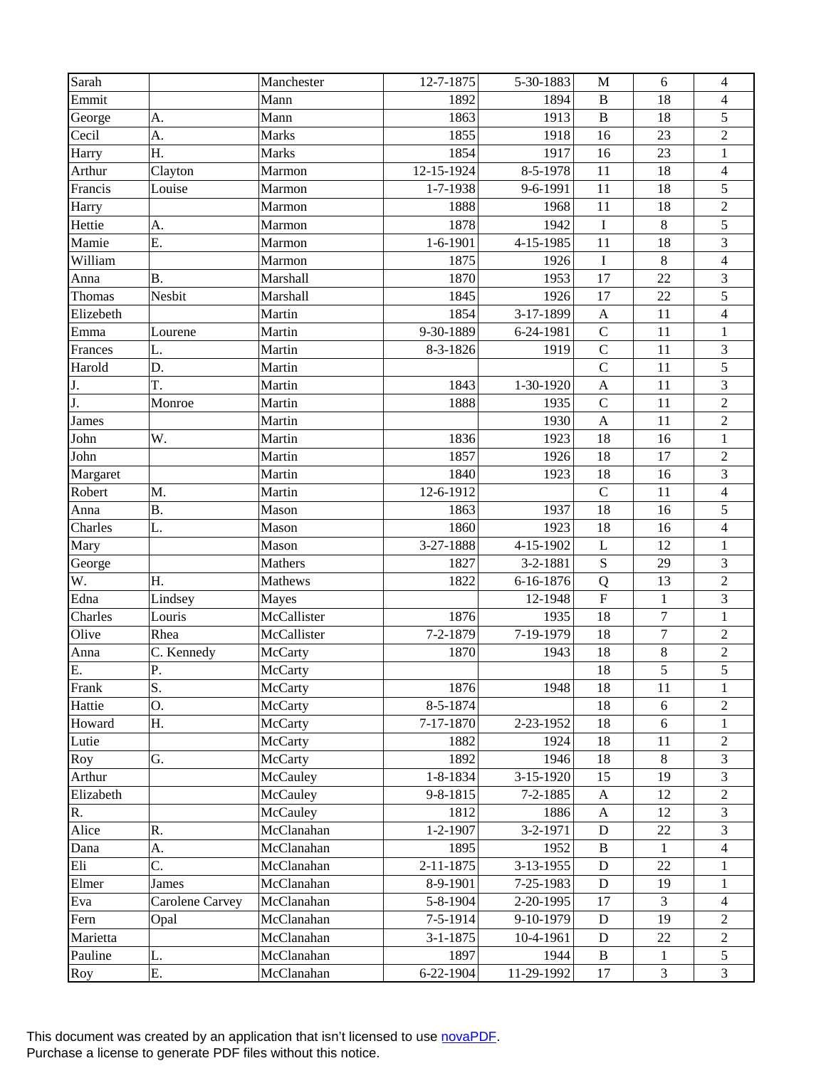| Sarah | | Manchester | 12-7-1875 | 5-30-1883 | M | 6 | 4 |
|---|---|---|---|---|---|---|---|
| Emmit | | Mann | 1892 | 1894 | B | 18 | 4 |
| George | A. | Mann | 1863 | 1913 | B | 18 | 5 |
| Cecil | A. | Marks | 1855 | 1918 | 16 | 23 | 2 |
| Harry | H. | Marks | 1854 | 1917 | 16 | 23 | 1 |
| Arthur | Clayton | Marmon | 12-15-1924 | 8-5-1978 | 11 | 18 | 4 |
| Francis | Louise | Marmon | 1-7-1938 | 9-6-1991 | 11 | 18 | 5 |
| Harry | | Marmon | 1888 | 1968 | 11 | 18 | 2 |
| Hettie | A. | Marmon | 1878 | 1942 | I | 8 | 5 |
| Mamie | E. | Marmon | 1-6-1901 | 4-15-1985 | 11 | 18 | 3 |
| William | | Marmon | 1875 | 1926 | I | 8 | 4 |
| Anna | B. | Marshall | 1870 | 1953 | 17 | 22 | 3 |
| Thomas | Nesbit | Marshall | 1845 | 1926 | 17 | 22 | 5 |
| Elizebeth | | Martin | 1854 | 3-17-1899 | A | 11 | 4 |
| Emma | Lourene | Martin | 9-30-1889 | 6-24-1981 | C | 11 | 1 |
| Frances | L. | Martin | 8-3-1826 | 1919 | C | 11 | 3 |
| Harold | D. | Martin | | | C | 11 | 5 |
| J. | T. | Martin | 1843 | 1-30-1920 | A | 11 | 3 |
| J. | Monroe | Martin | 1888 | 1935 | C | 11 | 2 |
| James | | Martin | | 1930 | A | 11 | 2 |
| John | W. | Martin | 1836 | 1923 | 18 | 16 | 1 |
| John | | Martin | 1857 | 1926 | 18 | 17 | 2 |
| Margaret | | Martin | 1840 | 1923 | 18 | 16 | 3 |
| Robert | M. | Martin | 12-6-1912 | | C | 11 | 4 |
| Anna | B. | Mason | 1863 | 1937 | 18 | 16 | 5 |
| Charles | L. | Mason | 1860 | 1923 | 18 | 16 | 4 |
| Mary | | Mason | 3-27-1888 | 4-15-1902 | L | 12 | 1 |
| George | | Mathers | 1827 | 3-2-1881 | S | 29 | 3 |
| W. | H. | Mathews | 1822 | 6-16-1876 | Q | 13 | 2 |
| Edna | Lindsey | Mayes | | 12-1948 | F | 1 | 3 |
| Charles | Louris | McCallister | 1876 | 1935 | 18 | 7 | 1 |
| Olive | Rhea | McCallister | 7-2-1879 | 7-19-1979 | 18 | 7 | 2 |
| Anna | C. Kennedy | McCarty | 1870 | 1943 | 18 | 8 | 2 |
| E. | P. | McCarty | | | 18 | 5 | 5 |
| Frank | S. | McCarty | 1876 | 1948 | 18 | 11 | 1 |
| Hattie | O. | McCarty | 8-5-1874 | | 18 | 6 | 2 |
| Howard | H. | McCarty | 7-17-1870 | 2-23-1952 | 18 | 6 | 1 |
| Lutie | | McCarty | 1882 | 1924 | 18 | 11 | 2 |
| Roy | G. | McCarty | 1892 | 1946 | 18 | 8 | 3 |
| Arthur | | McCauley | 1-8-1834 | 3-15-1920 | 15 | 19 | 3 |
| Elizabeth | | McCauley | 9-8-1815 | 7-2-1885 | A | 12 | 2 |
| R. | | McCauley | 1812 | 1886 | A | 12 | 3 |
| Alice | R. | McClanahan | 1-2-1907 | 3-2-1971 | D | 22 | 3 |
| Dana | A. | McClanahan | 1895 | 1952 | B | 1 | 4 |
| Eli | C. | McClanahan | 2-11-1875 | 3-13-1955 | D | 22 | 1 |
| Elmer | James | McClanahan | 8-9-1901 | 7-25-1983 | D | 19 | 1 |
| Eva | Carolene Carvey | McClanahan | 5-8-1904 | 2-20-1995 | 17 | 3 | 4 |
| Fern | Opal | McClanahan | 7-5-1914 | 9-10-1979 | D | 19 | 2 |
| Marietta | | McClanahan | 3-1-1875 | 10-4-1961 | D | 22 | 2 |
| Pauline | L. | McClanahan | 1897 | 1944 | B | 1 | 5 |
| Roy | E. | McClanahan | 6-22-1904 | 11-29-1992 | 17 | 3 | 3 |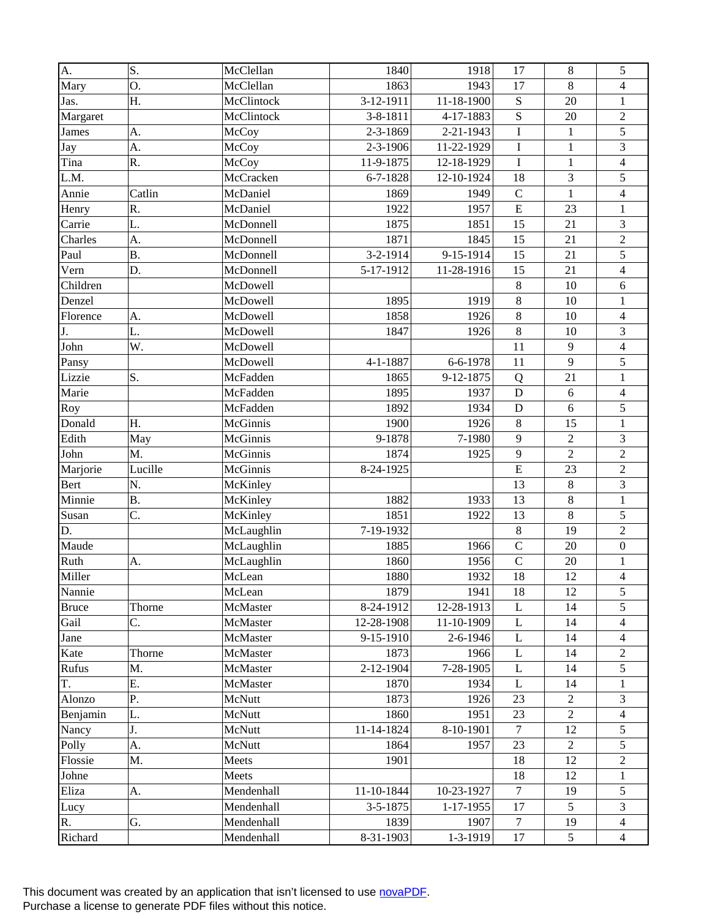| | | | | | | | |
|---|---|---|---|---|---|---|---|
| A. | S. | McClellan | 1840 | 1918 | 17 | 8 | 5 |
| Mary | O. | McClellan | 1863 | 1943 | 17 | 8 | 4 |
| Jas. | H. | McClintock | 3-12-1911 | 11-18-1900 | S | 20 | 1 |
| Margaret | | McClintock | 3-8-1811 | 4-17-1883 | S | 20 | 2 |
| James | A. | McCoy | 2-3-1869 | 2-21-1943 | I | 1 | 5 |
| Jay | A. | McCoy | 2-3-1906 | 11-22-1929 | I | 1 | 3 |
| Tina | R. | McCoy | 11-9-1875 | 12-18-1929 | I | 1 | 4 |
| L.M. | | McCracken | 6-7-1828 | 12-10-1924 | 18 | 3 | 5 |
| Annie | Catlin | McDaniel | 1869 | 1949 | C | 1 | 4 |
| Henry | R. | McDaniel | 1922 | 1957 | E | 23 | 1 |
| Carrie | L. | McDonnell | 1875 | 1851 | 15 | 21 | 3 |
| Charles | A. | McDonnell | 1871 | 1845 | 15 | 21 | 2 |
| Paul | B. | McDonnell | 3-2-1914 | 9-15-1914 | 15 | 21 | 5 |
| Vern | D. | McDonnell | 5-17-1912 | 11-28-1916 | 15 | 21 | 4 |
| Children | | McDowell | | | 8 | 10 | 6 |
| Denzel | | McDowell | 1895 | 1919 | 8 | 10 | 1 |
| Florence | A. | McDowell | 1858 | 1926 | 8 | 10 | 4 |
| J. | L. | McDowell | 1847 | 1926 | 8 | 10 | 3 |
| John | W. | McDowell | | | 11 | 9 | 4 |
| Pansy | | McDowell | 4-1-1887 | 6-6-1978 | 11 | 9 | 5 |
| Lizzie | S. | McFadden | 1865 | 9-12-1875 | Q | 21 | 1 |
| Marie | | McFadden | 1895 | 1937 | D | 6 | 4 |
| Roy | | McFadden | 1892 | 1934 | D | 6 | 5 |
| Donald | H. | McGinnis | 1900 | 1926 | 8 | 15 | 1 |
| Edith | May | McGinnis | 9-1878 | 7-1980 | 9 | 2 | 3 |
| John | M. | McGinnis | 1874 | 1925 | 9 | 2 | 2 |
| Marjorie | Lucille | McGinnis | 8-24-1925 | | E | 23 | 2 |
| Bert | N. | McKinley | | | 13 | 8 | 3 |
| Minnie | B. | McKinley | 1882 | 1933 | 13 | 8 | 1 |
| Susan | C. | McKinley | 1851 | 1922 | 13 | 8 | 5 |
| D. | | McLaughlin | 7-19-1932 | | 8 | 19 | 2 |
| Maude | | McLaughlin | 1885 | 1966 | C | 20 | 0 |
| Ruth | A. | McLaughlin | 1860 | 1956 | C | 20 | 1 |
| Miller | | McLean | 1880 | 1932 | 18 | 12 | 4 |
| Nannie | | McLean | 1879 | 1941 | 18 | 12 | 5 |
| Bruce | Thorne | McMaster | 8-24-1912 | 12-28-1913 | L | 14 | 5 |
| Gail | C. | McMaster | 12-28-1908 | 11-10-1909 | L | 14 | 4 |
| Jane | | McMaster | 9-15-1910 | 2-6-1946 | L | 14 | 4 |
| Kate | Thorne | McMaster | 1873 | 1966 | L | 14 | 2 |
| Rufus | M. | McMaster | 2-12-1904 | 7-28-1905 | L | 14 | 5 |
| T. | E. | McMaster | 1870 | 1934 | L | 14 | 1 |
| Alonzo | P. | McNutt | 1873 | 1926 | 23 | 2 | 3 |
| Benjamin | L. | McNutt | 1860 | 1951 | 23 | 2 | 4 |
| Nancy | J. | McNutt | 11-14-1824 | 8-10-1901 | 7 | 12 | 5 |
| Polly | A. | McNutt | 1864 | 1957 | 23 | 2 | 5 |
| Flossie | M. | Meets | 1901 | | 18 | 12 | 2 |
| Johne | | Meets | | | 18 | 12 | 1 |
| Eliza | A. | Mendenhall | 11-10-1844 | 10-23-1927 | 7 | 19 | 5 |
| Lucy | | Mendenhall | 3-5-1875 | 1-17-1955 | 17 | 5 | 3 |
| R. | G. | Mendenhall | 1839 | 1907 | 7 | 19 | 4 |
| Richard | | Mendenhall | 8-31-1903 | 1-3-1919 | 17 | 5 | 4 |

This document was created by an application that isn't licensed to use novaPDF.
Purchase a license to generate PDF files without this notice.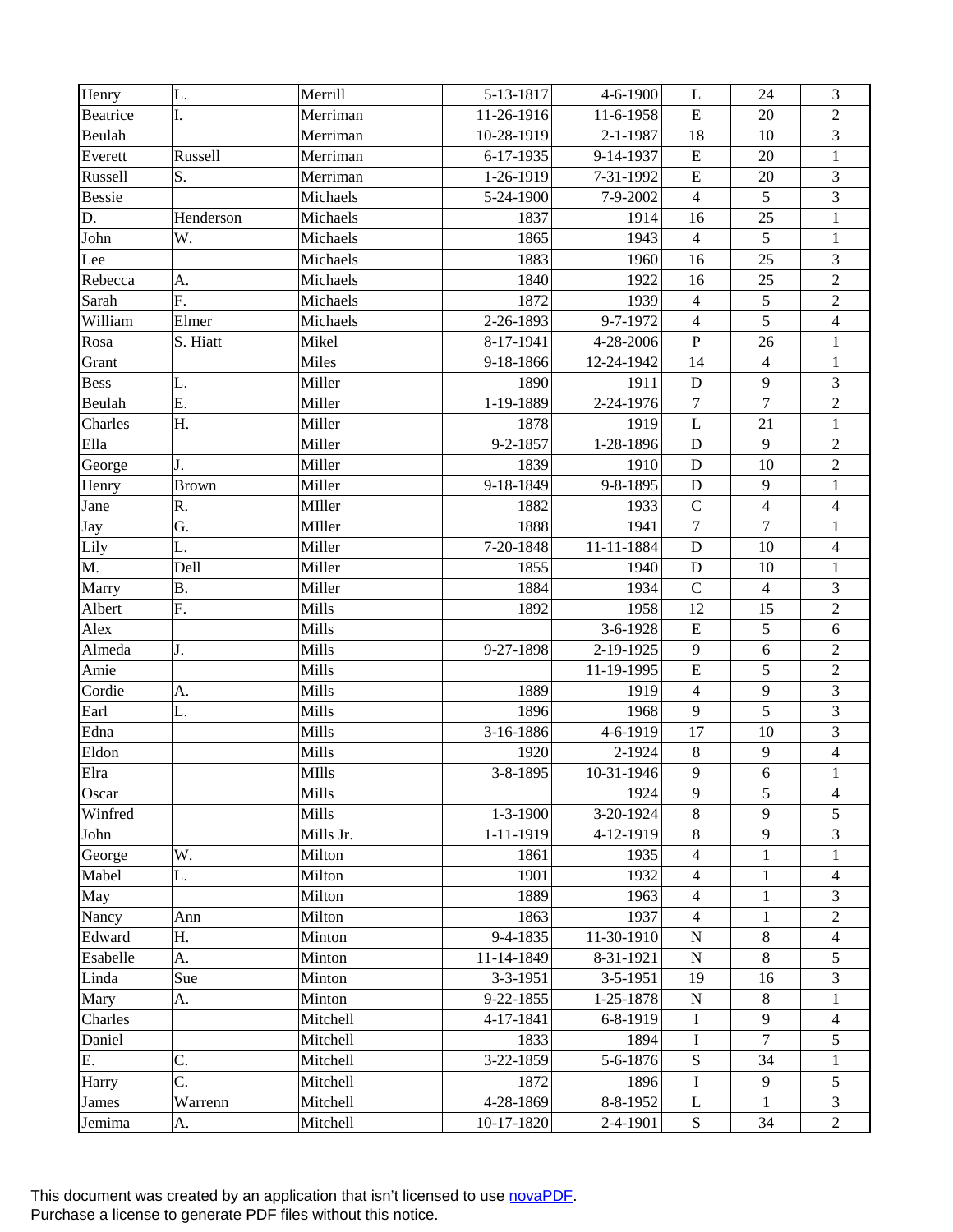| Henry | L. | Merrill | 5-13-1817 | 4-6-1900 | L | 24 | 3 |
|---|---|---|---|---|---|---|---|
| Beatrice | I. | Merriman | 11-26-1916 | 11-6-1958 | E | 20 | 2 |
| Beulah | | Merriman | 10-28-1919 | 2-1-1987 | 18 | 10 | 3 |
| Everett | Russell | Merriman | 6-17-1935 | 9-14-1937 | E | 20 | 1 |
| Russell | S. | Merriman | 1-26-1919 | 7-31-1992 | E | 20 | 3 |
| Bessie | | Michaels | 5-24-1900 | 7-9-2002 | 4 | 5 | 3 |
| D. | Henderson | Michaels | 1837 | 1914 | 16 | 25 | 1 |
| John | W. | Michaels | 1865 | 1943 | 4 | 5 | 1 |
| Lee | | Michaels | 1883 | 1960 | 16 | 25 | 3 |
| Rebecca | A. | Michaels | 1840 | 1922 | 16 | 25 | 2 |
| Sarah | F. | Michaels | 1872 | 1939 | 4 | 5 | 2 |
| William | Elmer | Michaels | 2-26-1893 | 9-7-1972 | 4 | 5 | 4 |
| Rosa | S. Hiatt | Mikel | 8-17-1941 | 4-28-2006 | P | 26 | 1 |
| Grant | | Miles | 9-18-1866 | 12-24-1942 | 14 | 4 | 1 |
| Bess | L. | Miller | 1890 | 1911 | D | 9 | 3 |
| Beulah | E. | Miller | 1-19-1889 | 2-24-1976 | 7 | 7 | 2 |
| Charles | H. | Miller | 1878 | 1919 | L | 21 | 1 |
| Ella | | Miller | 9-2-1857 | 1-28-1896 | D | 9 | 2 |
| George | J. | Miller | 1839 | 1910 | D | 10 | 2 |
| Henry | Brown | Miller | 9-18-1849 | 9-8-1895 | D | 9 | 1 |
| Jane | R. | MIller | 1882 | 1933 | C | 4 | 4 |
| Jay | G. | MIller | 1888 | 1941 | 7 | 7 | 1 |
| Lily | L. | Miller | 7-20-1848 | 11-11-1884 | D | 10 | 4 |
| M. | Dell | Miller | 1855 | 1940 | D | 10 | 1 |
| Marry | B. | Miller | 1884 | 1934 | C | 4 | 3 |
| Albert | F. | Mills | 1892 | 1958 | 12 | 15 | 2 |
| Alex | | Mills | | 3-6-1928 | E | 5 | 6 |
| Almeda | J. | Mills | 9-27-1898 | 2-19-1925 | 9 | 6 | 2 |
| Amie | | Mills | | 11-19-1995 | E | 5 | 2 |
| Cordie | A. | Mills | 1889 | 1919 | 4 | 9 | 3 |
| Earl | L. | Mills | 1896 | 1968 | 9 | 5 | 3 |
| Edna | | Mills | 3-16-1886 | 4-6-1919 | 17 | 10 | 3 |
| Eldon | | Mills | 1920 | 2-1924 | 8 | 9 | 4 |
| Elra | | MIlls | 3-8-1895 | 10-31-1946 | 9 | 6 | 1 |
| Oscar | | Mills | | 1924 | 9 | 5 | 4 |
| Winfred | | Mills | 1-3-1900 | 3-20-1924 | 8 | 9 | 5 |
| John | | Mills Jr. | 1-11-1919 | 4-12-1919 | 8 | 9 | 3 |
| George | W. | Milton | 1861 | 1935 | 4 | 1 | 1 |
| Mabel | L. | Milton | 1901 | 1932 | 4 | 1 | 4 |
| May | | Milton | 1889 | 1963 | 4 | 1 | 3 |
| Nancy | Ann | Milton | 1863 | 1937 | 4 | 1 | 2 |
| Edward | H. | Minton | 9-4-1835 | 11-30-1910 | N | 8 | 4 |
| Esabelle | A. | Minton | 11-14-1849 | 8-31-1921 | N | 8 | 5 |
| Linda | Sue | Minton | 3-3-1951 | 3-5-1951 | 19 | 16 | 3 |
| Mary | A. | Minton | 9-22-1855 | 1-25-1878 | N | 8 | 1 |
| Charles | | Mitchell | 4-17-1841 | 6-8-1919 | I | 9 | 4 |
| Daniel | | Mitchell | 1833 | 1894 | I | 7 | 5 |
| E. | C. | Mitchell | 3-22-1859 | 5-6-1876 | S | 34 | 1 |
| Harry | C. | Mitchell | 1872 | 1896 | I | 9 | 5 |
| James | Warrenn | Mitchell | 4-28-1869 | 8-8-1952 | L | 1 | 3 |
| Jemima | A. | Mitchell | 10-17-1820 | 2-4-1901 | S | 34 | 2 |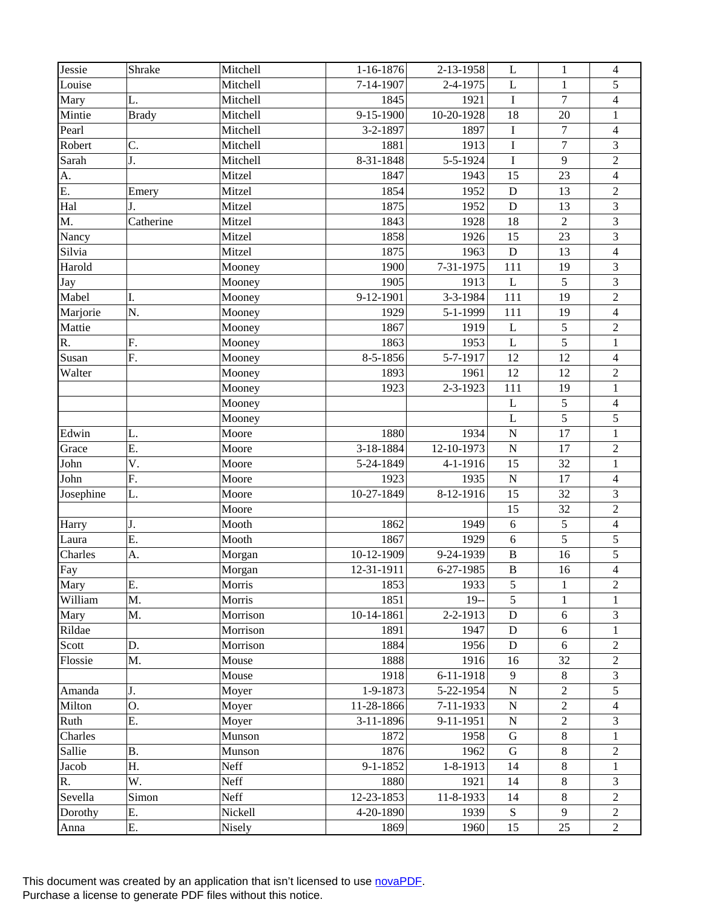| | | | | | | | |
|---|---|---|---|---|---|---|---|
| Jessie | Shrake | Mitchell | 1-16-1876 | 2-13-1958 | L | 1 | 4 |
| Louise | | Mitchell | 7-14-1907 | 2-4-1975 | L | 1 | 5 |
| Mary | L. | Mitchell | 1845 | 1921 | I | 7 | 4 |
| Mintie | Brady | Mitchell | 9-15-1900 | 10-20-1928 | 18 | 20 | 1 |
| Pearl | | Mitchell | 3-2-1897 | 1897 | I | 7 | 4 |
| Robert | C. | Mitchell | 1881 | 1913 | I | 7 | 3 |
| Sarah | J. | Mitchell | 8-31-1848 | 5-5-1924 | I | 9 | 2 |
| A. | | Mitzel | 1847 | 1943 | 15 | 23 | 4 |
| E. | Emery | Mitzel | 1854 | 1952 | D | 13 | 2 |
| Hal | J. | Mitzel | 1875 | 1952 | D | 13 | 3 |
| M. | Catherine | Mitzel | 1843 | 1928 | 18 | 2 | 3 |
| Nancy | | Mitzel | 1858 | 1926 | 15 | 23 | 3 |
| Silvia | | Mitzel | 1875 | 1963 | D | 13 | 4 |
| Harold | | Mooney | 1900 | 7-31-1975 | 111 | 19 | 3 |
| Jay | | Mooney | 1905 | 1913 | L | 5 | 3 |
| Mabel | I. | Mooney | 9-12-1901 | 3-3-1984 | 111 | 19 | 2 |
| Marjorie | N. | Mooney | 1929 | 5-1-1999 | 111 | 19 | 4 |
| Mattie | | Mooney | 1867 | 1919 | L | 5 | 2 |
| R. | F. | Mooney | 1863 | 1953 | L | 5 | 1 |
| Susan | F. | Mooney | 8-5-1856 | 5-7-1917 | 12 | 12 | 4 |
| Walter | | Mooney | 1893 | 1961 | 12 | 12 | 2 |
| | | Mooney | 1923 | 2-3-1923 | 111 | 19 | 1 |
| | | Mooney | | | L | 5 | 4 |
| | | Mooney | | | L | 5 | 5 |
| Edwin | L. | Moore | 1880 | 1934 | N | 17 | 1 |
| Grace | E. | Moore | 3-18-1884 | 12-10-1973 | N | 17 | 2 |
| John | V. | Moore | 5-24-1849 | 4-1-1916 | 15 | 32 | 1 |
| John | F. | Moore | 1923 | 1935 | N | 17 | 4 |
| Josephine | L. | Moore | 10-27-1849 | 8-12-1916 | 15 | 32 | 3 |
| | | Moore | | | 15 | 32 | 2 |
| Harry | J. | Mooth | 1862 | 1949 | 6 | 5 | 4 |
| Laura | E. | Mooth | 1867 | 1929 | 6 | 5 | 5 |
| Charles | A. | Morgan | 10-12-1909 | 9-24-1939 | B | 16 | 5 |
| Fay | | Morgan | 12-31-1911 | 6-27-1985 | B | 16 | 4 |
| Mary | E. | Morris | 1853 | 1933 | 5 | 1 | 2 |
| William | M. | Morris | 1851 | 19-- | 5 | 1 | 1 |
| Mary | M. | Morrison | 10-14-1861 | 2-2-1913 | D | 6 | 3 |
| Rildae | | Morrison | 1891 | 1947 | D | 6 | 1 |
| Scott | D. | Morrison | 1884 | 1956 | D | 6 | 2 |
| Flossie | M. | Mouse | 1888 | 1916 | 16 | 32 | 2 |
| | | Mouse | 1918 | 6-11-1918 | 9 | 8 | 3 |
| Amanda | J. | Moyer | 1-9-1873 | 5-22-1954 | N | 2 | 5 |
| Milton | O. | Moyer | 11-28-1866 | 7-11-1933 | N | 2 | 4 |
| Ruth | E. | Moyer | 3-11-1896 | 9-11-1951 | N | 2 | 3 |
| Charles | | Munson | 1872 | 1958 | G | 8 | 1 |
| Sallie | B. | Munson | 1876 | 1962 | G | 8 | 2 |
| Jacob | H. | Neff | 9-1-1852 | 1-8-1913 | 14 | 8 | 1 |
| R. | W. | Neff | 1880 | 1921 | 14 | 8 | 3 |
| Sevella | Simon | Neff | 12-23-1853 | 11-8-1933 | 14 | 8 | 2 |
| Dorothy | E. | Nickell | 4-20-1890 | 1939 | S | 9 | 2 |
| Anna | E. | Nisely | 1869 | 1960 | 15 | 25 | 2 |

This document was created by an application that isn't licensed to use novaPDF.
Purchase a license to generate PDF files without this notice.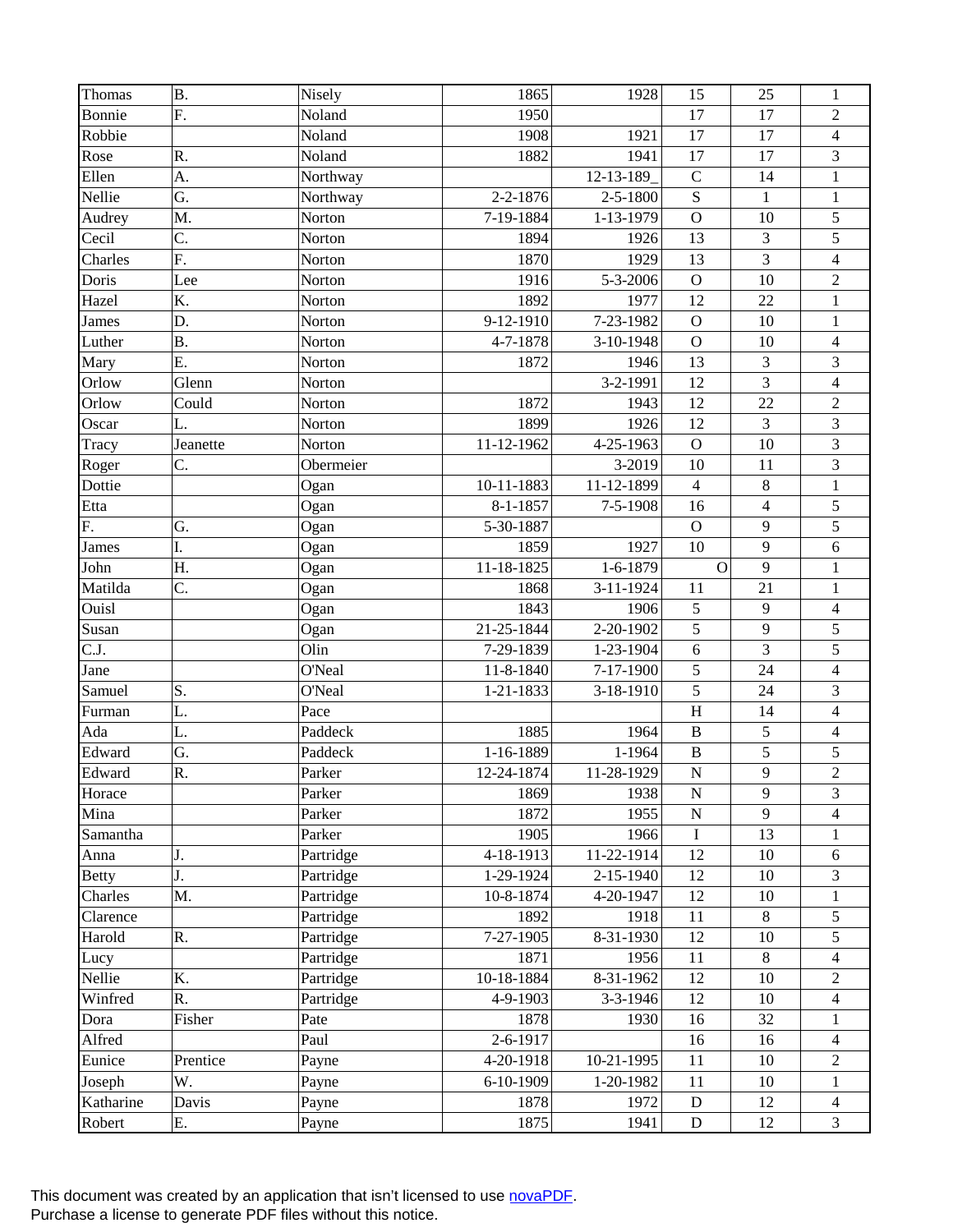| | | | | | | | |
|---|---|---|---|---|---|---|---|
| Thomas | B. | Nisely | 1865 | 1928 | 15 | 25 | 1 |
| Bonnie | F. | Noland | 1950 | | 17 | 17 | 2 |
| Robbie | | Noland | 1908 | 1921 | 17 | 17 | 4 |
| Rose | R. | Noland | 1882 | 1941 | 17 | 17 | 3 |
| Ellen | A. | Northway | | 12-13-189_ | C | 14 | 1 |
| Nellie | G. | Northway | 2-2-1876 | 2-5-1800 | S | 1 | 1 |
| Audrey | M. | Norton | 7-19-1884 | 1-13-1979 | O | 10 | 5 |
| Cecil | C. | Norton | 1894 | 1926 | 13 | 3 | 5 |
| Charles | F. | Norton | 1870 | 1929 | 13 | 3 | 4 |
| Doris | Lee | Norton | 1916 | 5-3-2006 | O | 10 | 2 |
| Hazel | K. | Norton | 1892 | 1977 | 12 | 22 | 1 |
| James | D. | Norton | 9-12-1910 | 7-23-1982 | O | 10 | 1 |
| Luther | B. | Norton | 4-7-1878 | 3-10-1948 | O | 10 | 4 |
| Mary | E. | Norton | 1872 | 1946 | 13 | 3 | 3 |
| Orlow | Glenn | Norton | | 3-2-1991 | 12 | 3 | 4 |
| Orlow | Could | Norton | 1872 | 1943 | 12 | 22 | 2 |
| Oscar | L. | Norton | 1899 | 1926 | 12 | 3 | 3 |
| Tracy | Jeanette | Norton | 11-12-1962 | 4-25-1963 | O | 10 | 3 |
| Roger | C. | Obermeier | | 3-2019 | 10 | 11 | 3 |
| Dottie | | Ogan | 10-11-1883 | 11-12-1899 | 4 | 8 | 1 |
| Etta | | Ogan | 8-1-1857 | 7-5-1908 | 16 | 4 | 5 |
| F. | G. | Ogan | 5-30-1887 | | O | 9 | 5 |
| James | I. | Ogan | 1859 | 1927 | 10 | 9 | 6 |
| John | H. | Ogan | 11-18-1825 | 1-6-1879 | O | 9 | 1 |
| Matilda | C. | Ogan | 1868 | 3-11-1924 | 11 | 21 | 1 |
| Ouisl | | Ogan | 1843 | 1906 | 5 | 9 | 4 |
| Susan | | Ogan | 21-25-1844 | 2-20-1902 | 5 | 9 | 5 |
| C.J. | | Olin | 7-29-1839 | 1-23-1904 | 6 | 3 | 5 |
| Jane | | O'Neal | 11-8-1840 | 7-17-1900 | 5 | 24 | 4 |
| Samuel | S. | O'Neal | 1-21-1833 | 3-18-1910 | 5 | 24 | 3 |
| Furman | L. | Pace | | | H | 14 | 4 |
| Ada | L. | Paddeck | 1885 | 1964 | B | 5 | 4 |
| Edward | G. | Paddeck | 1-16-1889 | 1-1964 | B | 5 | 5 |
| Edward | R. | Parker | 12-24-1874 | 11-28-1929 | N | 9 | 2 |
| Horace | | Parker | 1869 | 1938 | N | 9 | 3 |
| Mina | | Parker | 1872 | 1955 | N | 9 | 4 |
| Samantha | | Parker | 1905 | 1966 | I | 13 | 1 |
| Anna | J. | Partridge | 4-18-1913 | 11-22-1914 | 12 | 10 | 6 |
| Betty | J. | Partridge | 1-29-1924 | 2-15-1940 | 12 | 10 | 3 |
| Charles | M. | Partridge | 10-8-1874 | 4-20-1947 | 12 | 10 | 1 |
| Clarence | | Partridge | 1892 | 1918 | 11 | 8 | 5 |
| Harold | R. | Partridge | 7-27-1905 | 8-31-1930 | 12 | 10 | 5 |
| Lucy | | Partridge | 1871 | 1956 | 11 | 8 | 4 |
| Nellie | K. | Partridge | 10-18-1884 | 8-31-1962 | 12 | 10 | 2 |
| Winfred | R. | Partridge | 4-9-1903 | 3-3-1946 | 12 | 10 | 4 |
| Dora | Fisher | Pate | 1878 | 1930 | 16 | 32 | 1 |
| Alfred | | Paul | 2-6-1917 | | 16 | 16 | 4 |
| Eunice | Prentice | Payne | 4-20-1918 | 10-21-1995 | 11 | 10 | 2 |
| Joseph | W. | Payne | 6-10-1909 | 1-20-1982 | 11 | 10 | 1 |
| Katharine | Davis | Payne | 1878 | 1972 | D | 12 | 4 |
| Robert | E. | Payne | 1875 | 1941 | D | 12 | 3 |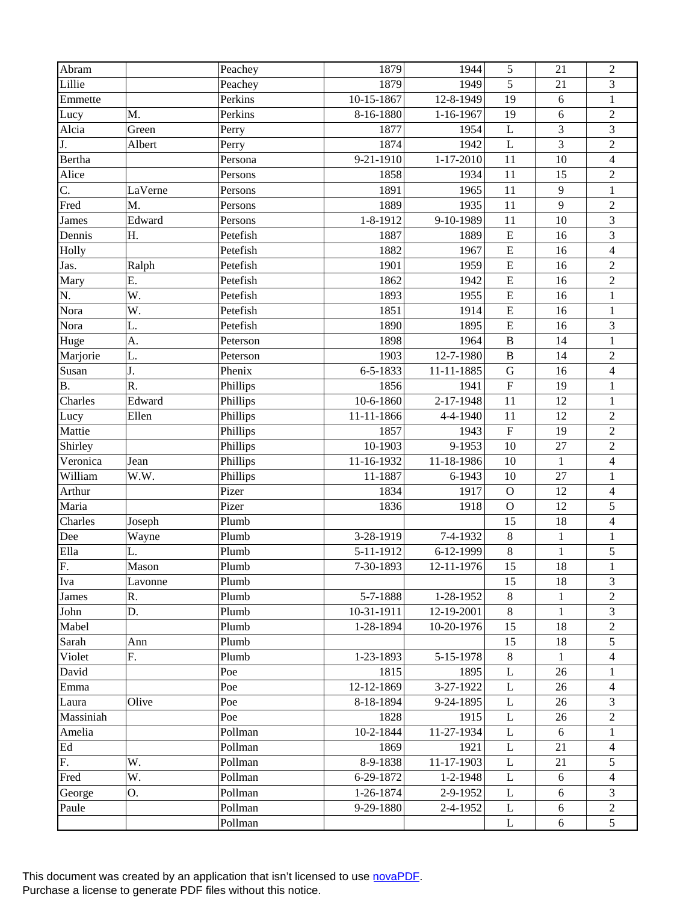| Abram | | Peachey | 1879 | 1944 | 5 | 21 | 2 |
|---|---|---|---|---|---|---|---|
| Lillie | | Peachey | 1879 | 1949 | 5 | 21 | 3 |
| Emmette | | Perkins | 10-15-1867 | 12-8-1949 | 19 | 6 | 1 |
| Lucy | M. | Perkins | 8-16-1880 | 1-16-1967 | 19 | 6 | 2 |
| Alcia | Green | Perry | 1877 | 1954 | L | 3 | 3 |
| J. | Albert | Perry | 1874 | 1942 | L | 3 | 2 |
| Bertha | | Persona | 9-21-1910 | 1-17-2010 | 11 | 10 | 4 |
| Alice | | Persons | 1858 | 1934 | 11 | 15 | 2 |
| C. | LaVerne | Persons | 1891 | 1965 | 11 | 9 | 1 |
| Fred | M. | Persons | 1889 | 1935 | 11 | 9 | 2 |
| James | Edward | Persons | 1-8-1912 | 9-10-1989 | 11 | 10 | 3 |
| Dennis | H. | Petefish | 1887 | 1889 | E | 16 | 3 |
| Holly | | Petefish | 1882 | 1967 | E | 16 | 4 |
| Jas. | Ralph | Petefish | 1901 | 1959 | E | 16 | 2 |
| Mary | E. | Petefish | 1862 | 1942 | E | 16 | 2 |
| N. | W. | Petefish | 1893 | 1955 | E | 16 | 1 |
| Nora | W. | Petefish | 1851 | 1914 | E | 16 | 1 |
| Nora | L. | Petefish | 1890 | 1895 | E | 16 | 3 |
| Huge | A. | Peterson | 1898 | 1964 | B | 14 | 1 |
| Marjorie | L. | Peterson | 1903 | 12-7-1980 | B | 14 | 2 |
| Susan | J. | Phenix | 6-5-1833 | 11-11-1885 | G | 16 | 4 |
| B. | R. | Phillips | 1856 | 1941 | F | 19 | 1 |
| Charles | Edward | Phillips | 10-6-1860 | 2-17-1948 | 11 | 12 | 1 |
| Lucy | Ellen | Phillips | 11-11-1866 | 4-4-1940 | 11 | 12 | 2 |
| Mattie | | Phillips | 1857 | 1943 | F | 19 | 2 |
| Shirley | | Phillips | 10-1903 | 9-1953 | 10 | 27 | 2 |
| Veronica | Jean | Phillips | 11-16-1932 | 11-18-1986 | 10 | 1 | 4 |
| William | W.W. | Phillips | 11-1887 | 6-1943 | 10 | 27 | 1 |
| Arthur | | Pizer | 1834 | 1917 | O | 12 | 4 |
| Maria | | Pizer | 1836 | 1918 | O | 12 | 5 |
| Charles | Joseph | Plumb | | | 15 | 18 | 4 |
| Dee | Wayne | Plumb | 3-28-1919 | 7-4-1932 | 8 | 1 | 1 |
| Ella | L. | Plumb | 5-11-1912 | 6-12-1999 | 8 | 1 | 5 |
| F. | Mason | Plumb | 7-30-1893 | 12-11-1976 | 15 | 18 | 1 |
| Iva | Lavonne | Plumb | | | 15 | 18 | 3 |
| James | R. | Plumb | 5-7-1888 | 1-28-1952 | 8 | 1 | 2 |
| John | D. | Plumb | 10-31-1911 | 12-19-2001 | 8 | 1 | 3 |
| Mabel | | Plumb | 1-28-1894 | 10-20-1976 | 15 | 18 | 2 |
| Sarah | Ann | Plumb | | | 15 | 18 | 5 |
| Violet | F. | Plumb | 1-23-1893 | 5-15-1978 | 8 | 1 | 4 |
| David | | Poe | 1815 | 1895 | L | 26 | 1 |
| Emma | | Poe | 12-12-1869 | 3-27-1922 | L | 26 | 4 |
| Laura | Olive | Poe | 8-18-1894 | 9-24-1895 | L | 26 | 3 |
| Massiniah | | Poe | 1828 | 1915 | L | 26 | 2 |
| Amelia | | Pollman | 10-2-1844 | 11-27-1934 | L | 6 | 1 |
| Ed | | Pollman | 1869 | 1921 | L | 21 | 4 |
| F. | W. | Pollman | 8-9-1838 | 11-17-1903 | L | 21 | 5 |
| Fred | W. | Pollman | 6-29-1872 | 1-2-1948 | L | 6 | 4 |
| George | O. | Pollman | 1-26-1874 | 2-9-1952 | L | 6 | 3 |
| Paule | | Pollman | 9-29-1880 | 2-4-1952 | L | 6 | 2 |
| | | Pollman | | | L | 6 | 5 |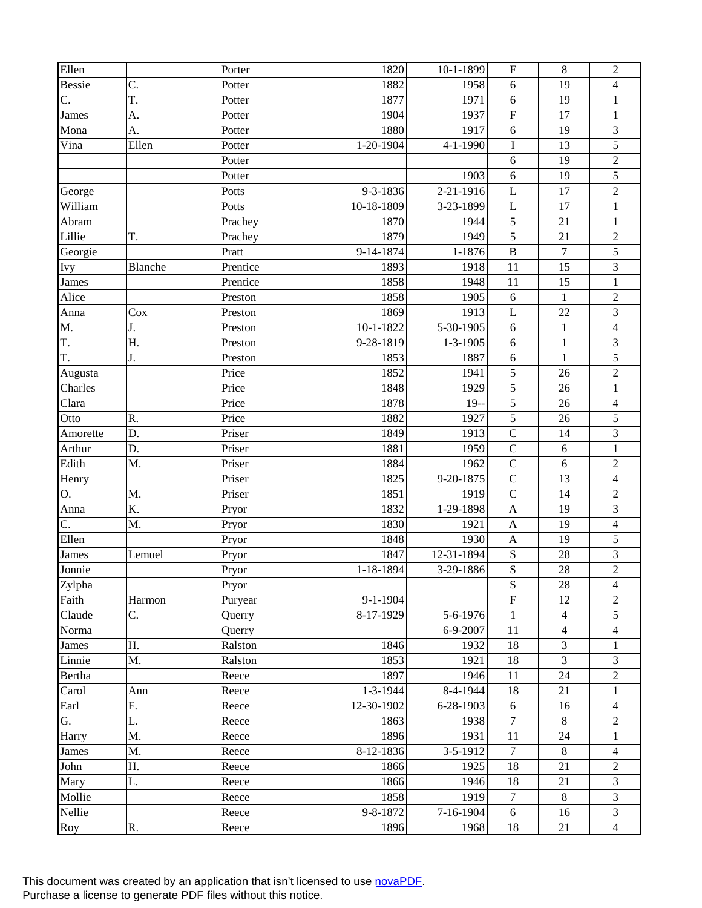| | | | | | | | |
|---|---|---|---|---|---|---|---|
| Ellen | | Porter | 1820 | 10-1-1899 | F | 8 | 2 |
| Bessie | C. | Potter | 1882 | 1958 | 6 | 19 | 4 |
| C. | T. | Potter | 1877 | 1971 | 6 | 19 | 1 |
| James | A. | Potter | 1904 | 1937 | F | 17 | 1 |
| Mona | A. | Potter | 1880 | 1917 | 6 | 19 | 3 |
| Vina | Ellen | Potter | 1-20-1904 | 4-1-1990 | I | 13 | 5 |
| | | Potter | | | 6 | 19 | 2 |
| | | Potter | | 1903 | 6 | 19 | 5 |
| George | | Potts | 9-3-1836 | 2-21-1916 | L | 17 | 2 |
| William | | Potts | 10-18-1809 | 3-23-1899 | L | 17 | 1 |
| Abram | | Prachey | 1870 | 1944 | 5 | 21 | 1 |
| Lillie | T. | Prachey | 1879 | 1949 | 5 | 21 | 2 |
| Georgie | | Pratt | 9-14-1874 | 1-1876 | B | 7 | 5 |
| Ivy | Blanche | Prentice | 1893 | 1918 | 11 | 15 | 3 |
| James | | Prentice | 1858 | 1948 | 11 | 15 | 1 |
| Alice | | Preston | 1858 | 1905 | 6 | 1 | 2 |
| Anna | Cox | Preston | 1869 | 1913 | L | 22 | 3 |
| M. | J. | Preston | 10-1-1822 | 5-30-1905 | 6 | 1 | 4 |
| T. | H. | Preston | 9-28-1819 | 1-3-1905 | 6 | 1 | 3 |
| T. | J. | Preston | 1853 | 1887 | 6 | 1 | 5 |
| Augusta | | Price | 1852 | 1941 | 5 | 26 | 2 |
| Charles | | Price | 1848 | 1929 | 5 | 26 | 1 |
| Clara | | Price | 1878 | 19-- | 5 | 26 | 4 |
| Otto | R. | Price | 1882 | 1927 | 5 | 26 | 5 |
| Amorette | D. | Priser | 1849 | 1913 | C | 14 | 3 |
| Arthur | D. | Priser | 1881 | 1959 | C | 6 | 1 |
| Edith | M. | Priser | 1884 | 1962 | C | 6 | 2 |
| Henry | | Priser | 1825 | 9-20-1875 | C | 13 | 4 |
| O. | M. | Priser | 1851 | 1919 | C | 14 | 2 |
| Anna | K. | Pryor | 1832 | 1-29-1898 | A | 19 | 3 |
| C. | M. | Pryor | 1830 | 1921 | A | 19 | 4 |
| Ellen | | Pryor | 1848 | 1930 | A | 19 | 5 |
| James | Lemuel | Pryor | 1847 | 12-31-1894 | S | 28 | 3 |
| Jonnie | | Pryor | 1-18-1894 | 3-29-1886 | S | 28 | 2 |
| Zylpha | | Pryor | | | S | 28 | 4 |
| Faith | Harmon | Puryear | 9-1-1904 | | F | 12 | 2 |
| Claude | C. | Querry | 8-17-1929 | 5-6-1976 | 1 | 4 | 5 |
| Norma | | Querry | | 6-9-2007 | 11 | 4 | 4 |
| James | H. | Ralston | 1846 | 1932 | 18 | 3 | 1 |
| Linnie | M. | Ralston | 1853 | 1921 | 18 | 3 | 3 |
| Bertha | | Reece | 1897 | 1946 | 11 | 24 | 2 |
| Carol | Ann | Reece | 1-3-1944 | 8-4-1944 | 18 | 21 | 1 |
| Earl | F. | Reece | 12-30-1902 | 6-28-1903 | 6 | 16 | 4 |
| G. | L. | Reece | 1863 | 1938 | 7 | 8 | 2 |
| Harry | M. | Reece | 1896 | 1931 | 11 | 24 | 1 |
| James | M. | Reece | 8-12-1836 | 3-5-1912 | 7 | 8 | 4 |
| John | H. | Reece | 1866 | 1925 | 18 | 21 | 2 |
| Mary | L. | Reece | 1866 | 1946 | 18 | 21 | 3 |
| Mollie | | Reece | 1858 | 1919 | 7 | 8 | 3 |
| Nellie | | Reece | 9-8-1872 | 7-16-1904 | 6 | 16 | 3 |
| Roy | R. | Reece | 1896 | 1968 | 18 | 21 | 4 |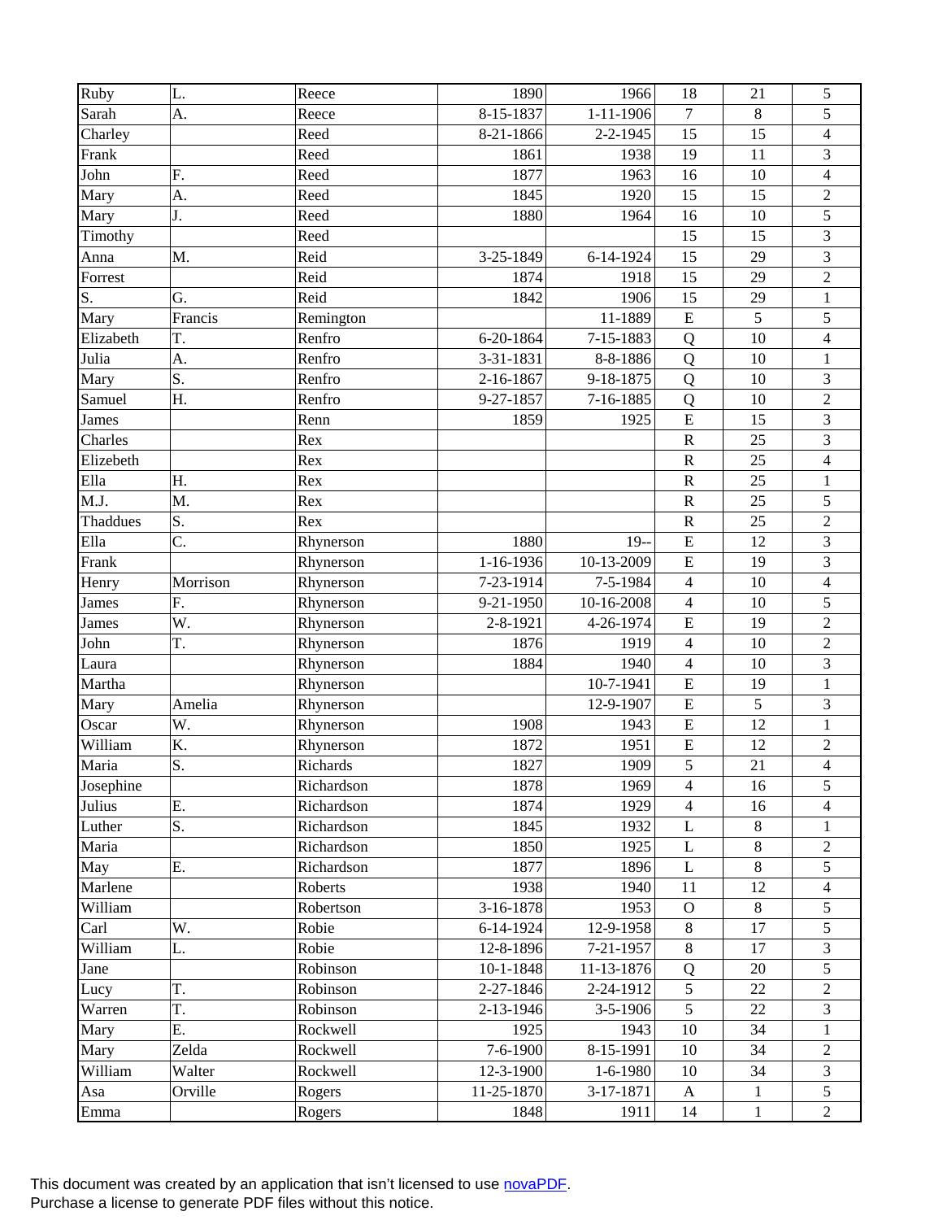| Ruby | L. | Reece | 1890 | 1966 | 18 | 21 | 5 |
|---|---|---|---|---|---|---|---|
| Sarah | A. | Reece | 8-15-1837 | 1-11-1906 | 7 | 8 | 5 |
| Charley | | Reed | 8-21-1866 | 2-2-1945 | 15 | 15 | 4 |
| Frank | | Reed | 1861 | 1938 | 19 | 11 | 3 |
| John | F. | Reed | 1877 | 1963 | 16 | 10 | 4 |
| Mary | A. | Reed | 1845 | 1920 | 15 | 15 | 2 |
| Mary | J. | Reed | 1880 | 1964 | 16 | 10 | 5 |
| Timothy | | Reed | | | 15 | 15 | 3 |
| Anna | M. | Reid | 3-25-1849 | 6-14-1924 | 15 | 29 | 3 |
| Forrest | | Reid | 1874 | 1918 | 15 | 29 | 2 |
| S. | G. | Reid | 1842 | 1906 | 15 | 29 | 1 |
| Mary | Francis | Remington | | 11-1889 | E | 5 | 5 |
| Elizabeth | T. | Renfro | 6-20-1864 | 7-15-1883 | Q | 10 | 4 |
| Julia | A. | Renfro | 3-31-1831 | 8-8-1886 | Q | 10 | 1 |
| Mary | S. | Renfro | 2-16-1867 | 9-18-1875 | Q | 10 | 3 |
| Samuel | H. | Renfro | 9-27-1857 | 7-16-1885 | Q | 10 | 2 |
| James | | Renn | 1859 | 1925 | E | 15 | 3 |
| Charles | | Rex | | | R | 25 | 3 |
| Elizebeth | | Rex | | | R | 25 | 4 |
| Ella | H. | Rex | | | R | 25 | 1 |
| M.J. | M. | Rex | | | R | 25 | 5 |
| Thaddues | S. | Rex | | | R | 25 | 2 |
| Ella | C. | Rhynerson | 1880 | 19-- | E | 12 | 3 |
| Frank | | Rhynerson | 1-16-1936 | 10-13-2009 | E | 19 | 3 |
| Henry | Morrison | Rhynerson | 7-23-1914 | 7-5-1984 | 4 | 10 | 4 |
| James | F. | Rhynerson | 9-21-1950 | 10-16-2008 | 4 | 10 | 5 |
| James | W. | Rhynerson | 2-8-1921 | 4-26-1974 | E | 19 | 2 |
| John | T. | Rhynerson | 1876 | 1919 | 4 | 10 | 2 |
| Laura | | Rhynerson | 1884 | 1940 | 4 | 10 | 3 |
| Martha | | Rhynerson | | 10-7-1941 | E | 19 | 1 |
| Mary | Amelia | Rhynerson | | 12-9-1907 | E | 5 | 3 |
| Oscar | W. | Rhynerson | 1908 | 1943 | E | 12 | 1 |
| William | K. | Rhynerson | 1872 | 1951 | E | 12 | 2 |
| Maria | S. | Richards | 1827 | 1909 | 5 | 21 | 4 |
| Josephine | | Richardson | 1878 | 1969 | 4 | 16 | 5 |
| Julius | E. | Richardson | 1874 | 1929 | 4 | 16 | 4 |
| Luther | S. | Richardson | 1845 | 1932 | L | 8 | 1 |
| Maria | | Richardson | 1850 | 1925 | L | 8 | 2 |
| May | E. | Richardson | 1877 | 1896 | L | 8 | 5 |
| Marlene | | Roberts | 1938 | 1940 | 11 | 12 | 4 |
| William | | Robertson | 3-16-1878 | 1953 | O | 8 | 5 |
| Carl | W. | Robie | 6-14-1924 | 12-9-1958 | 8 | 17 | 5 |
| William | L. | Robie | 12-8-1896 | 7-21-1957 | 8 | 17 | 3 |
| Jane | | Robinson | 10-1-1848 | 11-13-1876 | Q | 20 | 5 |
| Lucy | T. | Robinson | 2-27-1846 | 2-24-1912 | 5 | 22 | 2 |
| Warren | T. | Robinson | 2-13-1946 | 3-5-1906 | 5 | 22 | 3 |
| Mary | E. | Rockwell | 1925 | 1943 | 10 | 34 | 1 |
| Mary | Zelda | Rockwell | 7-6-1900 | 8-15-1991 | 10 | 34 | 2 |
| William | Walter | Rockwell | 12-3-1900 | 1-6-1980 | 10 | 34 | 3 |
| Asa | Orville | Rogers | 11-25-1870 | 3-17-1871 | A | 1 | 5 |
| Emma | | Rogers | 1848 | 1911 | 14 | 1 | 2 |

This document was created by an application that isn't licensed to use novaPDF.
Purchase a license to generate PDF files without this notice.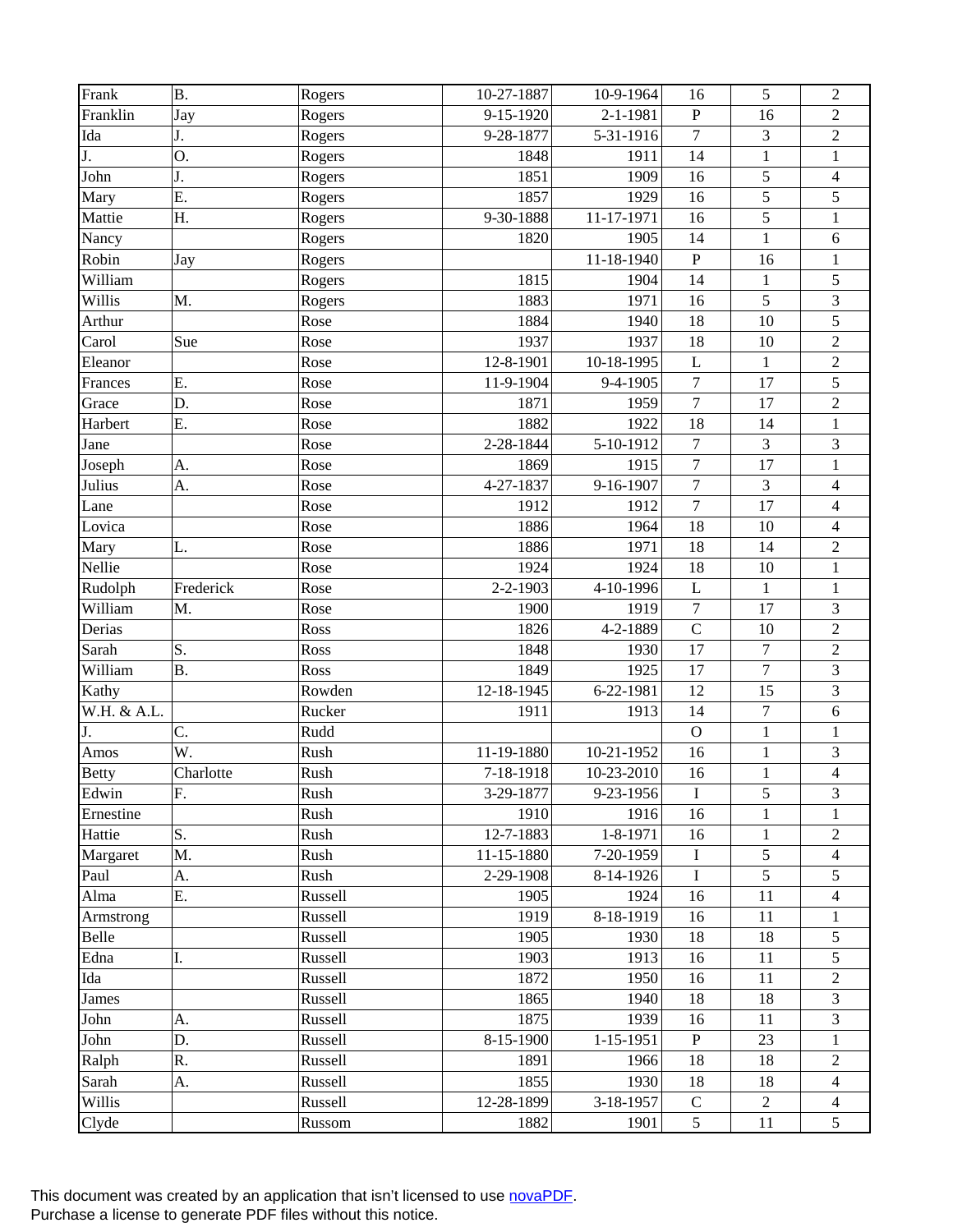| Frank | B. | Rogers | 10-27-1887 | 10-9-1964 | 16 | 5 | 2 |
|---|---|---|---|---|---|---|---|
| Franklin | Jay | Rogers | 9-15-1920 | 2-1-1981 | P | 16 | 2 |
| Ida | J. | Rogers | 9-28-1877 | 5-31-1916 | 7 | 3 | 2 |
| J. | O. | Rogers | 1848 | 1911 | 14 | 1 | 1 |
| John | J. | Rogers | 1851 | 1909 | 16 | 5 | 4 |
| Mary | E. | Rogers | 1857 | 1929 | 16 | 5 | 5 |
| Mattie | H. | Rogers | 9-30-1888 | 11-17-1971 | 16 | 5 | 1 |
| Nancy | | Rogers | 1820 | 1905 | 14 | 1 | 6 |
| Robin | Jay | Rogers | | 11-18-1940 | P | 16 | 1 |
| William | | Rogers | 1815 | 1904 | 14 | 1 | 5 |
| Willis | M. | Rogers | 1883 | 1971 | 16 | 5 | 3 |
| Arthur | | Rose | 1884 | 1940 | 18 | 10 | 5 |
| Carol | Sue | Rose | 1937 | 1937 | 18 | 10 | 2 |
| Eleanor | | Rose | 12-8-1901 | 10-18-1995 | L | 1 | 2 |
| Frances | E. | Rose | 11-9-1904 | 9-4-1905 | 7 | 17 | 5 |
| Grace | D. | Rose | 1871 | 1959 | 7 | 17 | 2 |
| Harbert | E. | Rose | 1882 | 1922 | 18 | 14 | 1 |
| Jane | | Rose | 2-28-1844 | 5-10-1912 | 7 | 3 | 3 |
| Joseph | A. | Rose | 1869 | 1915 | 7 | 17 | 1 |
| Julius | A. | Rose | 4-27-1837 | 9-16-1907 | 7 | 3 | 4 |
| Lane | | Rose | 1912 | 1912 | 7 | 17 | 4 |
| Lovica | | Rose | 1886 | 1964 | 18 | 10 | 4 |
| Mary | L. | Rose | 1886 | 1971 | 18 | 14 | 2 |
| Nellie | | Rose | 1924 | 1924 | 18 | 10 | 1 |
| Rudolph | Frederick | Rose | 2-2-1903 | 4-10-1996 | L | 1 | 1 |
| William | M. | Rose | 1900 | 1919 | 7 | 17 | 3 |
| Derias | | Ross | 1826 | 4-2-1889 | C | 10 | 2 |
| Sarah | S. | Ross | 1848 | 1930 | 17 | 7 | 2 |
| William | B. | Ross | 1849 | 1925 | 17 | 7 | 3 |
| Kathy | | Rowden | 12-18-1945 | 6-22-1981 | 12 | 15 | 3 |
| W.H. & A.L. | | Rucker | 1911 | 1913 | 14 | 7 | 6 |
| J. | C. | Rudd | | | O | 1 | 1 |
| Amos | W. | Rush | 11-19-1880 | 10-21-1952 | 16 | 1 | 3 |
| Betty | Charlotte | Rush | 7-18-1918 | 10-23-2010 | 16 | 1 | 4 |
| Edwin | F. | Rush | 3-29-1877 | 9-23-1956 | I | 5 | 3 |
| Ernestine | | Rush | 1910 | 1916 | 16 | 1 | 1 |
| Hattie | S. | Rush | 12-7-1883 | 1-8-1971 | 16 | 1 | 2 |
| Margaret | M. | Rush | 11-15-1880 | 7-20-1959 | I | 5 | 4 |
| Paul | A. | Rush | 2-29-1908 | 8-14-1926 | I | 5 | 5 |
| Alma | E. | Russell | 1905 | 1924 | 16 | 11 | 4 |
| Armstrong | | Russell | 1919 | 8-18-1919 | 16 | 11 | 1 |
| Belle | | Russell | 1905 | 1930 | 18 | 18 | 5 |
| Edna | I. | Russell | 1903 | 1913 | 16 | 11 | 5 |
| Ida | | Russell | 1872 | 1950 | 16 | 11 | 2 |
| James | | Russell | 1865 | 1940 | 18 | 18 | 3 |
| John | A. | Russell | 1875 | 1939 | 16 | 11 | 3 |
| John | D. | Russell | 8-15-1900 | 1-15-1951 | P | 23 | 1 |
| Ralph | R. | Russell | 1891 | 1966 | 18 | 18 | 2 |
| Sarah | A. | Russell | 1855 | 1930 | 18 | 18 | 4 |
| Willis | | Russell | 12-28-1899 | 3-18-1957 | C | 2 | 4 |
| Clyde | | Russom | 1882 | 1901 | 5 | 11 | 5 |

This document was created by an application that isn't licensed to use novaPDF.
Purchase a license to generate PDF files without this notice.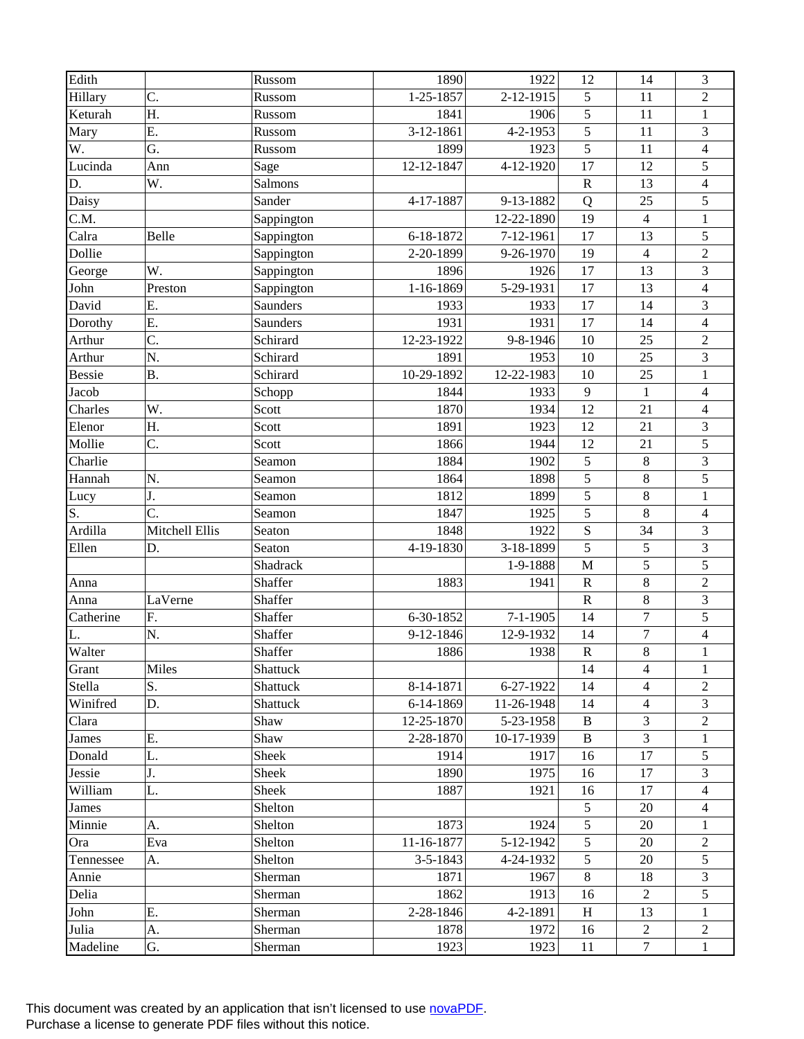| | | | | | | | |
|---|---|---|---|---|---|---|---|
| Edith | | Russom | 1890 | 1922 | 12 | 14 | 3 |
| Hillary | C. | Russom | 1-25-1857 | 2-12-1915 | 5 | 11 | 2 |
| Keturah | H. | Russom | 1841 | 1906 | 5 | 11 | 1 |
| Mary | E. | Russom | 3-12-1861 | 4-2-1953 | 5 | 11 | 3 |
| W. | G. | Russom | 1899 | 1923 | 5 | 11 | 4 |
| Lucinda | Ann | Sage | 12-12-1847 | 4-12-1920 | 17 | 12 | 5 |
| D. | W. | Salmons | | | R | 13 | 4 |
| Daisy | | Sander | 4-17-1887 | 9-13-1882 | Q | 25 | 5 |
| C.M. | | Sappington | | 12-22-1890 | 19 | 4 | 1 |
| Calra | Belle | Sappington | 6-18-1872 | 7-12-1961 | 17 | 13 | 5 |
| Dollie | | Sappington | 2-20-1899 | 9-26-1970 | 19 | 4 | 2 |
| George | W. | Sappington | 1896 | 1926 | 17 | 13 | 3 |
| John | Preston | Sappington | 1-16-1869 | 5-29-1931 | 17 | 13 | 4 |
| David | E. | Saunders | 1933 | 1933 | 17 | 14 | 3 |
| Dorothy | E. | Saunders | 1931 | 1931 | 17 | 14 | 4 |
| Arthur | C. | Schirard | 12-23-1922 | 9-8-1946 | 10 | 25 | 2 |
| Arthur | N. | Schirard | 1891 | 1953 | 10 | 25 | 3 |
| Bessie | B. | Schirard | 10-29-1892 | 12-22-1983 | 10 | 25 | 1 |
| Jacob | | Schopp | 1844 | 1933 | 9 | 1 | 4 |
| Charles | W. | Scott | 1870 | 1934 | 12 | 21 | 4 |
| Elenor | H. | Scott | 1891 | 1923 | 12 | 21 | 3 |
| Mollie | C. | Scott | 1866 | 1944 | 12 | 21 | 5 |
| Charlie | | Seamon | 1884 | 1902 | 5 | 8 | 3 |
| Hannah | N. | Seamon | 1864 | 1898 | 5 | 8 | 5 |
| Lucy | J. | Seamon | 1812 | 1899 | 5 | 8 | 1 |
| S. | C. | Seamon | 1847 | 1925 | 5 | 8 | 4 |
| Ardilla | Mitchell Ellis | Seaton | 1848 | 1922 | S | 34 | 3 |
| Ellen | D. | Seaton | 4-19-1830 | 3-18-1899 | 5 | 5 | 3 |
| | | Shadrack | | 1-9-1888 | M | 5 | 5 |
| Anna | | Shaffer | 1883 | 1941 | R | 8 | 2 |
| Anna | LaVerne | Shaffer | | | R | 8 | 3 |
| Catherine | F. | Shaffer | 6-30-1852 | 7-1-1905 | 14 | 7 | 5 |
| L. | N. | Shaffer | 9-12-1846 | 12-9-1932 | 14 | 7 | 4 |
| Walter | | Shaffer | 1886 | 1938 | R | 8 | 1 |
| Grant | Miles | Shattuck | | | 14 | 4 | 1 |
| Stella | S. | Shattuck | 8-14-1871 | 6-27-1922 | 14 | 4 | 2 |
| Winifred | D. | Shattuck | 6-14-1869 | 11-26-1948 | 14 | 4 | 3 |
| Clara | | Shaw | 12-25-1870 | 5-23-1958 | B | 3 | 2 |
| James | E. | Shaw | 2-28-1870 | 10-17-1939 | B | 3 | 1 |
| Donald | L. | Sheek | 1914 | 1917 | 16 | 17 | 5 |
| Jessie | J. | Sheek | 1890 | 1975 | 16 | 17 | 3 |
| William | L. | Sheek | 1887 | 1921 | 16 | 17 | 4 |
| James | | Shelton | | | 5 | 20 | 4 |
| Minnie | A. | Shelton | 1873 | 1924 | 5 | 20 | 1 |
| Ora | Eva | Shelton | 11-16-1877 | 5-12-1942 | 5 | 20 | 2 |
| Tennessee | A. | Shelton | 3-5-1843 | 4-24-1932 | 5 | 20 | 5 |
| Annie | | Sherman | 1871 | 1967 | 8 | 18 | 3 |
| Delia | | Sherman | 1862 | 1913 | 16 | 2 | 5 |
| John | E. | Sherman | 2-28-1846 | 4-2-1891 | H | 13 | 1 |
| Julia | A. | Sherman | 1878 | 1972 | 16 | 2 | 2 |
| Madeline | G. | Sherman | 1923 | 1923 | 11 | 7 | 1 |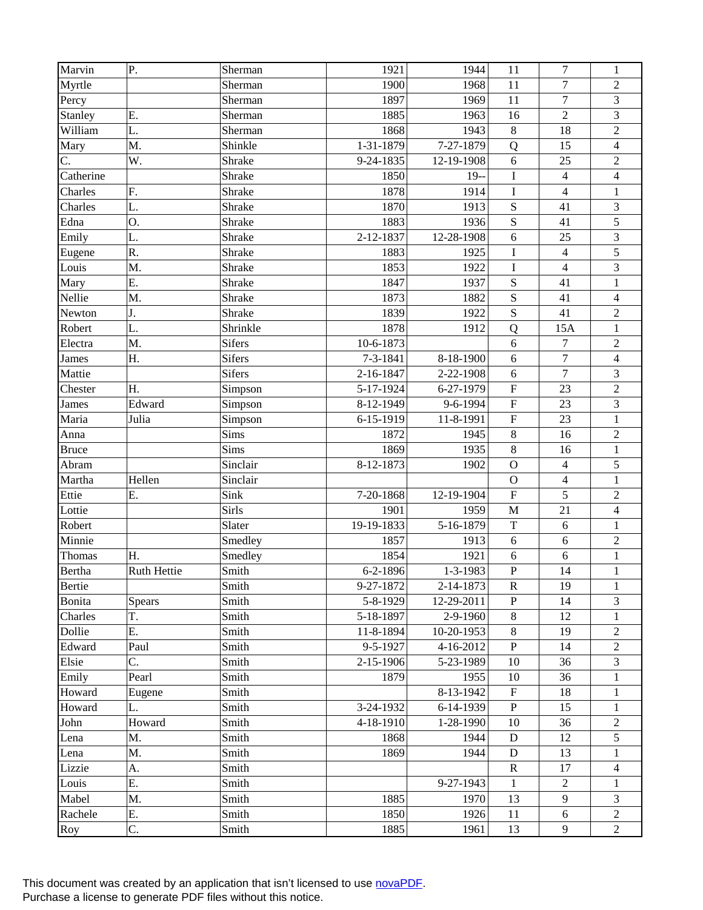| | | | | | | | |
|---|---|---|---|---|---|---|---|
| Marvin | P. | Sherman | 1921 | 1944 | 11 | 7 | 1 |
| Myrtle | | Sherman | 1900 | 1968 | 11 | 7 | 2 |
| Percy | | Sherman | 1897 | 1969 | 11 | 7 | 3 |
| Stanley | E. | Sherman | 1885 | 1963 | 16 | 2 | 3 |
| William | L. | Sherman | 1868 | 1943 | 8 | 18 | 2 |
| Mary | M. | Shinkle | 1-31-1879 | 7-27-1879 | Q | 15 | 4 |
| C. | W. | Shrake | 9-24-1835 | 12-19-1908 | 6 | 25 | 2 |
| Catherine | | Shrake | 1850 | 19-- | I | 4 | 4 |
| Charles | F. | Shrake | 1878 | 1914 | I | 4 | 1 |
| Charles | L. | Shrake | 1870 | 1913 | S | 41 | 3 |
| Edna | O. | Shrake | 1883 | 1936 | S | 41 | 5 |
| Emily | L. | Shrake | 2-12-1837 | 12-28-1908 | 6 | 25 | 3 |
| Eugene | R. | Shrake | 1883 | 1925 | I | 4 | 5 |
| Louis | M. | Shrake | 1853 | 1922 | I | 4 | 3 |
| Mary | E. | Shrake | 1847 | 1937 | S | 41 | 1 |
| Nellie | M. | Shrake | 1873 | 1882 | S | 41 | 4 |
| Newton | J. | Shrake | 1839 | 1922 | S | 41 | 2 |
| Robert | L. | Shrinkle | 1878 | 1912 | Q | 15A | 1 |
| Electra | M. | Sifers | 10-6-1873 | | 6 | 7 | 2 |
| James | H. | Sifers | 7-3-1841 | 8-18-1900 | 6 | 7 | 4 |
| Mattie | | Sifers | 2-16-1847 | 2-22-1908 | 6 | 7 | 3 |
| Chester | H. | Simpson | 5-17-1924 | 6-27-1979 | F | 23 | 2 |
| James | Edward | Simpson | 8-12-1949 | 9-6-1994 | F | 23 | 3 |
| Maria | Julia | Simpson | 6-15-1919 | 11-8-1991 | F | 23 | 1 |
| Anna | | Sims | 1872 | 1945 | 8 | 16 | 2 |
| Bruce | | Sims | 1869 | 1935 | 8 | 16 | 1 |
| Abram | | Sinclair | 8-12-1873 | 1902 | O | 4 | 5 |
| Martha | Hellen | Sinclair | | | O | 4 | 1 |
| Ettie | E. | Sink | 7-20-1868 | 12-19-1904 | F | 5 | 2 |
| Lottie | | Sirls | 1901 | 1959 | M | 21 | 4 |
| Robert | | Slater | 19-19-1833 | 5-16-1879 | T | 6 | 1 |
| Minnie | | Smedley | 1857 | 1913 | 6 | 6 | 2 |
| Thomas | H. | Smedley | 1854 | 1921 | 6 | 6 | 1 |
| Bertha | Ruth Hettie | Smith | 6-2-1896 | 1-3-1983 | P | 14 | 1 |
| Bertie | | Smith | 9-27-1872 | 2-14-1873 | R | 19 | 1 |
| Bonita | Spears | Smith | 5-8-1929 | 12-29-2011 | P | 14 | 3 |
| Charles | T. | Smith | 5-18-1897 | 2-9-1960 | 8 | 12 | 1 |
| Dollie | E. | Smith | 11-8-1894 | 10-20-1953 | 8 | 19 | 2 |
| Edward | Paul | Smith | 9-5-1927 | 4-16-2012 | P | 14 | 2 |
| Elsie | C. | Smith | 2-15-1906 | 5-23-1989 | 10 | 36 | 3 |
| Emily | Pearl | Smith | 1879 | 1955 | 10 | 36 | 1 |
| Howard | Eugene | Smith | | 8-13-1942 | F | 18 | 1 |
| Howard | L. | Smith | 3-24-1932 | 6-14-1939 | P | 15 | 1 |
| John | Howard | Smith | 4-18-1910 | 1-28-1990 | 10 | 36 | 2 |
| Lena | M. | Smith | 1868 | 1944 | D | 12 | 5 |
| Lena | M. | Smith | 1869 | 1944 | D | 13 | 1 |
| Lizzie | A. | Smith | | | R | 17 | 4 |
| Louis | E. | Smith | | 9-27-1943 | 1 | 2 | 1 |
| Mabel | M. | Smith | 1885 | 1970 | 13 | 9 | 3 |
| Rachele | E. | Smith | 1850 | 1926 | 11 | 6 | 2 |
| Roy | C. | Smith | 1885 | 1961 | 13 | 9 | 2 |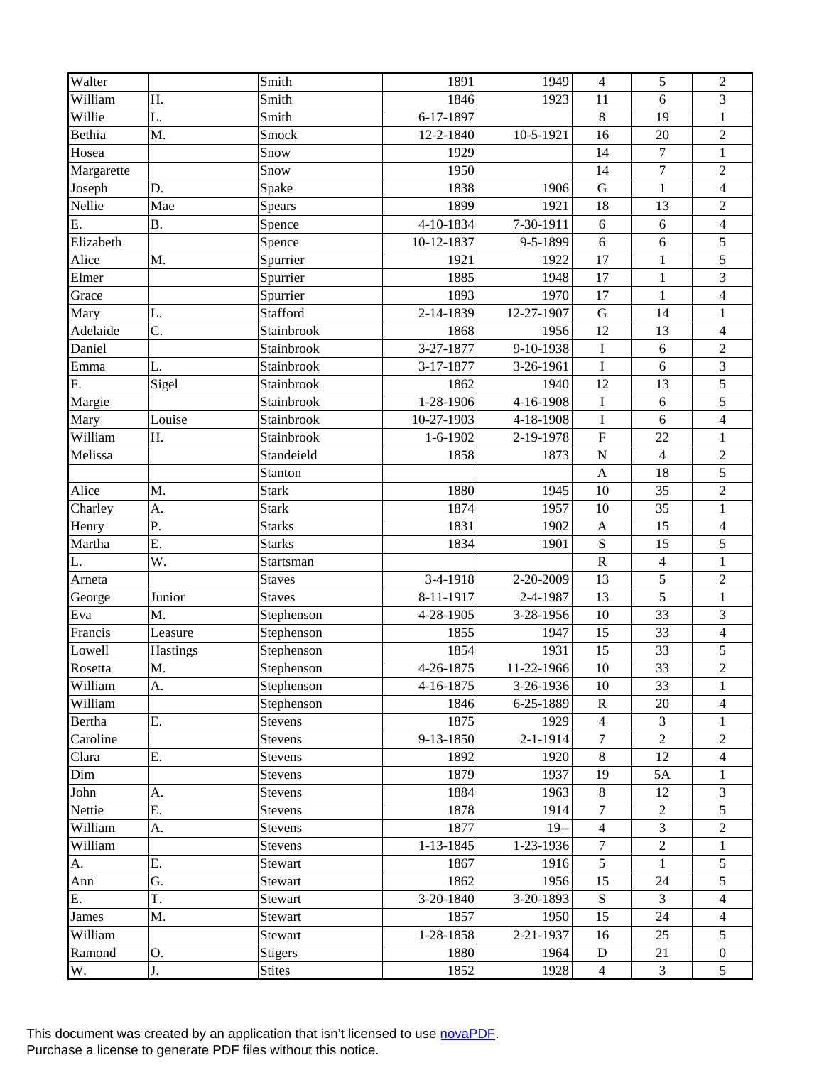| Walter | | Smith | 1891 | 1949 | 4 | 5 | 2 |
|---|---|---|---|---|---|---|---|
| William | H. | Smith | 1846 | 1923 | 11 | 6 | 3 |
| Willie | L. | Smith | 6-17-1897 | | 8 | 19 | 1 |
| Bethia | M. | Smock | 12-2-1840 | 10-5-1921 | 16 | 20 | 2 |
| Hosea | | Snow | 1929 | | 14 | 7 | 1 |
| Margarette | | Snow | 1950 | | 14 | 7 | 2 |
| Joseph | D. | Spake | 1838 | 1906 | G | 1 | 4 |
| Nellie | Mae | Spears | 1899 | 1921 | 18 | 13 | 2 |
| E. | B. | Spence | 4-10-1834 | 7-30-1911 | 6 | 6 | 4 |
| Elizabeth | | Spence | 10-12-1837 | 9-5-1899 | 6 | 6 | 5 |
| Alice | M. | Spurrier | 1921 | 1922 | 17 | 1 | 5 |
| Elmer | | Spurrier | 1885 | 1948 | 17 | 1 | 3 |
| Grace | | Spurrier | 1893 | 1970 | 17 | 1 | 4 |
| Mary | L. | Stafford | 2-14-1839 | 12-27-1907 | G | 14 | 1 |
| Adelaide | C. | Stainbrook | 1868 | 1956 | 12 | 13 | 4 |
| Daniel | | Stainbrook | 3-27-1877 | 9-10-1938 | I | 6 | 2 |
| Emma | L. | Stainbrook | 3-17-1877 | 3-26-1961 | I | 6 | 3 |
| F. | Sigel | Stainbrook | 1862 | 1940 | 12 | 13 | 5 |
| Margie | | Stainbrook | 1-28-1906 | 4-16-1908 | I | 6 | 5 |
| Mary | Louise | Stainbrook | 10-27-1903 | 4-18-1908 | I | 6 | 4 |
| William | H. | Stainbrook | 1-6-1902 | 2-19-1978 | F | 22 | 1 |
| Melissa | | Standeield | 1858 | 1873 | N | 4 | 2 |
| | | Stanton | | | A | 18 | 5 |
| Alice | M. | Stark | 1880 | 1945 | 10 | 35 | 2 |
| Charley | A. | Stark | 1874 | 1957 | 10 | 35 | 1 |
| Henry | P. | Starks | 1831 | 1902 | A | 15 | 4 |
| Martha | E. | Starks | 1834 | 1901 | S | 15 | 5 |
| L. | W. | Startsman | | | R | 4 | 1 |
| Arneta | | Staves | 3-4-1918 | 2-20-2009 | 13 | 5 | 2 |
| George | Junior | Staves | 8-11-1917 | 2-4-1987 | 13 | 5 | 1 |
| Eva | M. | Stephenson | 4-28-1905 | 3-28-1956 | 10 | 33 | 3 |
| Francis | Leasure | Stephenson | 1855 | 1947 | 15 | 33 | 4 |
| Lowell | Hastings | Stephenson | 1854 | 1931 | 15 | 33 | 5 |
| Rosetta | M. | Stephenson | 4-26-1875 | 11-22-1966 | 10 | 33 | 2 |
| William | A. | Stephenson | 4-16-1875 | 3-26-1936 | 10 | 33 | 1 |
| William | | Stephenson | 1846 | 6-25-1889 | R | 20 | 4 |
| Bertha | E. | Stevens | 1875 | 1929 | 4 | 3 | 1 |
| Caroline | | Stevens | 9-13-1850 | 2-1-1914 | 7 | 2 | 2 |
| Clara | E. | Stevens | 1892 | 1920 | 8 | 12 | 4 |
| Dim | | Stevens | 1879 | 1937 | 19 | 5A | 1 |
| John | A. | Stevens | 1884 | 1963 | 8 | 12 | 3 |
| Nettie | E. | Stevens | 1878 | 1914 | 7 | 2 | 5 |
| William | A. | Stevens | 1877 | 19-- | 4 | 3 | 2 |
| William | | Stevens | 1-13-1845 | 1-23-1936 | 7 | 2 | 1 |
| A. | E. | Stewart | 1867 | 1916 | 5 | 1 | 5 |
| Ann | G. | Stewart | 1862 | 1956 | 15 | 24 | 5 |
| E. | T. | Stewart | 3-20-1840 | 3-20-1893 | S | 3 | 4 |
| James | M. | Stewart | 1857 | 1950 | 15 | 24 | 4 |
| William | | Stewart | 1-28-1858 | 2-21-1937 | 16 | 25 | 5 |
| Ramond | O. | Stigers | 1880 | 1964 | D | 21 | 0 |
| W. | J. | Stites | 1852 | 1928 | 4 | 3 | 5 |

This document was created by an application that isn't licensed to use novaPDF.
Purchase a license to generate PDF files without this notice.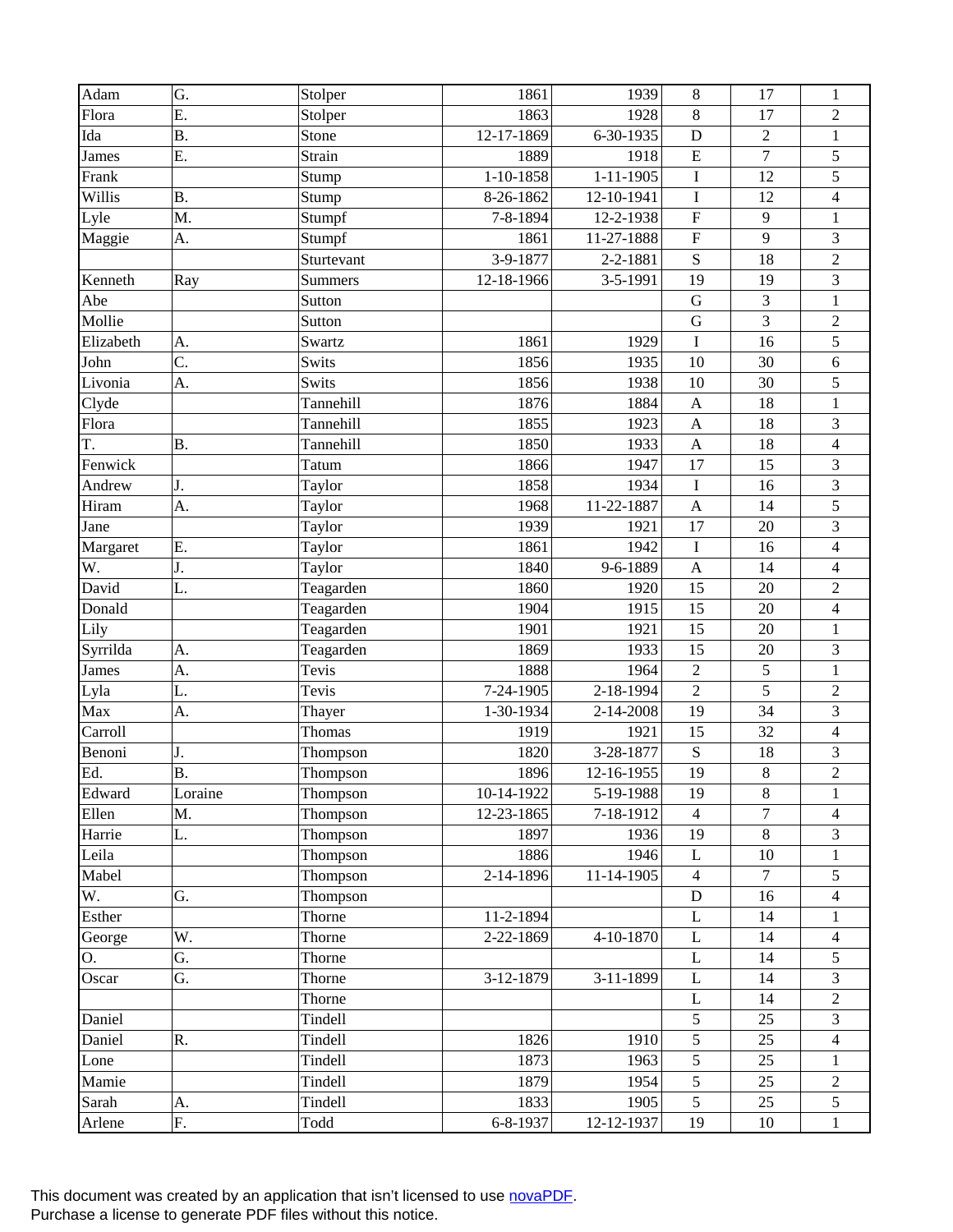| | | | | | | | |
|---|---|---|---|---|---|---|---|
| Adam | G. | Stolper | 1861 | 1939 | 8 | 17 | 1 |
| Flora | E. | Stolper | 1863 | 1928 | 8 | 17 | 2 |
| Ida | B. | Stone | 12-17-1869 | 6-30-1935 | D | 2 | 1 |
| James | E. | Strain | 1889 | 1918 | E | 7 | 5 |
| Frank | | Stump | 1-10-1858 | 1-11-1905 | I | 12 | 5 |
| Willis | B. | Stump | 8-26-1862 | 12-10-1941 | I | 12 | 4 |
| Lyle | M. | Stumpf | 7-8-1894 | 12-2-1938 | F | 9 | 1 |
| Maggie | A. | Stumpf | 1861 | 11-27-1888 | F | 9 | 3 |
| | | Sturtevant | 3-9-1877 | 2-2-1881 | S | 18 | 2 |
| Kenneth | Ray | Summers | 12-18-1966 | 3-5-1991 | 19 | 19 | 3 |
| Abe | | Sutton | | | G | 3 | 1 |
| Mollie | | Sutton | | | G | 3 | 2 |
| Elizabeth | A. | Swartz | 1861 | 1929 | I | 16 | 5 |
| John | C. | Swits | 1856 | 1935 | 10 | 30 | 6 |
| Livonia | A. | Swits | 1856 | 1938 | 10 | 30 | 5 |
| Clyde | | Tannehill | 1876 | 1884 | A | 18 | 1 |
| Flora | | Tannehill | 1855 | 1923 | A | 18 | 3 |
| T. | B. | Tannehill | 1850 | 1933 | A | 18 | 4 |
| Fenwick | | Tatum | 1866 | 1947 | 17 | 15 | 3 |
| Andrew | J. | Taylor | 1858 | 1934 | I | 16 | 3 |
| Hiram | A. | Taylor | 1968 | 11-22-1887 | A | 14 | 5 |
| Jane | | Taylor | 1939 | 1921 | 17 | 20 | 3 |
| Margaret | E. | Taylor | 1861 | 1942 | I | 16 | 4 |
| W. | J. | Taylor | 1840 | 9-6-1889 | A | 14 | 4 |
| David | L. | Teagarden | 1860 | 1920 | 15 | 20 | 2 |
| Donald | | Teagarden | 1904 | 1915 | 15 | 20 | 4 |
| Lily | | Teagarden | 1901 | 1921 | 15 | 20 | 1 |
| Syrrilda | A. | Teagarden | 1869 | 1933 | 15 | 20 | 3 |
| James | A. | Tevis | 1888 | 1964 | 2 | 5 | 1 |
| Lyla | L. | Tevis | 7-24-1905 | 2-18-1994 | 2 | 5 | 2 |
| Max | A. | Thayer | 1-30-1934 | 2-14-2008 | 19 | 34 | 3 |
| Carroll | | Thomas | 1919 | 1921 | 15 | 32 | 4 |
| Benoni | J. | Thompson | 1820 | 3-28-1877 | S | 18 | 3 |
| Ed. | B. | Thompson | 1896 | 12-16-1955 | 19 | 8 | 2 |
| Edward | Loraine | Thompson | 10-14-1922 | 5-19-1988 | 19 | 8 | 1 |
| Ellen | M. | Thompson | 12-23-1865 | 7-18-1912 | 4 | 7 | 4 |
| Harrie | L. | Thompson | 1897 | 1936 | 19 | 8 | 3 |
| Leila | | Thompson | 1886 | 1946 | L | 10 | 1 |
| Mabel | | Thompson | 2-14-1896 | 11-14-1905 | 4 | 7 | 5 |
| W. | G. | Thompson | | | D | 16 | 4 |
| Esther | | Thorne | 11-2-1894 | | L | 14 | 1 |
| George | W. | Thorne | 2-22-1869 | 4-10-1870 | L | 14 | 4 |
| O. | G. | Thorne | | | L | 14 | 5 |
| Oscar | G. | Thorne | 3-12-1879 | 3-11-1899 | L | 14 | 3 |
| | | Thorne | | | L | 14 | 2 |
| Daniel | | Tindell | | | 5 | 25 | 3 |
| Daniel | R. | Tindell | 1826 | 1910 | 5 | 25 | 4 |
| Lone | | Tindell | 1873 | 1963 | 5 | 25 | 1 |
| Mamie | | Tindell | 1879 | 1954 | 5 | 25 | 2 |
| Sarah | A. | Tindell | 1833 | 1905 | 5 | 25 | 5 |
| Arlene | F. | Todd | 6-8-1937 | 12-12-1937 | 19 | 10 | 1 |

This document was created by an application that isn't licensed to use novaPDF.
Purchase a license to generate PDF files without this notice.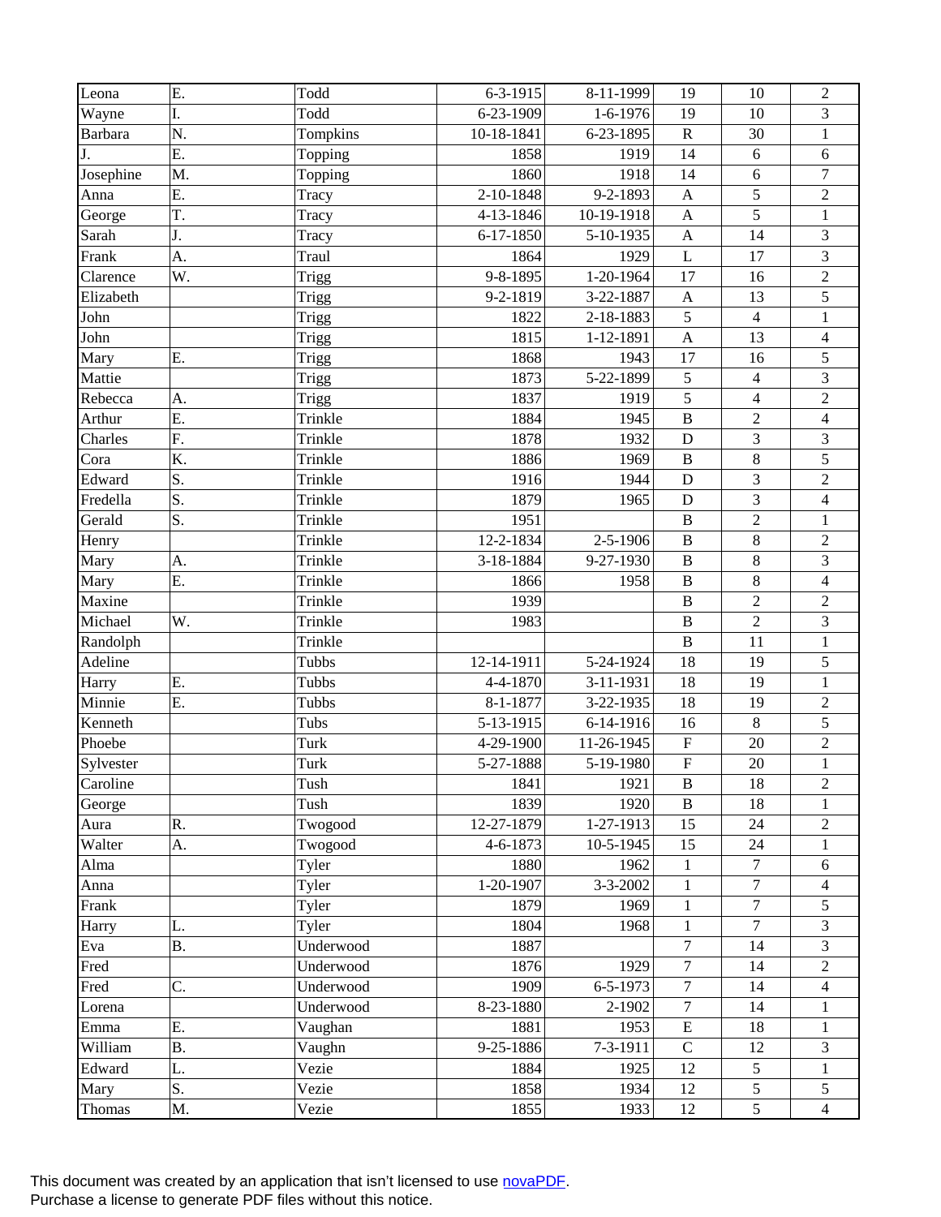| | | | | | | | |
|---|---|---|---|---|---|---|---|
| Leona | E. | Todd | 6-3-1915 | 8-11-1999 | 19 | 10 | 2 |
| Wayne | I. | Todd | 6-23-1909 | 1-6-1976 | 19 | 10 | 3 |
| Barbara | N. | Tompkins | 10-18-1841 | 6-23-1895 | R | 30 | 1 |
| J. | E. | Topping | 1858 | 1919 | 14 | 6 | 6 |
| Josephine | M. | Topping | 1860 | 1918 | 14 | 6 | 7 |
| Anna | E. | Tracy | 2-10-1848 | 9-2-1893 | A | 5 | 2 |
| George | T. | Tracy | 4-13-1846 | 10-19-1918 | A | 5 | 1 |
| Sarah | J. | Tracy | 6-17-1850 | 5-10-1935 | A | 14 | 3 |
| Frank | A. | Traul | 1864 | 1929 | L | 17 | 3 |
| Clarence | W. | Trigg | 9-8-1895 | 1-20-1964 | 17 | 16 | 2 |
| Elizabeth | | Trigg | 9-2-1819 | 3-22-1887 | A | 13 | 5 |
| John | | Trigg | 1822 | 2-18-1883 | 5 | 4 | 1 |
| John | | Trigg | 1815 | 1-12-1891 | A | 13 | 4 |
| Mary | E. | Trigg | 1868 | 1943 | 17 | 16 | 5 |
| Mattie | | Trigg | 1873 | 5-22-1899 | 5 | 4 | 3 |
| Rebecca | A. | Trigg | 1837 | 1919 | 5 | 4 | 2 |
| Arthur | E. | Trinkle | 1884 | 1945 | B | 2 | 4 |
| Charles | F. | Trinkle | 1878 | 1932 | D | 3 | 3 |
| Cora | K. | Trinkle | 1886 | 1969 | B | 8 | 5 |
| Edward | S. | Trinkle | 1916 | 1944 | D | 3 | 2 |
| Fredella | S. | Trinkle | 1879 | 1965 | D | 3 | 4 |
| Gerald | S. | Trinkle | 1951 | | B | 2 | 1 |
| Henry | | Trinkle | 12-2-1834 | 2-5-1906 | B | 8 | 2 |
| Mary | A. | Trinkle | 3-18-1884 | 9-27-1930 | B | 8 | 3 |
| Mary | E. | Trinkle | 1866 | 1958 | B | 8 | 4 |
| Maxine | | Trinkle | 1939 | | B | 2 | 2 |
| Michael | W. | Trinkle | 1983 | | B | 2 | 3 |
| Randolph | | Trinkle | | | B | 11 | 1 |
| Adeline | | Tubbs | 12-14-1911 | 5-24-1924 | 18 | 19 | 5 |
| Harry | E. | Tubbs | 4-4-1870 | 3-11-1931 | 18 | 19 | 1 |
| Minnie | E. | Tubbs | 8-1-1877 | 3-22-1935 | 18 | 19 | 2 |
| Kenneth | | Tubs | 5-13-1915 | 6-14-1916 | 16 | 8 | 5 |
| Phoebe | | Turk | 4-29-1900 | 11-26-1945 | F | 20 | 2 |
| Sylvester | | Turk | 5-27-1888 | 5-19-1980 | F | 20 | 1 |
| Caroline | | Tush | 1841 | 1921 | B | 18 | 2 |
| George | | Tush | 1839 | 1920 | B | 18 | 1 |
| Aura | R. | Twogood | 12-27-1879 | 1-27-1913 | 15 | 24 | 2 |
| Walter | A. | Twogood | 4-6-1873 | 10-5-1945 | 15 | 24 | 1 |
| Alma | | Tyler | 1880 | 1962 | 1 | 7 | 6 |
| Anna | | Tyler | 1-20-1907 | 3-3-2002 | 1 | 7 | 4 |
| Frank | | Tyler | 1879 | 1969 | 1 | 7 | 5 |
| Harry | L. | Tyler | 1804 | 1968 | 1 | 7 | 3 |
| Eva | B. | Underwood | 1887 | | 7 | 14 | 3 |
| Fred | | Underwood | 1876 | 1929 | 7 | 14 | 2 |
| Fred | C. | Underwood | 1909 | 6-5-1973 | 7 | 14 | 4 |
| Lorena | | Underwood | 8-23-1880 | 2-1902 | 7 | 14 | 1 |
| Emma | E. | Vaughan | 1881 | 1953 | E | 18 | 1 |
| William | B. | Vaughn | 9-25-1886 | 7-3-1911 | C | 12 | 3 |
| Edward | L. | Vezie | 1884 | 1925 | 12 | 5 | 1 |
| Mary | S. | Vezie | 1858 | 1934 | 12 | 5 | 5 |
| Thomas | M. | Vezie | 1855 | 1933 | 12 | 5 | 4 |

This document was created by an application that isn't licensed to use novaPDF.
Purchase a license to generate PDF files without this notice.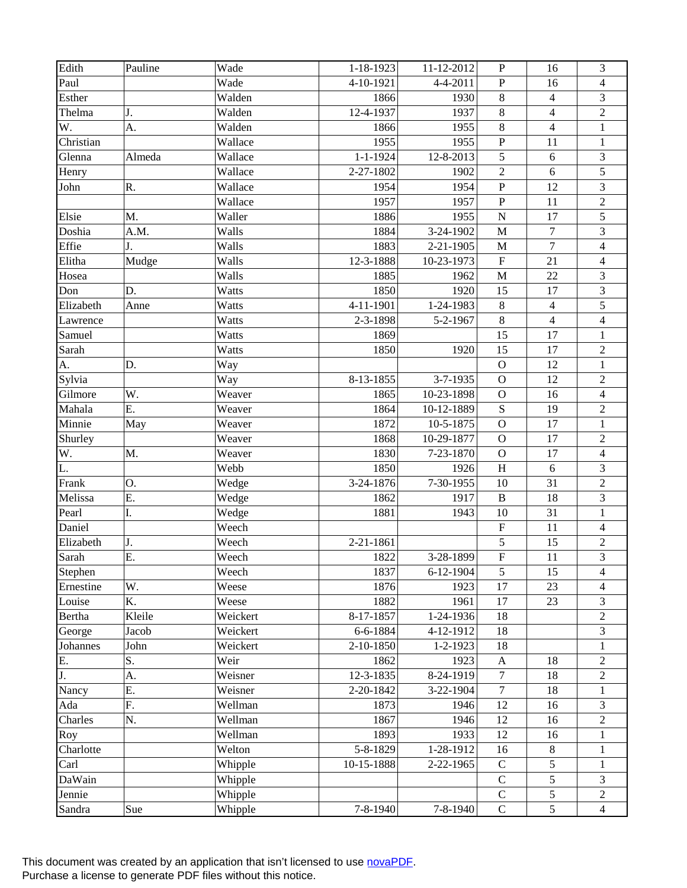| Edith | Pauline | Wade | 1-18-1923 | 11-12-2012 | P | 16 | 3 |
|---|---|---|---|---|---|---|---|
| Paul | | Wade | 4-10-1921 | 4-4-2011 | P | 16 | 4 |
| Esther | | Walden | 1866 | 1930 | 8 | 4 | 3 |
| Thelma | J. | Walden | 12-4-1937 | 1937 | 8 | 4 | 2 |
| W. | A. | Walden | 1866 | 1955 | 8 | 4 | 1 |
| Christian | | Wallace | 1955 | 1955 | P | 11 | 1 |
| Glenna | Almeda | Wallace | 1-1-1924 | 12-8-2013 | 5 | 6 | 3 |
| Henry | | Wallace | 2-27-1802 | 1902 | 2 | 6 | 5 |
| John | R. | Wallace | 1954 | 1954 | P | 12 | 3 |
| | | Wallace | 1957 | 1957 | P | 11 | 2 |
| Elsie | M. | Waller | 1886 | 1955 | N | 17 | 5 |
| Doshia | A.M. | Walls | 1884 | 3-24-1902 | M | 7 | 3 |
| Effie | J. | Walls | 1883 | 2-21-1905 | M | 7 | 4 |
| Elitha | Mudge | Walls | 12-3-1888 | 10-23-1973 | F | 21 | 4 |
| Hosea | | Walls | 1885 | 1962 | M | 22 | 3 |
| Don | D. | Watts | 1850 | 1920 | 15 | 17 | 3 |
| Elizabeth | Anne | Watts | 4-11-1901 | 1-24-1983 | 8 | 4 | 5 |
| Lawrence | | Watts | 2-3-1898 | 5-2-1967 | 8 | 4 | 4 |
| Samuel | | Watts | 1869 | | 15 | 17 | 1 |
| Sarah | | Watts | 1850 | 1920 | 15 | 17 | 2 |
| A. | D. | Way | | | O | 12 | 1 |
| Sylvia | | Way | 8-13-1855 | 3-7-1935 | O | 12 | 2 |
| Gilmore | W. | Weaver | 1865 | 10-23-1898 | O | 16 | 4 |
| Mahala | E. | Weaver | 1864 | 10-12-1889 | S | 19 | 2 |
| Minnie | May | Weaver | 1872 | 10-5-1875 | O | 17 | 1 |
| Shurley | | Weaver | 1868 | 10-29-1877 | O | 17 | 2 |
| W. | M. | Weaver | 1830 | 7-23-1870 | O | 17 | 4 |
| L. | | Webb | 1850 | 1926 | H | 6 | 3 |
| Frank | O. | Wedge | 3-24-1876 | 7-30-1955 | 10 | 31 | 2 |
| Melissa | E. | Wedge | 1862 | 1917 | B | 18 | 3 |
| Pearl | I. | Wedge | 1881 | 1943 | 10 | 31 | 1 |
| Daniel | | Weech | | | F | 11 | 4 |
| Elizabeth | J. | Weech | 2-21-1861 | | 5 | 15 | 2 |
| Sarah | E. | Weech | 1822 | 3-28-1899 | F | 11 | 3 |
| Stephen | | Weech | 1837 | 6-12-1904 | 5 | 15 | 4 |
| Ernestine | W. | Weese | 1876 | 1923 | 17 | 23 | 4 |
| Louise | K. | Weese | 1882 | 1961 | 17 | 23 | 3 |
| Bertha | Kleile | Weickert | 8-17-1857 | 1-24-1936 | 18 | | 2 |
| George | Jacob | Weickert | 6-6-1884 | 4-12-1912 | 18 | | 3 |
| Johannes | John | Weickert | 2-10-1850 | 1-2-1923 | 18 | | 1 |
| E. | S. | Weir | 1862 | 1923 | A | 18 | 2 |
| J. | A. | Weisner | 12-3-1835 | 8-24-1919 | 7 | 18 | 2 |
| Nancy | E. | Weisner | 2-20-1842 | 3-22-1904 | 7 | 18 | 1 |
| Ada | F. | Wellman | 1873 | 1946 | 12 | 16 | 3 |
| Charles | N. | Wellman | 1867 | 1946 | 12 | 16 | 2 |
| Roy | | Wellman | 1893 | 1933 | 12 | 16 | 1 |
| Charlotte | | Welton | 5-8-1829 | 1-28-1912 | 16 | 8 | 1 |
| Carl | | Whipple | 10-15-1888 | 2-22-1965 | C | 5 | 1 |
| DaWain | | Whipple | | | C | 5 | 3 |
| Jennie | | Whipple | | | C | 5 | 2 |
| Sandra | Sue | Whipple | 7-8-1940 | 7-8-1940 | C | 5 | 4 |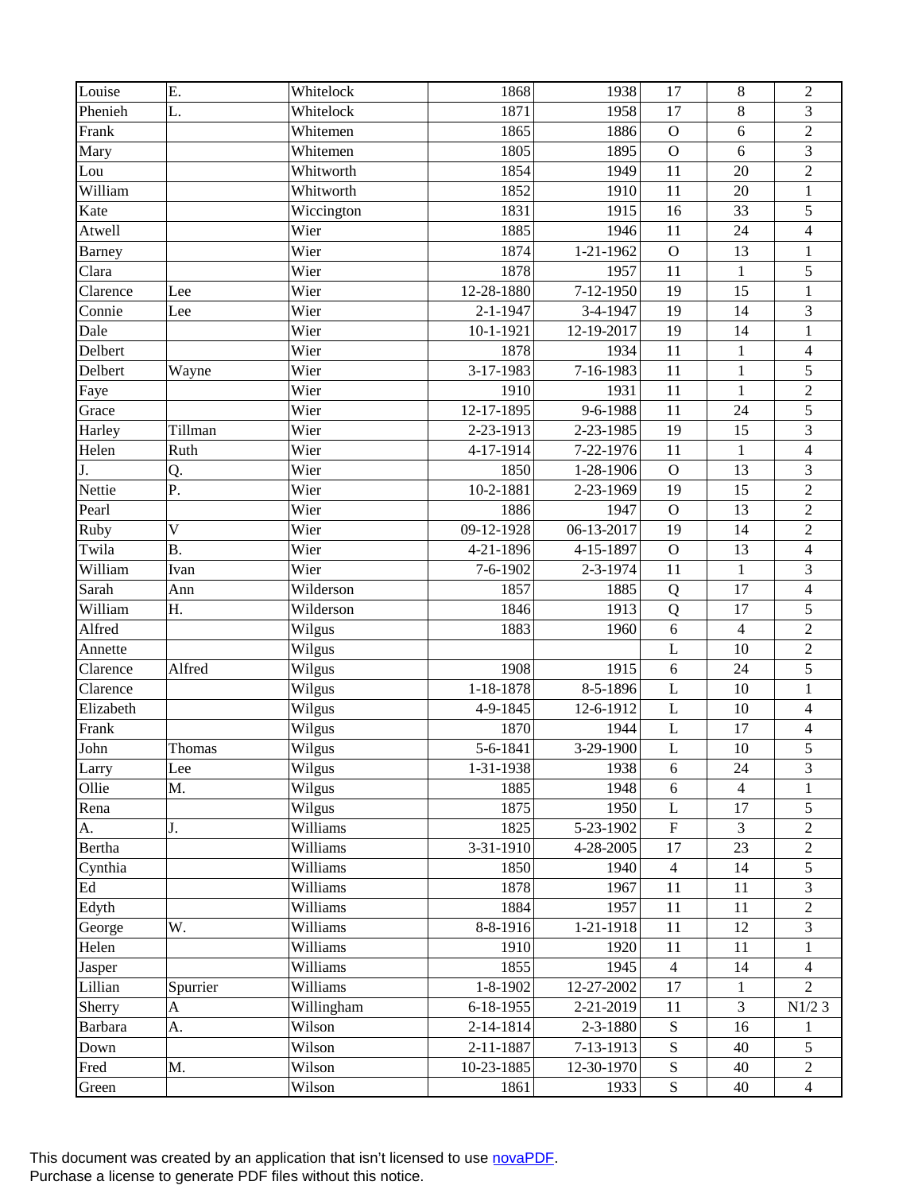| | | | | | | | |
|---|---|---|---|---|---|---|---|
| Louise | E. | Whitelock | 1868 | 1938 | 17 | 8 | 2 |
| Phenieh | L. | Whitelock | 1871 | 1958 | 17 | 8 | 3 |
| Frank | | Whitemen | 1865 | 1886 | O | 6 | 2 |
| Mary | | Whitemen | 1805 | 1895 | O | 6 | 3 |
| Lou | | Whitworth | 1854 | 1949 | 11 | 20 | 2 |
| William | | Whitworth | 1852 | 1910 | 11 | 20 | 1 |
| Kate | | Wiccington | 1831 | 1915 | 16 | 33 | 5 |
| Atwell | | Wier | 1885 | 1946 | 11 | 24 | 4 |
| Barney | | Wier | 1874 | 1-21-1962 | O | 13 | 1 |
| Clara | | Wier | 1878 | 1957 | 11 | 1 | 5 |
| Clarence | Lee | Wier | 12-28-1880 | 7-12-1950 | 19 | 15 | 1 |
| Connie | Lee | Wier | 2-1-1947 | 3-4-1947 | 19 | 14 | 3 |
| Dale | | Wier | 10-1-1921 | 12-19-2017 | 19 | 14 | 1 |
| Delbert | | Wier | 1878 | 1934 | 11 | 1 | 4 |
| Delbert | Wayne | Wier | 3-17-1983 | 7-16-1983 | 11 | 1 | 5 |
| Faye | | Wier | 1910 | 1931 | 11 | 1 | 2 |
| Grace | | Wier | 12-17-1895 | 9-6-1988 | 11 | 24 | 5 |
| Harley | Tillman | Wier | 2-23-1913 | 2-23-1985 | 19 | 15 | 3 |
| Helen | Ruth | Wier | 4-17-1914 | 7-22-1976 | 11 | 1 | 4 |
| J. | Q. | Wier | 1850 | 1-28-1906 | O | 13 | 3 |
| Nettie | P. | Wier | 10-2-1881 | 2-23-1969 | 19 | 15 | 2 |
| Pearl | | Wier | 1886 | 1947 | O | 13 | 2 |
| Ruby | V | Wier | 09-12-1928 | 06-13-2017 | 19 | 14 | 2 |
| Twila | B. | Wier | 4-21-1896 | 4-15-1897 | O | 13 | 4 |
| William | Ivan | Wier | 7-6-1902 | 2-3-1974 | 11 | 1 | 3 |
| Sarah | Ann | Wilderson | 1857 | 1885 | Q | 17 | 4 |
| William | H. | Wilderson | 1846 | 1913 | Q | 17 | 5 |
| Alfred | | Wilgus | 1883 | 1960 | 6 | 4 | 2 |
| Annette | | Wilgus | | | L | 10 | 2 |
| Clarence | Alfred | Wilgus | 1908 | 1915 | 6 | 24 | 5 |
| Clarence | | Wilgus | 1-18-1878 | 8-5-1896 | L | 10 | 1 |
| Elizabeth | | Wilgus | 4-9-1845 | 12-6-1912 | L | 10 | 4 |
| Frank | | Wilgus | 1870 | 1944 | L | 17 | 4 |
| John | Thomas | Wilgus | 5-6-1841 | 3-29-1900 | L | 10 | 5 |
| Larry | Lee | Wilgus | 1-31-1938 | 1938 | 6 | 24 | 3 |
| Ollie | M. | Wilgus | 1885 | 1948 | 6 | 4 | 1 |
| Rena | | Wilgus | 1875 | 1950 | L | 17 | 5 |
| A. | J. | Williams | 1825 | 5-23-1902 | F | 3 | 2 |
| Bertha | | Williams | 3-31-1910 | 4-28-2005 | 17 | 23 | 2 |
| Cynthia | | Williams | 1850 | 1940 | 4 | 14 | 5 |
| Ed | | Williams | 1878 | 1967 | 11 | 11 | 3 |
| Edyth | | Williams | 1884 | 1957 | 11 | 11 | 2 |
| George | W. | Williams | 8-8-1916 | 1-21-1918 | 11 | 12 | 3 |
| Helen | | Williams | 1910 | 1920 | 11 | 11 | 1 |
| Jasper | | Williams | 1855 | 1945 | 4 | 14 | 4 |
| Lillian | Spurrier | Williams | 1-8-1902 | 12-27-2002 | 17 | 1 | 2 |
| Sherry | A | Willingham | 6-18-1955 | 2-21-2019 | 11 | 3 | N1/2 3 |
| Barbara | A. | Wilson | 2-14-1814 | 2-3-1880 | S | 16 | 1 |
| Down | | Wilson | 2-11-1887 | 7-13-1913 | S | 40 | 5 |
| Fred | M. | Wilson | 10-23-1885 | 12-30-1970 | S | 40 | 2 |
| Green | | Wilson | 1861 | 1933 | S | 40 | 4 |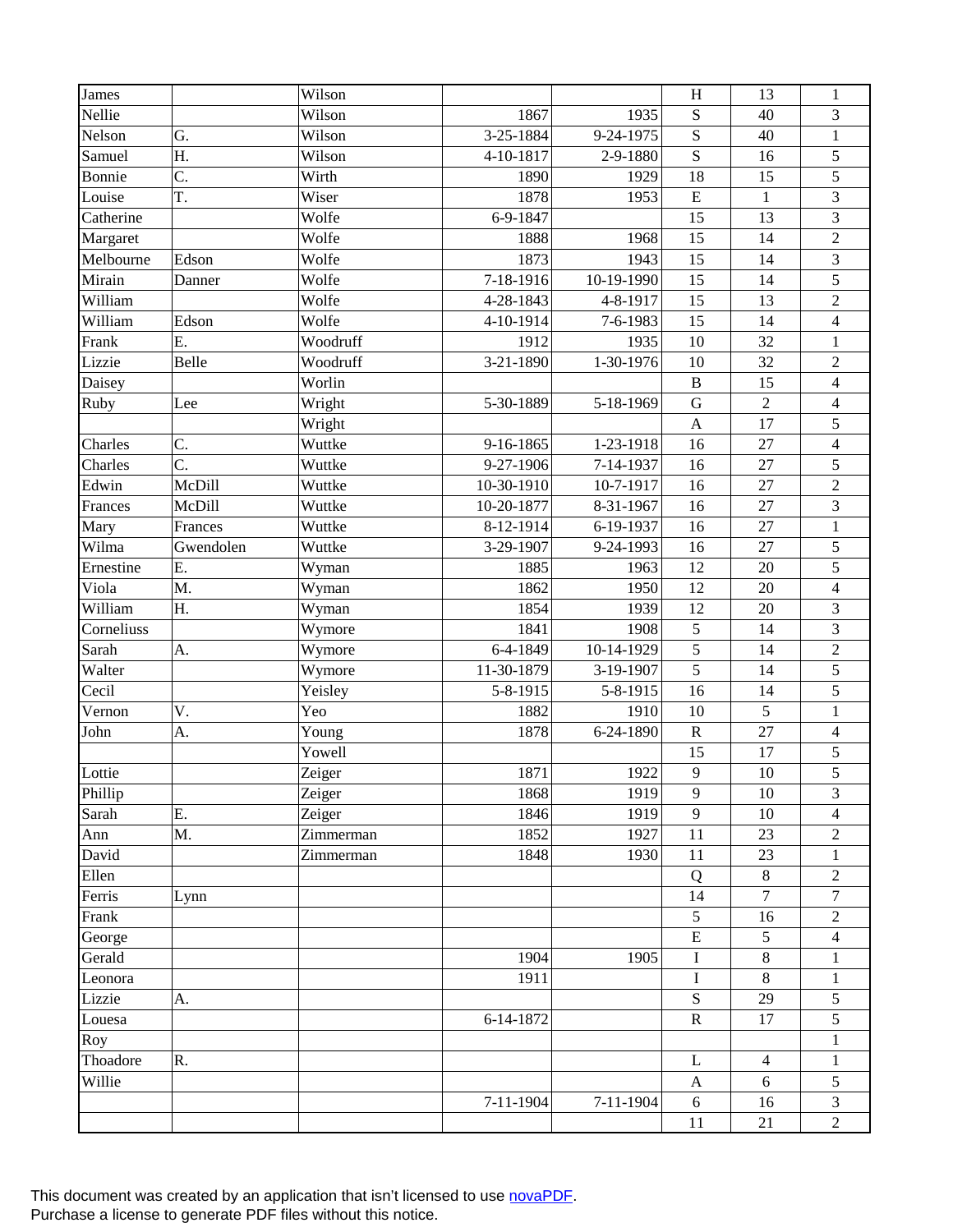| | | | | | | | |
|---|---|---|---|---|---|---|---|
| James | | Wilson | | | H | 13 | 1 |
| Nellie | | Wilson | 1867 | 1935 | S | 40 | 3 |
| Nelson | G. | Wilson | 3-25-1884 | 9-24-1975 | S | 40 | 1 |
| Samuel | H. | Wilson | 4-10-1817 | 2-9-1880 | S | 16 | 5 |
| Bonnie | C. | Wirth | 1890 | 1929 | 18 | 15 | 5 |
| Louise | T. | Wiser | 1878 | 1953 | E | 1 | 3 |
| Catherine | | Wolfe | 6-9-1847 | | 15 | 13 | 3 |
| Margaret | | Wolfe | 1888 | 1968 | 15 | 14 | 2 |
| Melbourne | Edson | Wolfe | 1873 | 1943 | 15 | 14 | 3 |
| Mirain | Danner | Wolfe | 7-18-1916 | 10-19-1990 | 15 | 14 | 5 |
| William | | Wolfe | 4-28-1843 | 4-8-1917 | 15 | 13 | 2 |
| William | Edson | Wolfe | 4-10-1914 | 7-6-1983 | 15 | 14 | 4 |
| Frank | E. | Woodruff | 1912 | 1935 | 10 | 32 | 1 |
| Lizzie | Belle | Woodruff | 3-21-1890 | 1-30-1976 | 10 | 32 | 2 |
| Daisey | | Worlin | | | B | 15 | 4 |
| Ruby | Lee | Wright | 5-30-1889 | 5-18-1969 | G | 2 | 4 |
| | | Wright | | | A | 17 | 5 |
| Charles | C. | Wuttke | 9-16-1865 | 1-23-1918 | 16 | 27 | 4 |
| Charles | C. | Wuttke | 9-27-1906 | 7-14-1937 | 16 | 27 | 5 |
| Edwin | McDill | Wuttke | 10-30-1910 | 10-7-1917 | 16 | 27 | 2 |
| Frances | McDill | Wuttke | 10-20-1877 | 8-31-1967 | 16 | 27 | 3 |
| Mary | Frances | Wuttke | 8-12-1914 | 6-19-1937 | 16 | 27 | 1 |
| Wilma | Gwendolen | Wuttke | 3-29-1907 | 9-24-1993 | 16 | 27 | 5 |
| Ernestine | E. | Wyman | 1885 | 1963 | 12 | 20 | 5 |
| Viola | M. | Wyman | 1862 | 1950 | 12 | 20 | 4 |
| William | H. | Wyman | 1854 | 1939 | 12 | 20 | 3 |
| Corneliuss | | Wymore | 1841 | 1908 | 5 | 14 | 3 |
| Sarah | A. | Wymore | 6-4-1849 | 10-14-1929 | 5 | 14 | 2 |
| Walter | | Wymore | 11-30-1879 | 3-19-1907 | 5 | 14 | 5 |
| Cecil | | Yeisley | 5-8-1915 | 5-8-1915 | 16 | 14 | 5 |
| Vernon | V. | Yeo | 1882 | 1910 | 10 | 5 | 1 |
| John | A. | Young | 1878 | 6-24-1890 | R | 27 | 4 |
| | | Yowell | | | 15 | 17 | 5 |
| Lottie | | Zeiger | 1871 | 1922 | 9 | 10 | 5 |
| Phillip | | Zeiger | 1868 | 1919 | 9 | 10 | 3 |
| Sarah | E. | Zeiger | 1846 | 1919 | 9 | 10 | 4 |
| Ann | M. | Zimmerman | 1852 | 1927 | 11 | 23 | 2 |
| David | | Zimmerman | 1848 | 1930 | 11 | 23 | 1 |
| Ellen | | | | | Q | 8 | 2 |
| Ferris | Lynn | | | | 14 | 7 | 7 |
| Frank | | | | | 5 | 16 | 2 |
| George | | | | | E | 5 | 4 |
| Gerald | | | 1904 | 1905 | I | 8 | 1 |
| Leonora | | | 1911 | | I | 8 | 1 |
| Lizzie | A. | | | | S | 29 | 5 |
| Louesa | | | 6-14-1872 | | R | 17 | 5 |
| Roy | | | | | | | 1 |
| Thoadore | R. | | | | L | 4 | 1 |
| Willie | | | | | A | 6 | 5 |
| | | | 7-11-1904 | 7-11-1904 | 6 | 16 | 3 |
| | | | | | 11 | 21 | 2 |

This document was created by an application that isn't licensed to use novaPDF.
Purchase a license to generate PDF files without this notice.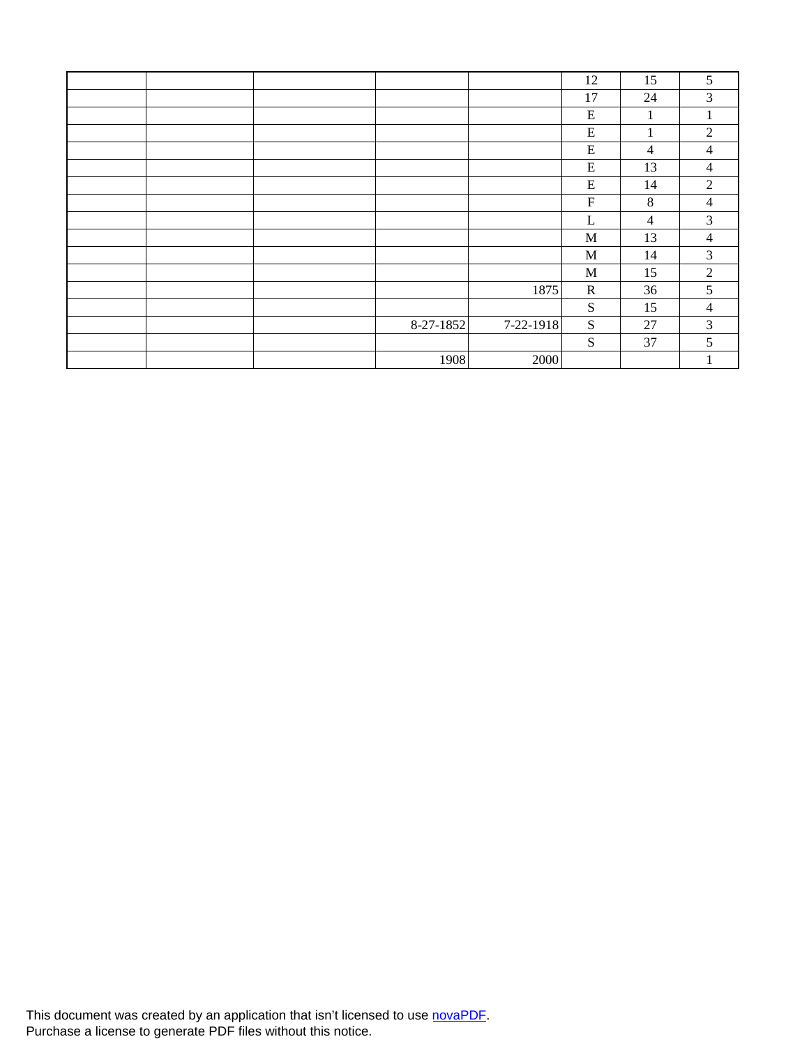| | | | | | | | |
|---|---|---|---|---|---|---|---|
| | | | | | 12 | 15 | 5 |
| | | | | | 17 | 24 | 3 |
| | | | | | E | 1 | 1 |
| | | | | | E | 1 | 2 |
| | | | | | E | 4 | 4 |
| | | | | | E | 13 | 4 |
| | | | | | E | 14 | 2 |
| | | | | | F | 8 | 4 |
| | | | | | L | 4 | 3 |
| | | | | | M | 13 | 4 |
| | | | | | M | 14 | 3 |
| | | | | | M | 15 | 2 |
| | | | | 1875 | R | 36 | 5 |
| | | | | | S | 15 | 4 |
| | | | 8-27-1852 | 7-22-1918 | S | 27 | 3 |
| | | | | | S | 37 | 5 |
| | | | 1908 | 2000 | | | 1 |

This document was created by an application that isn't licensed to use novaPDF.
Purchase a license to generate PDF files without this notice.